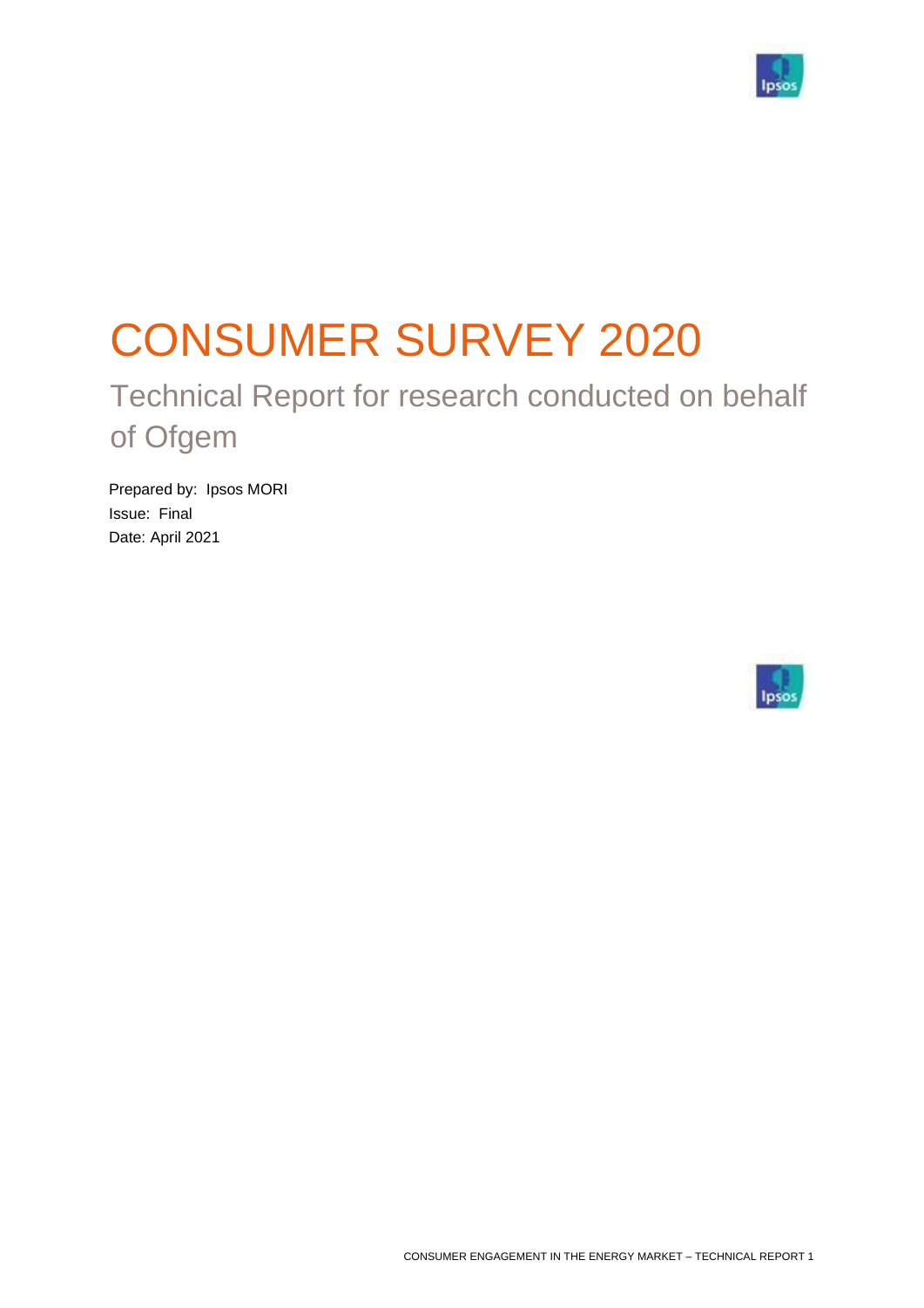# CONSUMER SURVEY 2020

## Technical Report for research conducted on behalf of Ofgem

Prepared by: Ipsos MORI
Issue: Final
Date: April 2021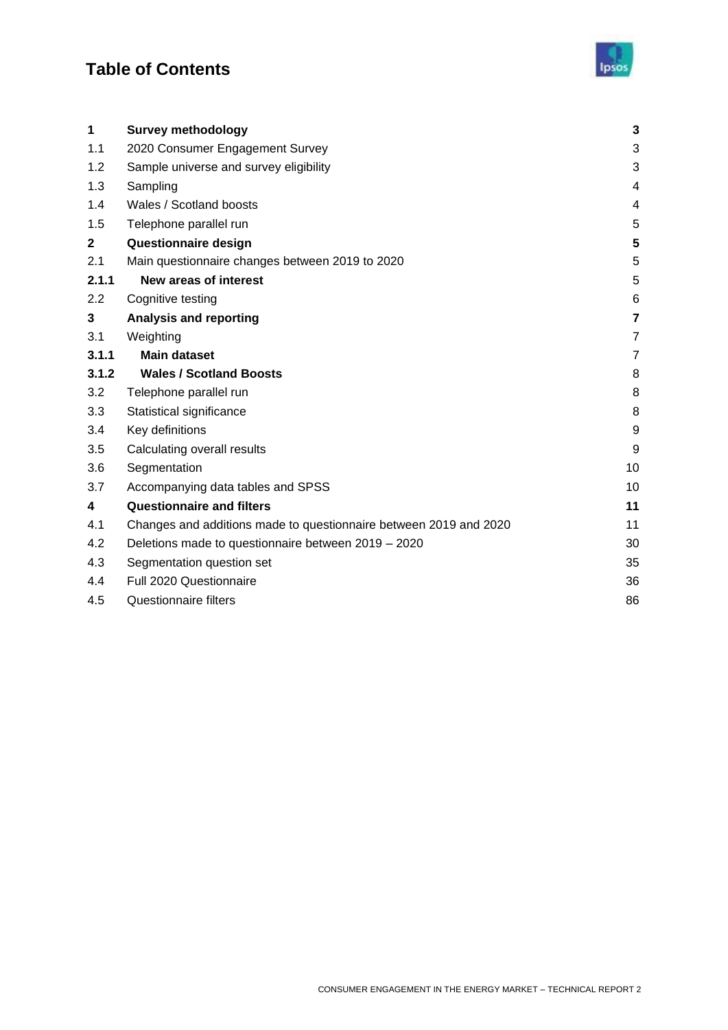# Table of Contents

| | | |
|---|---|---|
| **1** | **Survey methodology** | **3** |
| 1.1 | 2020 Consumer Engagement Survey | 3 |
| 1.2 | Sample universe and survey eligibility | 3 |
| 1.3 | Sampling | 4 |
| 1.4 | Wales / Scotland boosts | 4 |
| 1.5 | Telephone parallel run | 5 |
| **2** | **Questionnaire design** | **5** |
| 2.1 | Main questionnaire changes between 2019 to 2020 | 5 |
| **2.1.1** | **New areas of interest** | 5 |
| 2.2 | Cognitive testing | 6 |
| **3** | **Analysis and reporting** | **7** |
| 3.1 | Weighting | 7 |
| **3.1.1** | **Main dataset** | 7 |
| **3.1.2** | **Wales / Scotland Boosts** | 8 |
| 3.2 | Telephone parallel run | 8 |
| 3.3 | Statistical significance | 8 |
| 3.4 | Key definitions | 9 |
| 3.5 | Calculating overall results | 9 |
| 3.6 | Segmentation | 10 |
| 3.7 | Accompanying data tables and SPSS | 10 |
| **4** | **Questionnaire and filters** | **11** |
| 4.1 | Changes and additions made to questionnaire between 2019 and 2020 | 11 |
| 4.2 | Deletions made to questionnaire between 2019 – 2020 | 30 |
| 4.3 | Segmentation question set | 35 |
| 4.4 | Full 2020 Questionnaire | 36 |
| 4.5 | Questionnaire filters | 86 |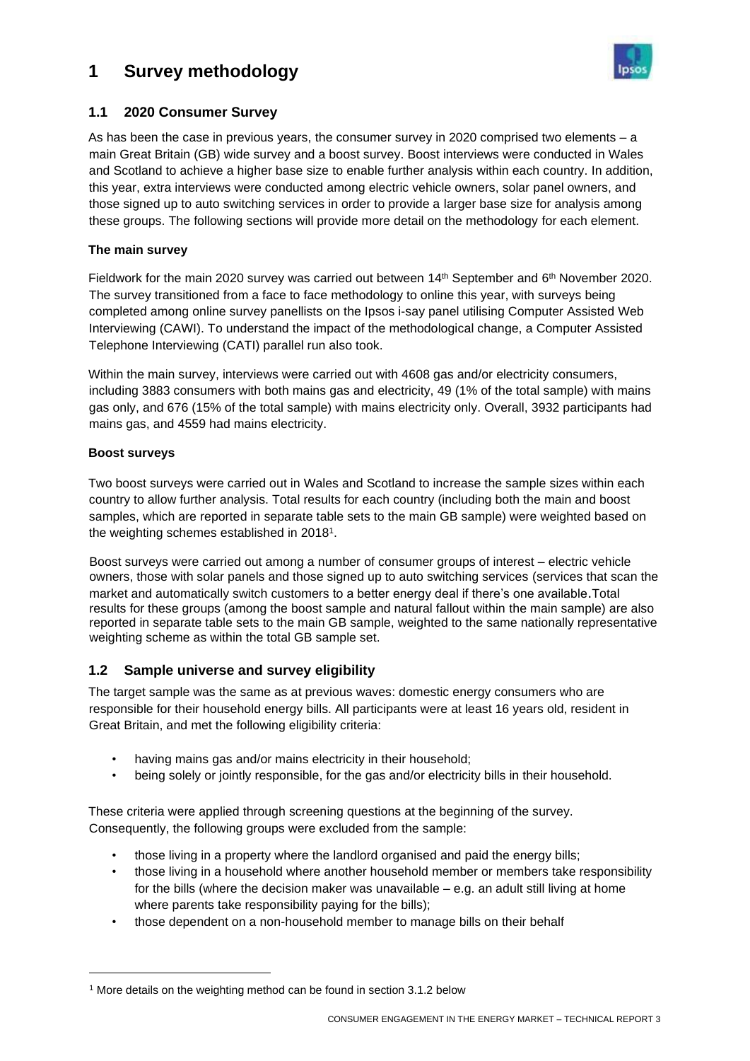# 1 Survey methodology

## 1.1 2020 Consumer Survey

As has been the case in previous years, the consumer survey in 2020 comprised two elements – a main Great Britain (GB) wide survey and a boost survey. Boost interviews were conducted in Wales and Scotland to achieve a higher base size to enable further analysis within each country. In addition, this year, extra interviews were conducted among electric vehicle owners, solar panel owners, and those signed up to auto switching services in order to provide a larger base size for analysis among these groups. The following sections will provide more detail on the methodology for each element.

**The main survey**

Fieldwork for the main 2020 survey was carried out between 14th September and 6th November 2020. The survey transitioned from a face to face methodology to online this year, with surveys being completed among online survey panellists on the Ipsos i-say panel utilising Computer Assisted Web Interviewing (CAWI). To understand the impact of the methodological change, a Computer Assisted Telephone Interviewing (CATI) parallel run also took.

Within the main survey, interviews were carried out with 4608 gas and/or electricity consumers, including 3883 consumers with both mains gas and electricity, 49 (1% of the total sample) with mains gas only, and 676 (15% of the total sample) with mains electricity only. Overall, 3932 participants had mains gas, and 4559 had mains electricity.

**Boost surveys**

Two boost surveys were carried out in Wales and Scotland to increase the sample sizes within each country to allow further analysis. Total results for each country (including both the main and boost samples, which are reported in separate table sets to the main GB sample) were weighted based on the weighting schemes established in 2018[1].

Boost surveys were carried out among a number of consumer groups of interest – electric vehicle owners, those with solar panels and those signed up to auto switching services (services that scan the market and automatically switch customers to a better energy deal if there's one available.Total results for these groups (among the boost sample and natural fallout within the main sample) are also reported in separate table sets to the main GB sample, weighted to the same nationally representative weighting scheme as within the total GB sample set.

## 1.2 Sample universe and survey eligibility

The target sample was the same as at previous waves: domestic energy consumers who are responsible for their household energy bills. All participants were at least 16 years old, resident in Great Britain, and met the following eligibility criteria:

- having mains gas and/or mains electricity in their household;
- being solely or jointly responsible, for the gas and/or electricity bills in their household.

These criteria were applied through screening questions at the beginning of the survey. Consequently, the following groups were excluded from the sample:

- those living in a property where the landlord organised and paid the energy bills;
- those living in a household where another household member or members take responsibility for the bills (where the decision maker was unavailable – e.g. an adult still living at home where parents take responsibility paying for the bills);
- those dependent on a non-household member to manage bills on their behalf

[1] More details on the weighting method can be found in section 3.1.2 below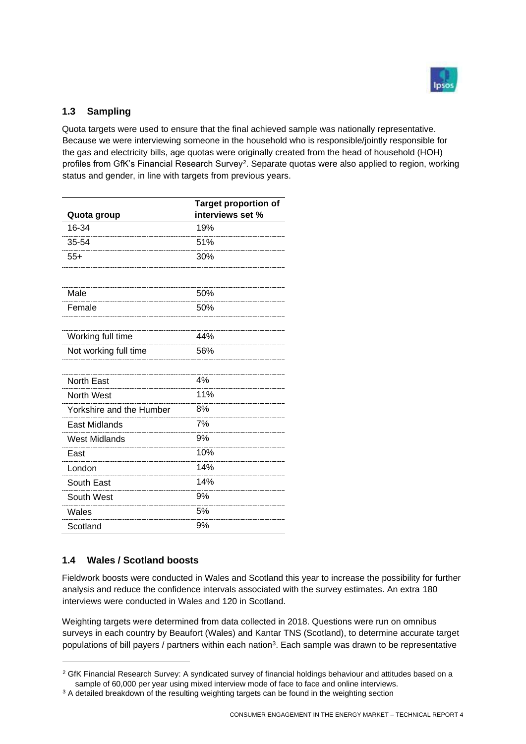## 1.3 Sampling

Quota targets were used to ensure that the final achieved sample was nationally representative. Because we were interviewing someone in the household who is responsible/jointly responsible for the gas and electricity bills, age quotas were originally created from the head of household (HOH) profiles from GfK's Financial Research Survey[2]. Separate quotas were also applied to region, working status and gender, in line with targets from previous years.

| Quota group | Target proportion of interviews set % |
|---|---|
| 16-34 | 19% |
| 35-54 | 51% |
| 55+ | 30% |
| | |
| Male | 50% |
| Female | 50% |
| | |
| Working full time | 44% |
| Not working full time | 56% |
| | |
| North East | 4% |
| North West | 11% |
| Yorkshire and the Humber | 8% |
| East Midlands | 7% |
| West Midlands | 9% |
| East | 10% |
| London | 14% |
| South East | 14% |
| South West | 9% |
| Wales | 5% |
| Scotland | 9% |

## 1.4 Wales / Scotland boosts

Fieldwork boosts were conducted in Wales and Scotland this year to increase the possibility for further analysis and reduce the confidence intervals associated with the survey estimates. An extra 180 interviews were conducted in Wales and 120 in Scotland.

Weighting targets were determined from data collected in 2018. Questions were run on omnibus surveys in each country by Beaufort (Wales) and Kantar TNS (Scotland), to determine accurate target populations of bill payers / partners within each nation[3]. Each sample was drawn to be representative

[2] GfK Financial Research Survey: A syndicated survey of financial holdings behaviour and attitudes based on a sample of 60,000 per year using mixed interview mode of face to face and online interviews.

[3] A detailed breakdown of the resulting weighting targets can be found in the weighting section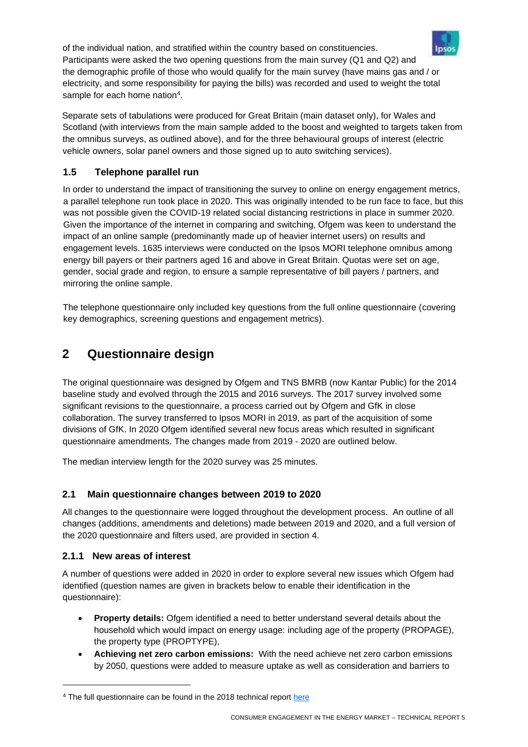of the individual nation, and stratified within the country based on constituencies. Participants were asked the two opening questions from the main survey (Q1 and Q2) and the demographic profile of those who would qualify for the main survey (have mains gas and / or electricity, and some responsibility for paying the bills) was recorded and used to weight the total sample for each home nation[4].

Separate sets of tabulations were produced for Great Britain (main dataset only), for Wales and Scotland (with interviews from the main sample added to the boost and weighted to targets taken from the omnibus surveys, as outlined above), and for the three behavioural groups of interest (electric vehicle owners, solar panel owners and those signed up to auto switching services).

### 1.5 Telephone parallel run

In order to understand the impact of transitioning the survey to online on energy engagement metrics, a parallel telephone run took place in 2020. This was originally intended to be run face to face, but this was not possible given the COVID-19 related social distancing restrictions in place in summer 2020. Given the importance of the internet in comparing and switching, Ofgem was keen to understand the impact of an online sample (predominantly made up of heavier internet users) on results and engagement levels. 1635 interviews were conducted on the Ipsos MORI telephone omnibus among energy bill payers or their partners aged 16 and above in Great Britain. Quotas were set on age, gender, social grade and region, to ensure a sample representative of bill payers / partners, and mirroring the online sample.

The telephone questionnaire only included key questions from the full online questionnaire (covering key demographics, screening questions and engagement metrics).

## 2 Questionnaire design

The original questionnaire was designed by Ofgem and TNS BMRB (now Kantar Public) for the 2014 baseline study and evolved through the 2015 and 2016 surveys. The 2017 survey involved some significant revisions to the questionnaire, a process carried out by Ofgem and GfK in close collaboration. The survey transferred to Ipsos MORI in 2019, as part of the acquisition of some divisions of GfK. In 2020 Ofgem identified several new focus areas which resulted in significant questionnaire amendments. The changes made from 2019 - 2020 are outlined below.

The median interview length for the 2020 survey was 25 minutes.

### 2.1 Main questionnaire changes between 2019 to 2020

All changes to the questionnaire were logged throughout the development process. An outline of all changes (additions, amendments and deletions) made between 2019 and 2020, and a full version of the 2020 questionnaire and filters used, are provided in section 4.

#### 2.1.1 New areas of interest

A number of questions were added in 2020 in order to explore several new issues which Ofgem had identified (question names are given in brackets below to enable their identification in the questionnaire):

- **Property details:** Ofgem identified a need to better understand several details about the household which would impact on energy usage: including age of the property (PROPAGE), the property type (PROPTYPE),
- **Achieving net zero carbon emissions:** With the need achieve net zero carbon emissions by 2050, questions were added to measure uptake as well as consideration and barriers to

[4] The full questionnaire can be found in the 2018 technical report here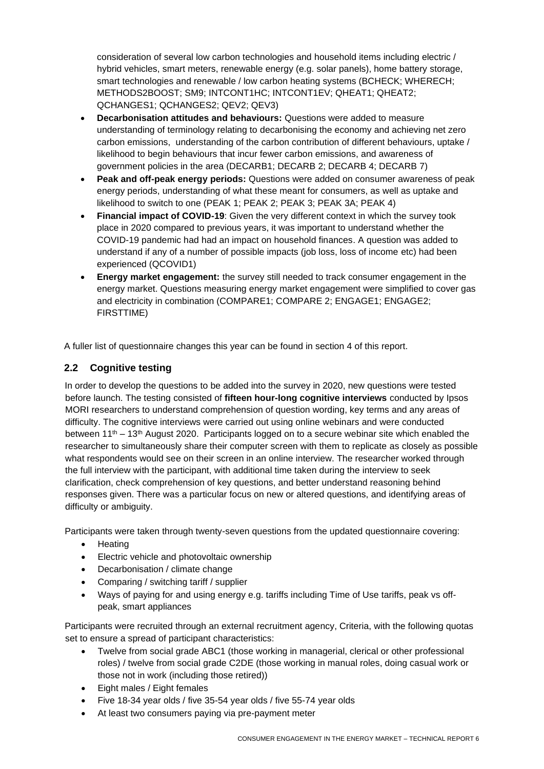consideration of several low carbon technologies and household items including electric / hybrid vehicles, smart meters, renewable energy (e.g. solar panels), home battery storage, smart technologies and renewable / low carbon heating systems (BCHECK; WHERECH; METHODS2BOOST; SM9; INTCONT1HC; INTCONT1EV; QHEAT1; QHEAT2; QCHANGES1; QCHANGES2; QEV2; QEV3)

- **Decarbonisation attitudes and behaviours:** Questions were added to measure understanding of terminology relating to decarbonising the economy and achieving net zero carbon emissions, understanding of the carbon contribution of different behaviours, uptake / likelihood to begin behaviours that incur fewer carbon emissions, and awareness of government policies in the area (DECARB1; DECARB 2; DECARB 4; DECARB 7)
- **Peak and off-peak energy periods:** Questions were added on consumer awareness of peak energy periods, understanding of what these meant for consumers, as well as uptake and likelihood to switch to one (PEAK 1; PEAK 2; PEAK 3; PEAK 3A; PEAK 4)
- **Financial impact of COVID-19**: Given the very different context in which the survey took place in 2020 compared to previous years, it was important to understand whether the COVID-19 pandemic had had an impact on household finances. A question was added to understand if any of a number of possible impacts (job loss, loss of income etc) had been experienced (QCOVID1)
- **Energy market engagement:** the survey still needed to track consumer engagement in the energy market. Questions measuring energy market engagement were simplified to cover gas and electricity in combination (COMPARE1; COMPARE 2; ENGAGE1; ENGAGE2; FIRSTTIME)

A fuller list of questionnaire changes this year can be found in section 4 of this report.

## 2.2 Cognitive testing

In order to develop the questions to be added into the survey in 2020, new questions were tested before launch. The testing consisted of **fifteen hour-long cognitive interviews** conducted by Ipsos MORI researchers to understand comprehension of question wording, key terms and any areas of difficulty. The cognitive interviews were carried out using online webinars and were conducted between 11th – 13th August 2020. Participants logged on to a secure webinar site which enabled the researcher to simultaneously share their computer screen with them to replicate as closely as possible what respondents would see on their screen in an online interview. The researcher worked through the full interview with the participant, with additional time taken during the interview to seek clarification, check comprehension of key questions, and better understand reasoning behind responses given. There was a particular focus on new or altered questions, and identifying areas of difficulty or ambiguity.

Participants were taken through twenty-seven questions from the updated questionnaire covering:

- Heating
- Electric vehicle and photovoltaic ownership
- Decarbonisation / climate change
- Comparing / switching tariff / supplier
- Ways of paying for and using energy e.g. tariffs including Time of Use tariffs, peak vs off-peak, smart appliances

Participants were recruited through an external recruitment agency, Criteria, with the following quotas set to ensure a spread of participant characteristics:

- Twelve from social grade ABC1 (those working in managerial, clerical or other professional roles) / twelve from social grade C2DE (those working in manual roles, doing casual work or those not in work (including those retired))
- Eight males / Eight females
- Five 18-34 year olds / five 35-54 year olds / five 55-74 year olds
- At least two consumers paying via pre-payment meter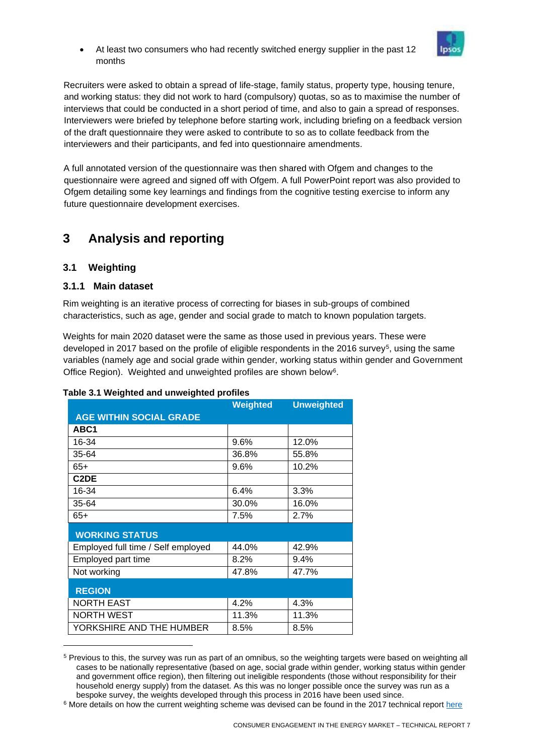- At least two consumers who had recently switched energy supplier in the past 12 months

Recruiters were asked to obtain a spread of life-stage, family status, property type, housing tenure, and working status: they did not work to hard (compulsory) quotas, so as to maximise the number of interviews that could be conducted in a short period of time, and also to gain a spread of responses. Interviewers were briefed by telephone before starting work, including briefing on a feedback version of the draft questionnaire they were asked to contribute to so as to collate feedback from the interviewers and their participants, and fed into questionnaire amendments.

A full annotated version of the questionnaire was then shared with Ofgem and changes to the questionnaire were agreed and signed off with Ofgem. A full PowerPoint report was also provided to Ofgem detailing some key learnings and findings from the cognitive testing exercise to inform any future questionnaire development exercises.

# 3 Analysis and reporting

## 3.1 Weighting

### 3.1.1 Main dataset

Rim weighting is an iterative process of correcting for biases in sub-groups of combined characteristics, such as age, gender and social grade to match to known population targets.

Weights for main 2020 dataset were the same as those used in previous years. These were developed in 2017 based on the profile of eligible respondents in the 2016 survey[5], using the same variables (namely age and social grade within gender, working status within gender and Government Office Region). Weighted and unweighted profiles are shown below[6].

**Table 3.1 Weighted and unweighted profiles**

| AGE WITHIN SOCIAL GRADE | Weighted | Unweighted |
|---|---|---|
| **ABC1** | | |
| 16-34 | 9.6% | 12.0% |
| 35-64 | 36.8% | 55.8% |
| 65+ | 9.6% | 10.2% |
| **C2DE** | | |
| 16-34 | 6.4% | 3.3% |
| 35-64 | 30.0% | 16.0% |
| 65+ | 7.5% | 2.7% |
| **WORKING STATUS** | | |
| Employed full time / Self employed | 44.0% | 42.9% |
| Employed part time | 8.2% | 9.4% |
| Not working | 47.8% | 47.7% |
| **REGION** | | |
| NORTH EAST | 4.2% | 4.3% |
| NORTH WEST | 11.3% | 11.3% |
| YORKSHIRE AND THE HUMBER | 8.5% | 8.5% |

[5] Previous to this, the survey was run as part of an omnibus, so the weighting targets were based on weighting all cases to be nationally representative (based on age, social grade within gender, working status within gender and government office region), then filtering out ineligible respondents (those without responsibility for their household energy supply) from the dataset. As this was no longer possible once the survey was run as a bespoke survey, the weights developed through this process in 2016 have been used since.

[6] More details on how the current weighting scheme was devised can be found in the 2017 technical report here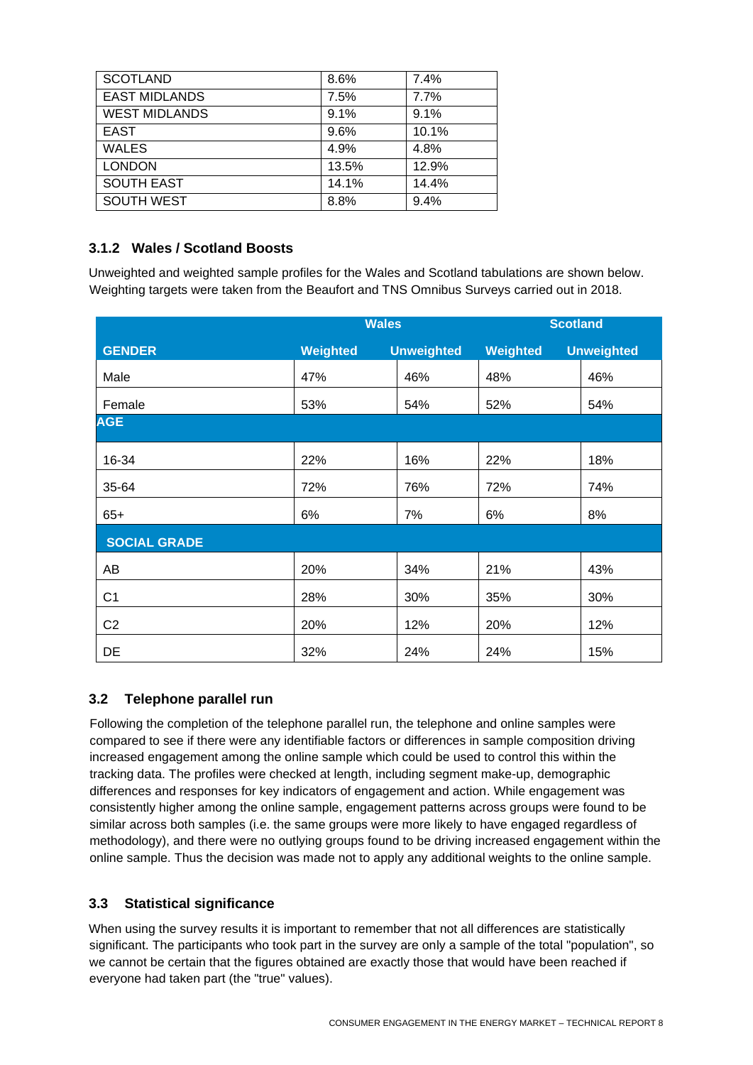| | | |
|---|---|---|
| SCOTLAND | 8.6% | 7.4% |
| EAST MIDLANDS | 7.5% | 7.7% |
| WEST MIDLANDS | 9.1% | 9.1% |
| EAST | 9.6% | 10.1% |
| WALES | 4.9% | 4.8% |
| LONDON | 13.5% | 12.9% |
| SOUTH EAST | 14.1% | 14.4% |
| SOUTH WEST | 8.8% | 9.4% |

### 3.1.2 Wales / Scotland Boosts

Unweighted and weighted sample profiles for the Wales and Scotland tabulations are shown below. Weighting targets were taken from the Beaufort and TNS Omnibus Surveys carried out in 2018.

| | Wales | | Scotland | |
|---|---|---|---|---|
| **GENDER** | **Weighted** | **Unweighted** | **Weighted** | **Unweighted** |
| Male | 47% | 46% | 48% | 46% |
| Female | 53% | 54% | 52% | 54% |
| **AGE** | | | | |
| 16-34 | 22% | 16% | 22% | 18% |
| 35-64 | 72% | 76% | 72% | 74% |
| 65+ | 6% | 7% | 6% | 8% |
| **SOCIAL GRADE** | | | | |
| AB | 20% | 34% | 21% | 43% |
| C1 | 28% | 30% | 35% | 30% |
| C2 | 20% | 12% | 20% | 12% |
| DE | 32% | 24% | 24% | 15% |

## 3.2 Telephone parallel run

Following the completion of the telephone parallel run, the telephone and online samples were compared to see if there were any identifiable factors or differences in sample composition driving increased engagement among the online sample which could be used to control this within the tracking data. The profiles were checked at length, including segment make-up, demographic differences and responses for key indicators of engagement and action. While engagement was consistently higher among the online sample, engagement patterns across groups were found to be similar across both samples (i.e. the same groups were more likely to have engaged regardless of methodology), and there were no outlying groups found to be driving increased engagement within the online sample. Thus the decision was made not to apply any additional weights to the online sample.

## 3.3 Statistical significance

When using the survey results it is important to remember that not all differences are statistically significant. The participants who took part in the survey are only a sample of the total "population", so we cannot be certain that the figures obtained are exactly those that would have been reached if everyone had taken part (the "true" values).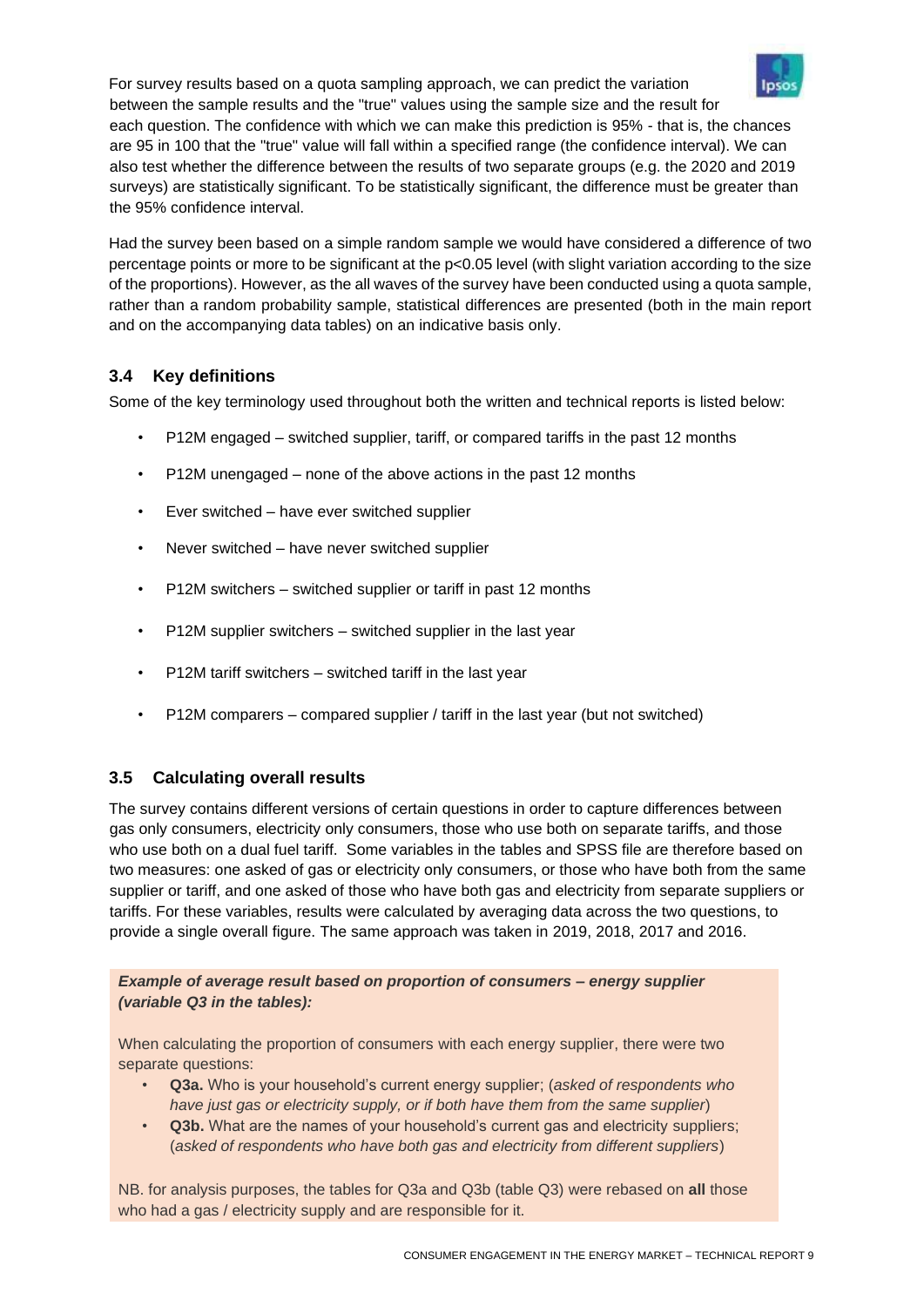For survey results based on a quota sampling approach, we can predict the variation between the sample results and the "true" values using the sample size and the result for each question. The confidence with which we can make this prediction is 95% - that is, the chances are 95 in 100 that the "true" value will fall within a specified range (the confidence interval). We can also test whether the difference between the results of two separate groups (e.g. the 2020 and 2019 surveys) are statistically significant. To be statistically significant, the difference must be greater than the 95% confidence interval.

Had the survey been based on a simple random sample we would have considered a difference of two percentage points or more to be significant at the $p<0.05$ level (with slight variation according to the size of the proportions). However, as the all waves of the survey have been conducted using a quota sample, rather than a random probability sample, statistical differences are presented (both in the main report and on the accompanying data tables) on an indicative basis only.

### 3.4 Key definitions

Some of the key terminology used throughout both the written and technical reports is listed below:

- P12M engaged – switched supplier, tariff, or compared tariffs in the past 12 months
- P12M unengaged – none of the above actions in the past 12 months
- Ever switched – have ever switched supplier
- Never switched – have never switched supplier
- P12M switchers – switched supplier or tariff in past 12 months
- P12M supplier switchers – switched supplier in the last year
- P12M tariff switchers – switched tariff in the last year
- P12M comparers – compared supplier / tariff in the last year (but not switched)

### 3.5 Calculating overall results

The survey contains different versions of certain questions in order to capture differences between gas only consumers, electricity only consumers, those who use both on separate tariffs, and those who use both on a dual fuel tariff. Some variables in the tables and SPSS file are therefore based on two measures: one asked of gas or electricity only consumers, or those who have both from the same supplier or tariff, and one asked of those who have both gas and electricity from separate suppliers or tariffs. For these variables, results were calculated by averaging data across the two questions, to provide a single overall figure. The same approach was taken in 2019, 2018, 2017 and 2016.

***Example of average result based on proportion of consumers – energy supplier (variable Q3 in the tables):***

When calculating the proportion of consumers with each energy supplier, there were two separate questions:

- **Q3a.** Who is your household's current energy supplier; (*asked of respondents who have just gas or electricity supply, or if both have them from the same supplier*)
- **Q3b.** What are the names of your household's current gas and electricity suppliers; (*asked of respondents who have both gas and electricity from different suppliers*)

NB. for analysis purposes, the tables for Q3a and Q3b (table Q3) were rebased on **all** those who had a gas / electricity supply and are responsible for it.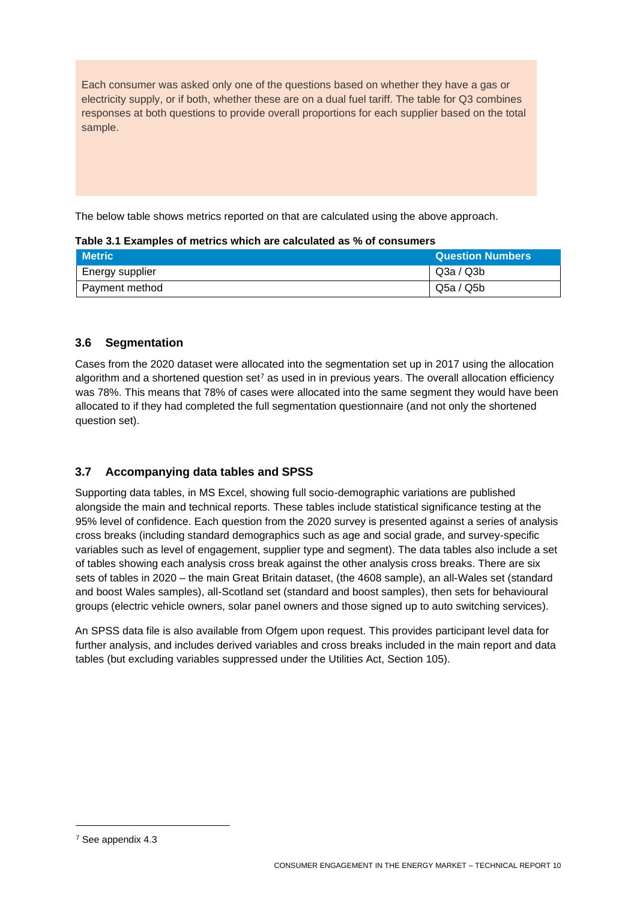Each consumer was asked only one of the questions based on whether they have a gas or electricity supply, or if both, whether these are on a dual fuel tariff. The table for Q3 combines responses at both questions to provide overall proportions for each supplier based on the total sample.

The below table shows metrics reported on that are calculated using the above approach.

**Table 3.1 Examples of metrics which are calculated as % of consumers**

| Metric | Question Numbers |
|---|---|
| Energy supplier | Q3a / Q3b |
| Payment method | Q5a / Q5b |

### 3.6 Segmentation

Cases from the 2020 dataset were allocated into the segmentation set up in 2017 using the allocation algorithm and a shortened question set[7] as used in in previous years. The overall allocation efficiency was 78%. This means that 78% of cases were allocated into the same segment they would have been allocated to if they had completed the full segmentation questionnaire (and not only the shortened question set).

### 3.7 Accompanying data tables and SPSS

Supporting data tables, in MS Excel, showing full socio-demographic variations are published alongside the main and technical reports. These tables include statistical significance testing at the 95% level of confidence. Each question from the 2020 survey is presented against a series of analysis cross breaks (including standard demographics such as age and social grade, and survey-specific variables such as level of engagement, supplier type and segment). The data tables also include a set of tables showing each analysis cross break against the other analysis cross breaks. There are six sets of tables in 2020 – the main Great Britain dataset, (the 4608 sample), an all-Wales set (standard and boost Wales samples), all-Scotland set (standard and boost samples), then sets for behavioural groups (electric vehicle owners, solar panel owners and those signed up to auto switching services).

An SPSS data file is also available from Ofgem upon request. This provides participant level data for further analysis, and includes derived variables and cross breaks included in the main report and data tables (but excluding variables suppressed under the Utilities Act, Section 105).

[7] See appendix 4.3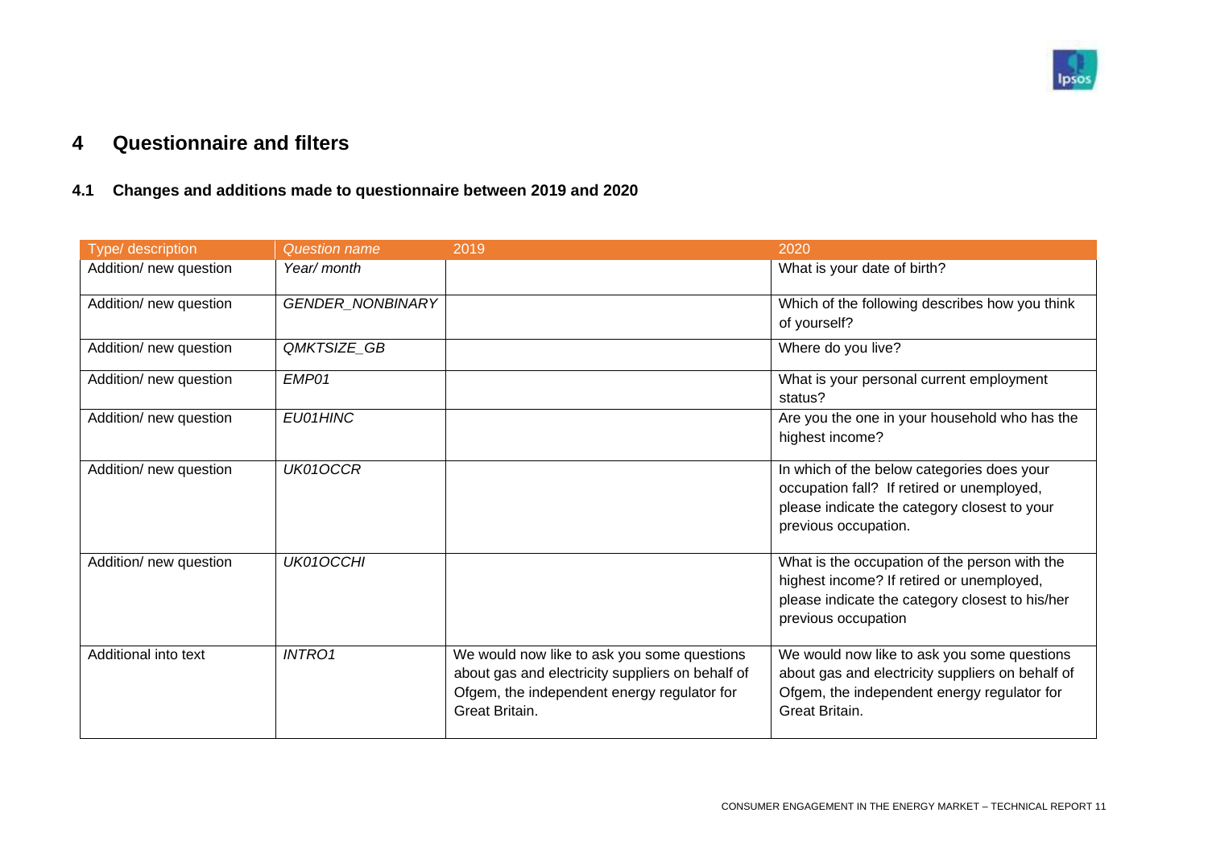# 4 Questionnaire and filters

## 4.1 Changes and additions made to questionnaire between 2019 and 2020

| Type/ description | Question name | 2019 | 2020 |
|---|---|---|---|
| Addition/ new question | *Year/ month* | | What is your date of birth? |
| Addition/ new question | *GENDER_NONBINARY* | | Which of the following describes how you think of yourself? |
| Addition/ new question | *QMKTSIZE_GB* | | Where do you live? |
| Addition/ new question | *EMP01* | | What is your personal current employment status? |
| Addition/ new question | *EU01HINC* | | Are you the one in your household who has the highest income? |
| Addition/ new question | *UK01OCCR* | | In which of the below categories does your occupation fall? If retired or unemployed, please indicate the category closest to your previous occupation. |
| Addition/ new question | *UK01OCCHI* | | What is the occupation of the person with the highest income? If retired or unemployed, please indicate the category closest to his/her previous occupation |
| Additional into text | *INTRO1* | We would now like to ask you some questions about gas and electricity suppliers on behalf of Ofgem, the independent energy regulator for Great Britain. | We would now like to ask you some questions about gas and electricity suppliers on behalf of Ofgem, the independent energy regulator for Great Britain. |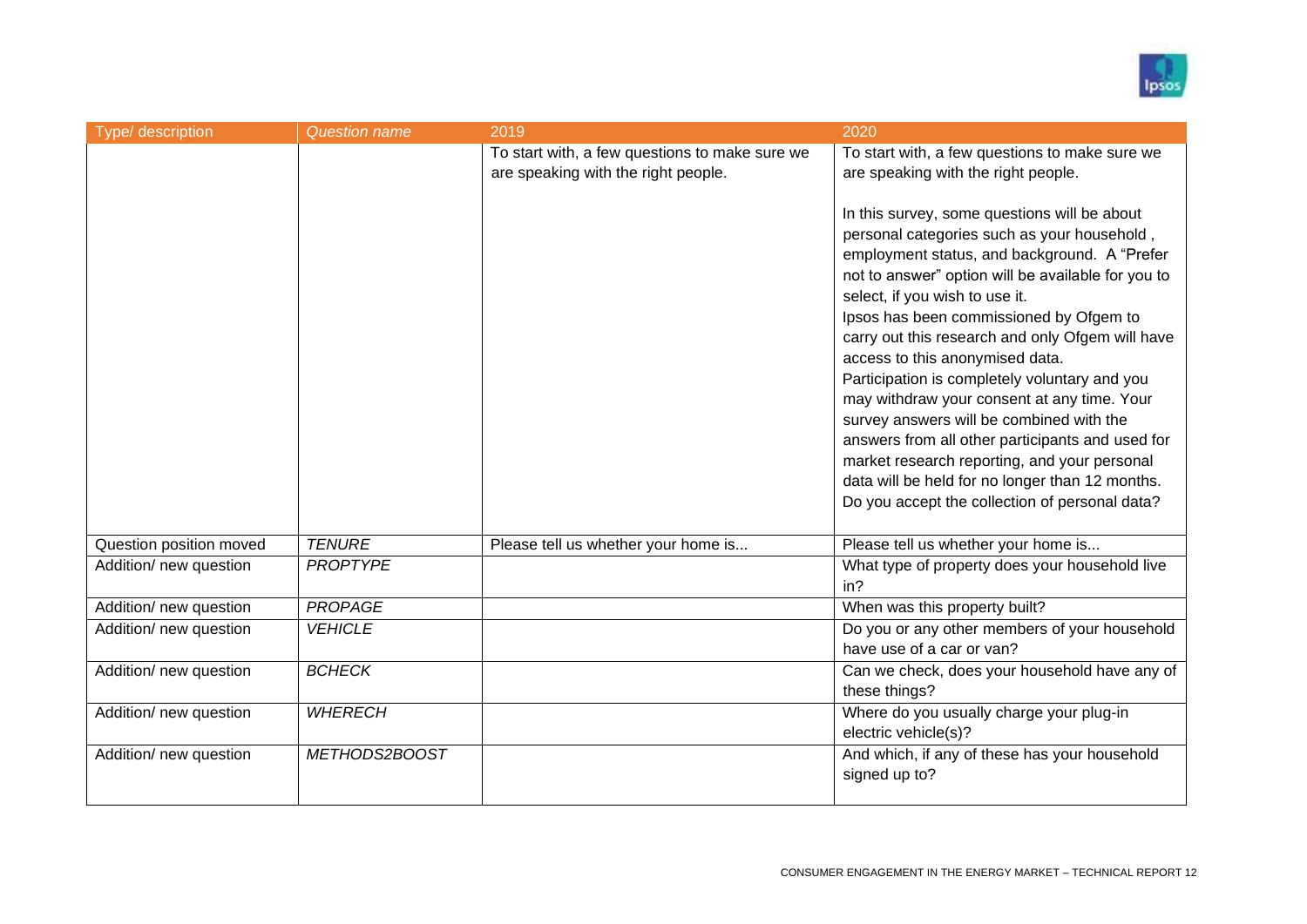| Type/ description | *Question name* | 2019 | 2020 |
|---|---|---|---|
| | | To start with, a few questions to make sure we are speaking with the right people. | To start with, a few questions to make sure we are speaking with the right people.<br><br>In this survey, some questions will be about personal categories such as your household , employment status, and background. A "Prefer not to answer" option will be available for you to select, if you wish to use it.<br>Ipsos has been commissioned by Ofgem to carry out this research and only Ofgem will have access to this anonymised data.<br>Participation is completely voluntary and you may withdraw your consent at any time. Your survey answers will be combined with the answers from all other participants and used for market research reporting, and your personal data will be held for no longer than 12 months. Do you accept the collection of personal data? |
| Question position moved | *TENURE* | Please tell us whether your home is... | Please tell us whether your home is... |
| Addition/ new question | *PROPTYPE* | | What type of property does your household live in? |
| Addition/ new question | *PROPAGE* | | When was this property built? |
| Addition/ new question | *VEHICLE* | | Do you or any other members of your household have use of a car or van? |
| Addition/ new question | *BCHECK* | | Can we check, does your household have any of these things? |
| Addition/ new question | *WHERECH* | | Where do you usually charge your plug-in electric vehicle(s)? |
| Addition/ new question | *METHODS2BOOST* | | And which, if any of these has your household signed up to? |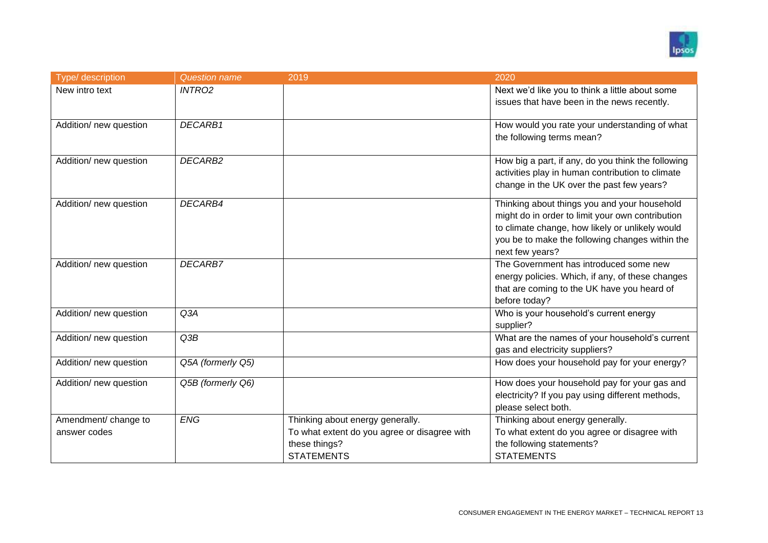| Type/ description | *Question name* | 2019 | 2020 |
|---|---|---|---|
| New intro text | *INTRO2* | | Next we'd like you to think a little about some issues that have been in the news recently. |
| Addition/ new question | *DECARB1* | | How would you rate your understanding of what the following terms mean? |
| Addition/ new question | *DECARB2* | | How big a part, if any, do you think the following activities play in human contribution to climate change in the UK over the past few years? |
| Addition/ new question | *DECARB4* | | Thinking about things you and your household might do in order to limit your own contribution to climate change, how likely or unlikely would you be to make the following changes within the next few years? |
| Addition/ new question | *DECARB7* | | The Government has introduced some new energy policies. Which, if any, of these changes that are coming to the UK have you heard of before today? |
| Addition/ new question | *Q3A* | | Who is your household's current energy supplier? |
| Addition/ new question | *Q3B* | | What are the names of your household's current gas and electricity suppliers? |
| Addition/ new question | *Q5A (formerly Q5)* | | How does your household pay for your energy? |
| Addition/ new question | *Q5B (formerly Q6)* | | How does your household pay for your gas and electricity? If you pay using different methods, please select both. |
| Amendment/ change to answer codes | *ENG* | Thinking about energy generally.<br>To what extent do you agree or disagree with these things?<br>STATEMENTS | Thinking about energy generally.<br>To what extent do you agree or disagree with the following statements?<br>STATEMENTS |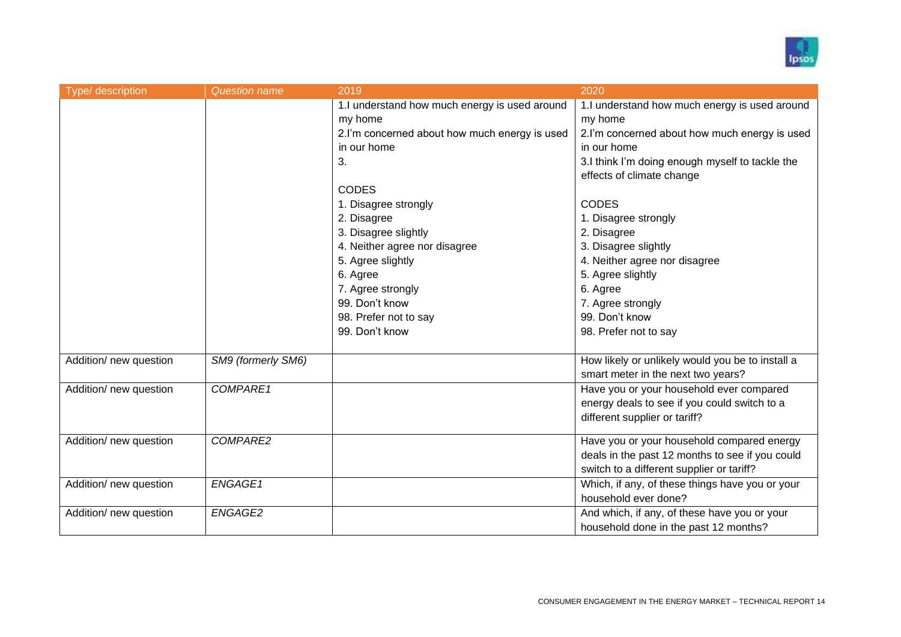| Type/ description | Question name | 2019 | 2020 |
|---|---|---|---|
| | | 1.I understand how much energy is used around my home<br>2.I'm concerned about how much energy is used in our home<br>3.<br><br>CODES<br>1. Disagree strongly<br>2. Disagree<br>3. Disagree slightly<br>4. Neither agree nor disagree<br>5. Agree slightly<br>6. Agree<br>7. Agree strongly<br>99. Don't know<br>98. Prefer not to say<br>99. Don't know | 1.I understand how much energy is used around my home<br>2.I'm concerned about how much energy is used in our home<br>3.I think I'm doing enough myself to tackle the effects of climate change<br><br>CODES<br>1. Disagree strongly<br>2. Disagree<br>3. Disagree slightly<br>4. Neither agree nor disagree<br>5. Agree slightly<br>6. Agree<br>7. Agree strongly<br>99. Don't know<br>98. Prefer not to say |
| Addition/ new question | *SM9 (formerly SM6)* | | How likely or unlikely would you be to install a smart meter in the next two years? |
| Addition/ new question | *COMPARE1* | | Have you or your household ever compared energy deals to see if you could switch to a different supplier or tariff? |
| Addition/ new question | *COMPARE2* | | Have you or your household compared energy deals in the past 12 months to see if you could switch to a different supplier or tariff? |
| Addition/ new question | *ENGAGE1* | | Which, if any, of these things have you or your household ever done? |
| Addition/ new question | *ENGAGE2* | | And which, if any, of these have you or your household done in the past 12 months? |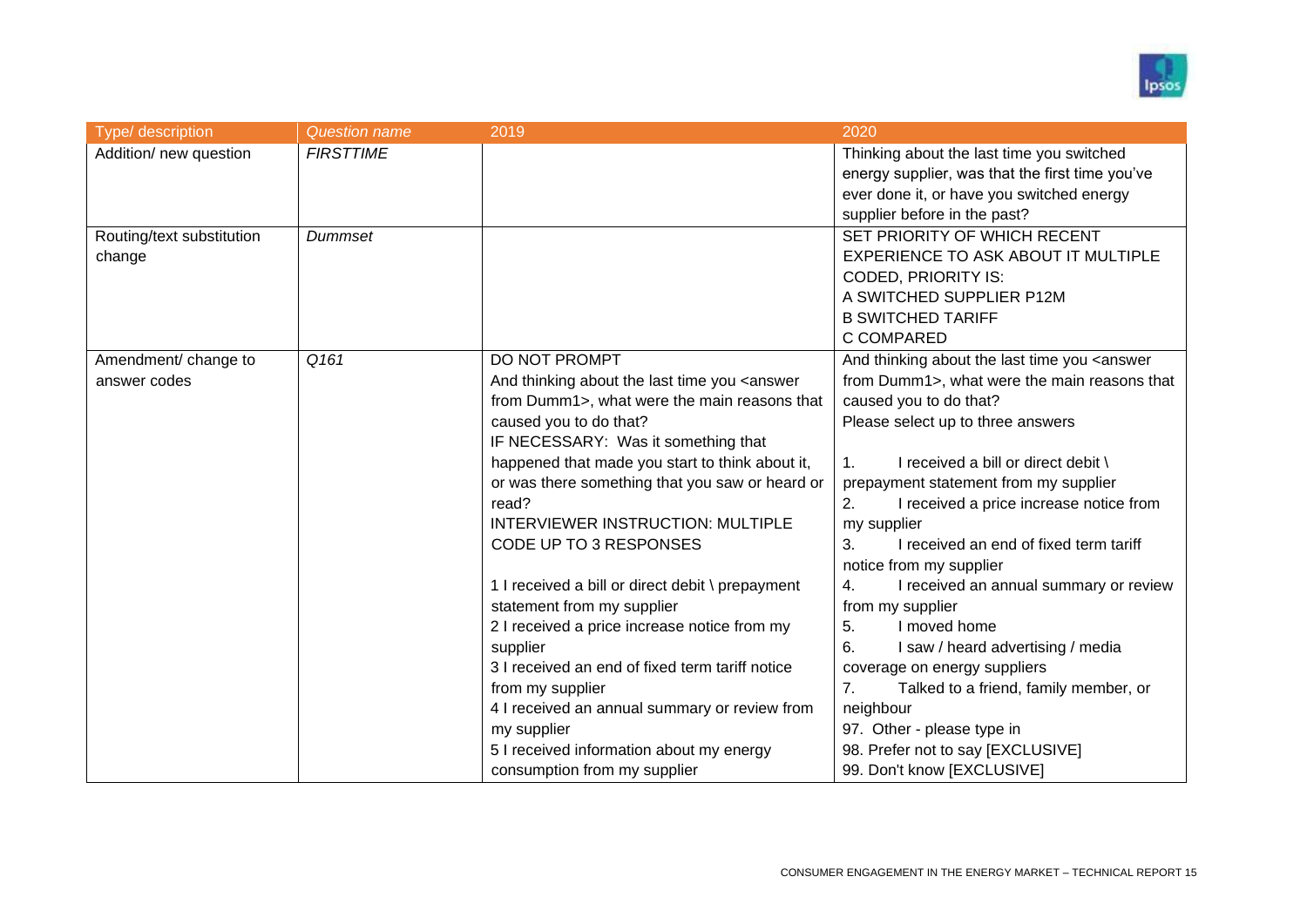| Type/ description | *Question name* | 2019 | 2020 |
|---|---|---|---|
| Addition/ new question | *FIRSTTIME* | | Thinking about the last time you switched energy supplier, was that the first time you've ever done it, or have you switched energy supplier before in the past? |
| Routing/text substitution change | *Dummset* | | SET PRIORITY OF WHICH RECENT EXPERIENCE TO ASK ABOUT IT MULTIPLE CODED, PRIORITY IS:<br>A SWITCHED SUPPLIER P12M<br>B SWITCHED TARIFF<br>C COMPARED |
| Amendment/ change to answer codes | *Q161* | DO NOT PROMPT<br>And thinking about the last time you <answer from Dumm1>, what were the main reasons that caused you to do that?<br>IF NECESSARY: Was it something that happened that made you start to think about it, or was there something that you saw or heard or read?<br>INTERVIEWER INSTRUCTION: MULTIPLE CODE UP TO 3 RESPONSES<br><br>1 I received a bill or direct debit \ prepayment statement from my supplier<br>2 I received a price increase notice from my supplier<br>3 I received an end of fixed term tariff notice from my supplier<br>4 I received an annual summary or review from my supplier<br>5 I received information about my energy consumption from my supplier | And thinking about the last time you <answer from Dumm1>, what were the main reasons that caused you to do that?<br>Please select up to three answers<br><br>1. I received a bill or direct debit \ prepayment statement from my supplier<br>2. I received a price increase notice from my supplier<br>3. I received an end of fixed term tariff notice from my supplier<br>4. I received an annual summary or review from my supplier<br>5. I moved home<br>6. I saw / heard advertising / media coverage on energy suppliers<br>7. Talked to a friend, family member, or neighbour<br>97. Other - please type in<br>98. Prefer not to say [EXCLUSIVE]<br>99. Don't know [EXCLUSIVE] |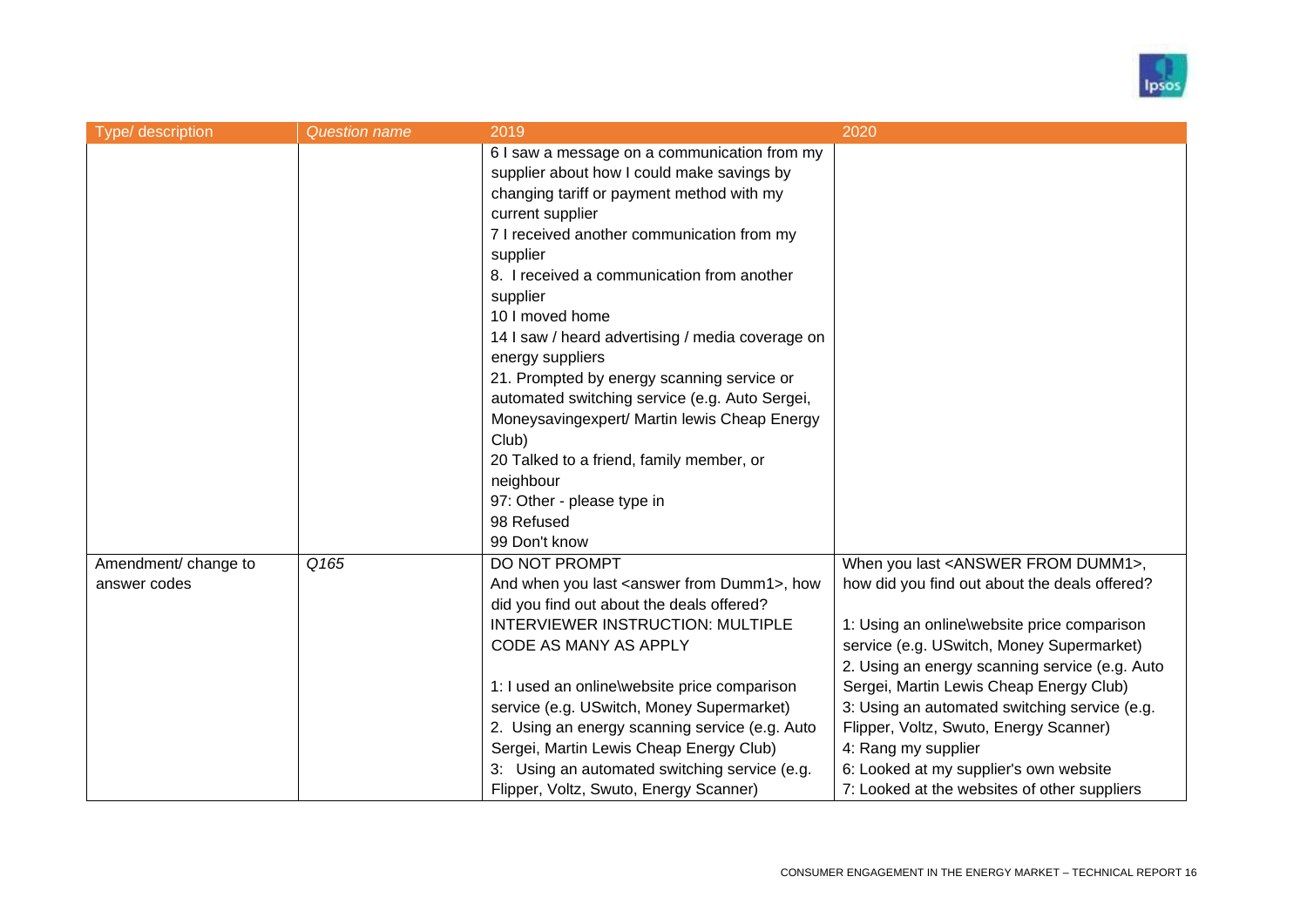| Type/ description | Question name | 2019 | 2020 |
|---|---|---|---|
| | | 6 I saw a message on a communication from my supplier about how I could make savings by changing tariff or payment method with my current supplier<br>7 I received another communication from my supplier<br>8. I received a communication from another supplier<br>10 I moved home<br>14 I saw / heard advertising / media coverage on energy suppliers<br>21. Prompted by energy scanning service or automated switching service (e.g. Auto Sergei, Moneysavingexpert/ Martin lewis Cheap Energy Club)<br>20 Talked to a friend, family member, or neighbour<br>97: Other - please type in<br>98 Refused<br>99 Don't know | |
| Amendment/ change to answer codes | *Q165* | DO NOT PROMPT<br>And when you last <answer from Dumm1>, how did you find out about the deals offered?<br>INTERVIEWER INSTRUCTION: MULTIPLE CODE AS MANY AS APPLY<br><br>1: I used an online\website price comparison service (e.g. USwitch, Money Supermarket)<br>2. Using an energy scanning service (e.g. Auto Sergei, Martin Lewis Cheap Energy Club)<br>3: Using an automated switching service (e.g. Flipper, Voltz, Swuto, Energy Scanner) | When you last <ANSWER FROM DUMM1>, how did you find out about the deals offered?<br><br>1: Using an online\website price comparison service (e.g. USwitch, Money Supermarket)<br>2. Using an energy scanning service (e.g. Auto Sergei, Martin Lewis Cheap Energy Club)<br>3: Using an automated switching service (e.g. Flipper, Voltz, Swuto, Energy Scanner)<br>4: Rang my supplier<br>6: Looked at my supplier's own website<br>7: Looked at the websites of other suppliers |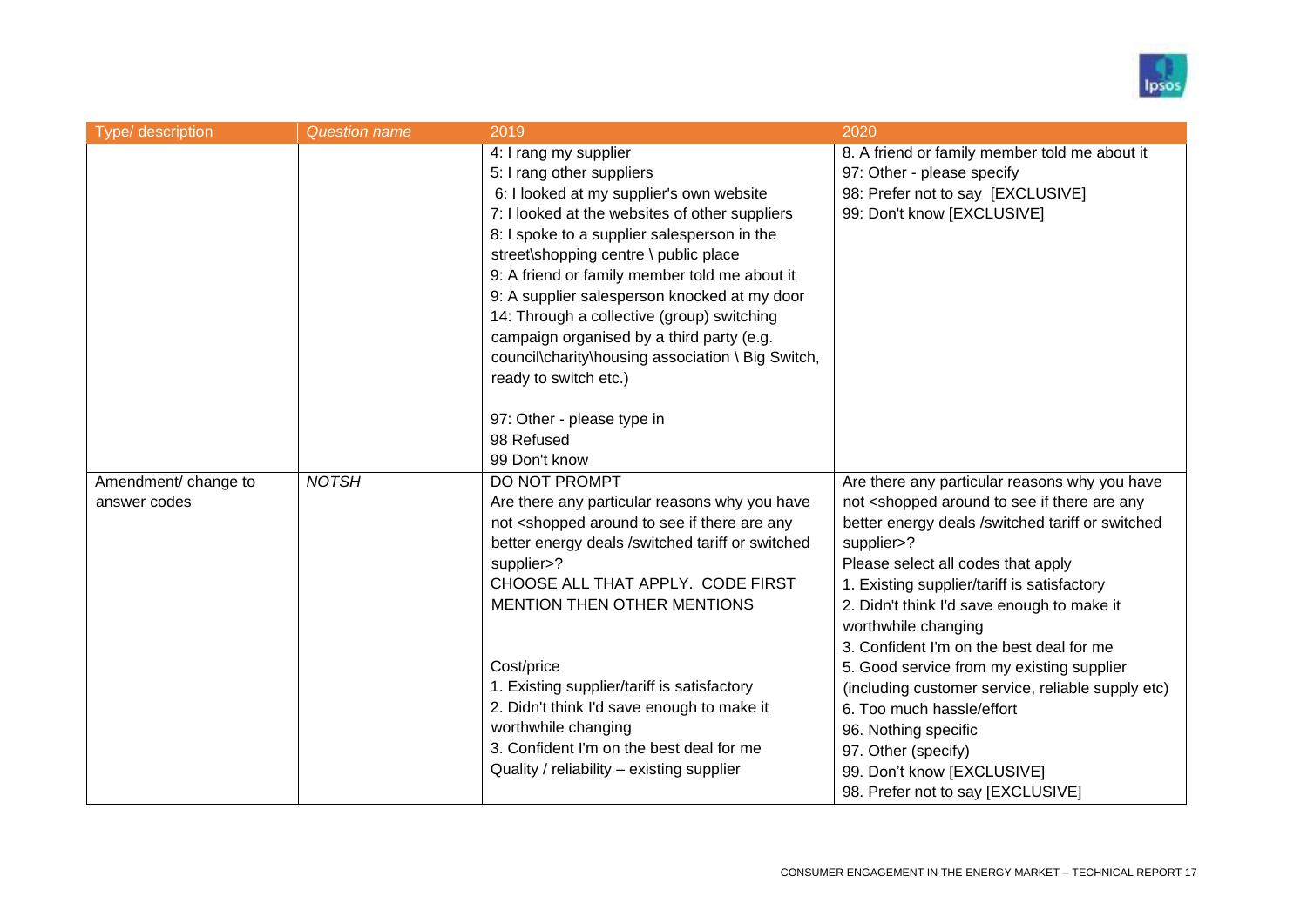| Type/ description | *Question name* | 2019 | 2020 |
|---|---|---|---|
| | | 4: I rang my supplier<br>5: I rang other suppliers<br>6: I looked at my supplier's own website<br>7: I looked at the websites of other suppliers<br>8: I spoke to a supplier salesperson in the street\shopping centre \ public place<br>9: A friend or family member told me about it<br>9: A supplier salesperson knocked at my door<br>14: Through a collective (group) switching campaign organised by a third party (e.g. council\charity\housing association \ Big Switch, ready to switch etc.)<br><br>97: Other - please type in<br>98 Refused<br>99 Don't know | 8. A friend or family member told me about it<br>97: Other - please specify<br>98: Prefer not to say [EXCLUSIVE]<br>99: Don't know [EXCLUSIVE] |
| Amendment/ change to answer codes | *NOTSH* | DO NOT PROMPT<br>Are there any particular reasons why you have not <shopped around to see if there are any better energy deals /switched tariff or switched supplier>?<br>CHOOSE ALL THAT APPLY. CODE FIRST MENTION THEN OTHER MENTIONS<br><br>Cost/price<br>1. Existing supplier/tariff is satisfactory<br>2. Didn't think I'd save enough to make it worthwhile changing<br>3. Confident I'm on the best deal for me<br>Quality / reliability – existing supplier | Are there any particular reasons why you have not <shopped around to see if there are any better energy deals /switched tariff or switched supplier>?<br>Please select all codes that apply<br>1. Existing supplier/tariff is satisfactory<br>2. Didn't think I'd save enough to make it worthwhile changing<br>3. Confident I'm on the best deal for me<br>5. Good service from my existing supplier (including customer service, reliable supply etc)<br>6. Too much hassle/effort<br>96. Nothing specific<br>97. Other (specify)<br>99. Don't know [EXCLUSIVE]<br>98. Prefer not to say [EXCLUSIVE] |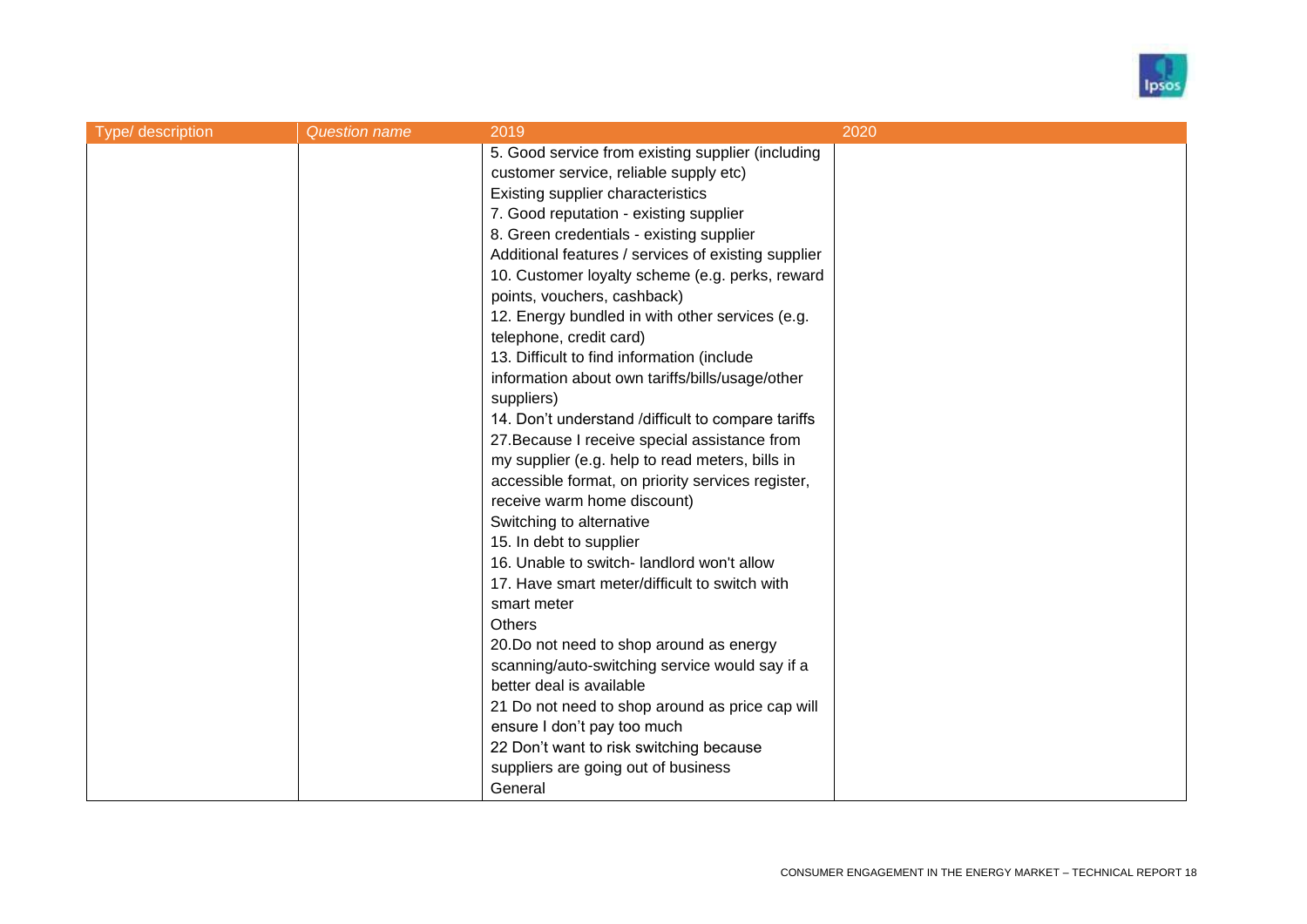| Type/ description | *Question name* | 2019 | 2020 |
|---|---|---|---|
| | | 5. Good service from existing supplier (including customer service, reliable supply etc)<br>Existing supplier characteristics<br>7. Good reputation - existing supplier<br>8. Green credentials - existing supplier<br>Additional features / services of existing supplier<br>10. Customer loyalty scheme (e.g. perks, reward points, vouchers, cashback)<br>12. Energy bundled in with other services (e.g. telephone, credit card)<br>13. Difficult to find information (include information about own tariffs/bills/usage/other suppliers)<br>14. Don't understand /difficult to compare tariffs<br>27.Because I receive special assistance from my supplier (e.g. help to read meters, bills in accessible format, on priority services register, receive warm home discount)<br>Switching to alternative<br>15. In debt to supplier<br>16. Unable to switch- landlord won't allow<br>17. Have smart meter/difficult to switch with smart meter<br>Others<br>20.Do not need to shop around as energy scanning/auto-switching service would say if a better deal is available<br>21 Do not need to shop around as price cap will ensure I don't pay too much<br>22 Don't want to risk switching because suppliers are going out of business<br>General | |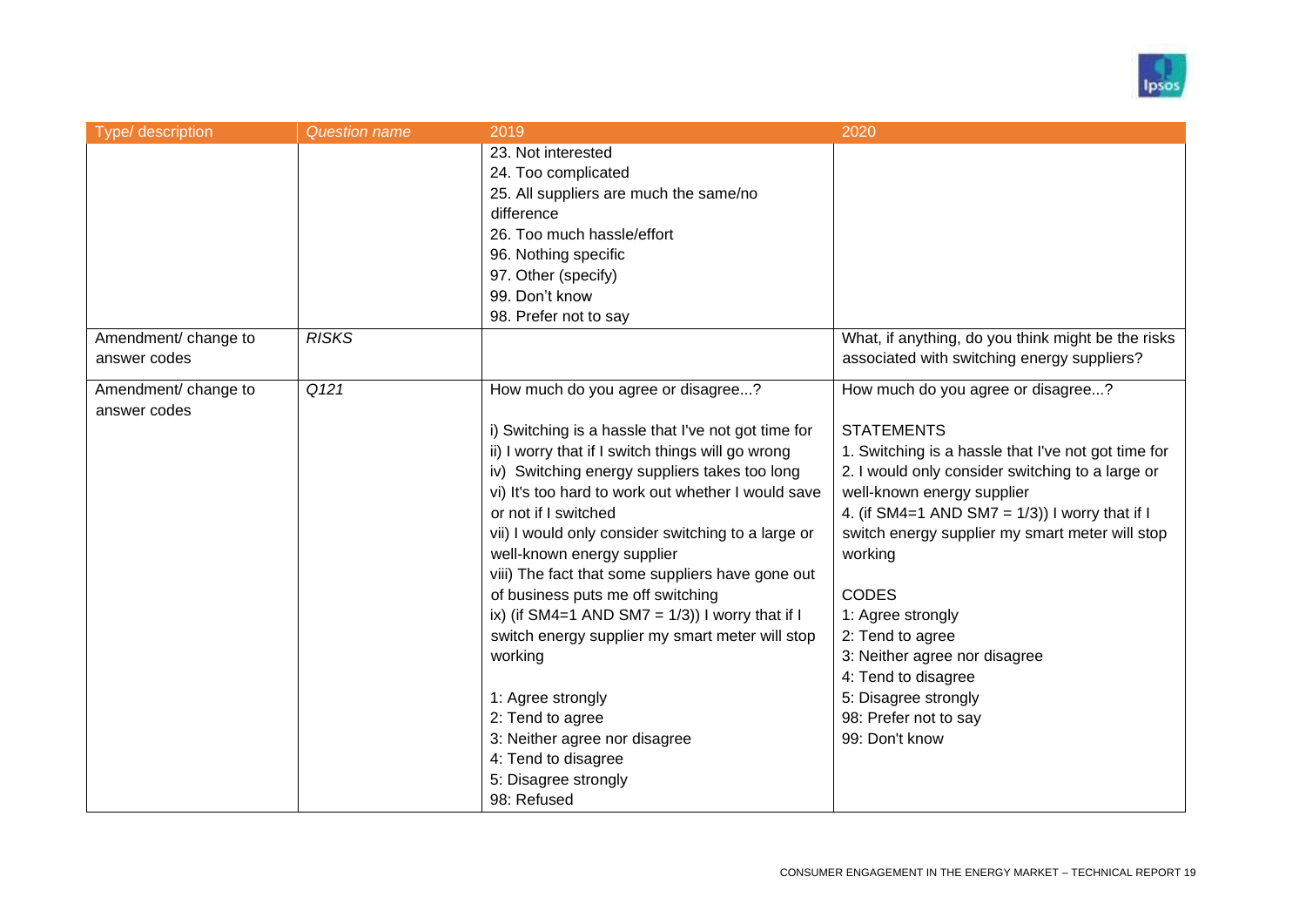| Type/ description | *Question name* | 2019 | 2020 |
| --- | --- | --- | --- |
| | | 23. Not interested<br>24. Too complicated<br>25. All suppliers are much the same/no difference<br>26. Too much hassle/effort<br>96. Nothing specific<br>97. Other (specify)<br>99. Don't know<br>98. Prefer not to say | |
| Amendment/ change to answer codes | *RISKS* | | What, if anything, do you think might be the risks associated with switching energy suppliers? |
| Amendment/ change to answer codes | *Q121* | How much do you agree or disagree...?<br><br>i) Switching is a hassle that I've not got time for<br>ii) I worry that if I switch things will go wrong<br>iv) Switching energy suppliers takes too long<br>vi) It's too hard to work out whether I would save or not if I switched<br>vii) I would only consider switching to a large or well-known energy supplier<br>viii) The fact that some suppliers have gone out of business puts me off switching<br>ix) (if SM4=1 AND SM7 = 1/3)) I worry that if I switch energy supplier my smart meter will stop working<br><br>1: Agree strongly<br>2: Tend to agree<br>3: Neither agree nor disagree<br>4: Tend to disagree<br>5: Disagree strongly<br>98: Refused | How much do you agree or disagree...?<br><br>STATEMENTS<br>1. Switching is a hassle that I've not got time for<br>2. I would only consider switching to a large or well-known energy supplier<br>4. (if SM4=1 AND SM7 = 1/3)) I worry that if I switch energy supplier my smart meter will stop working<br><br>CODES<br>1: Agree strongly<br>2: Tend to agree<br>3: Neither agree nor disagree<br>4: Tend to disagree<br>5: Disagree strongly<br>98: Prefer not to say<br>99: Don't know |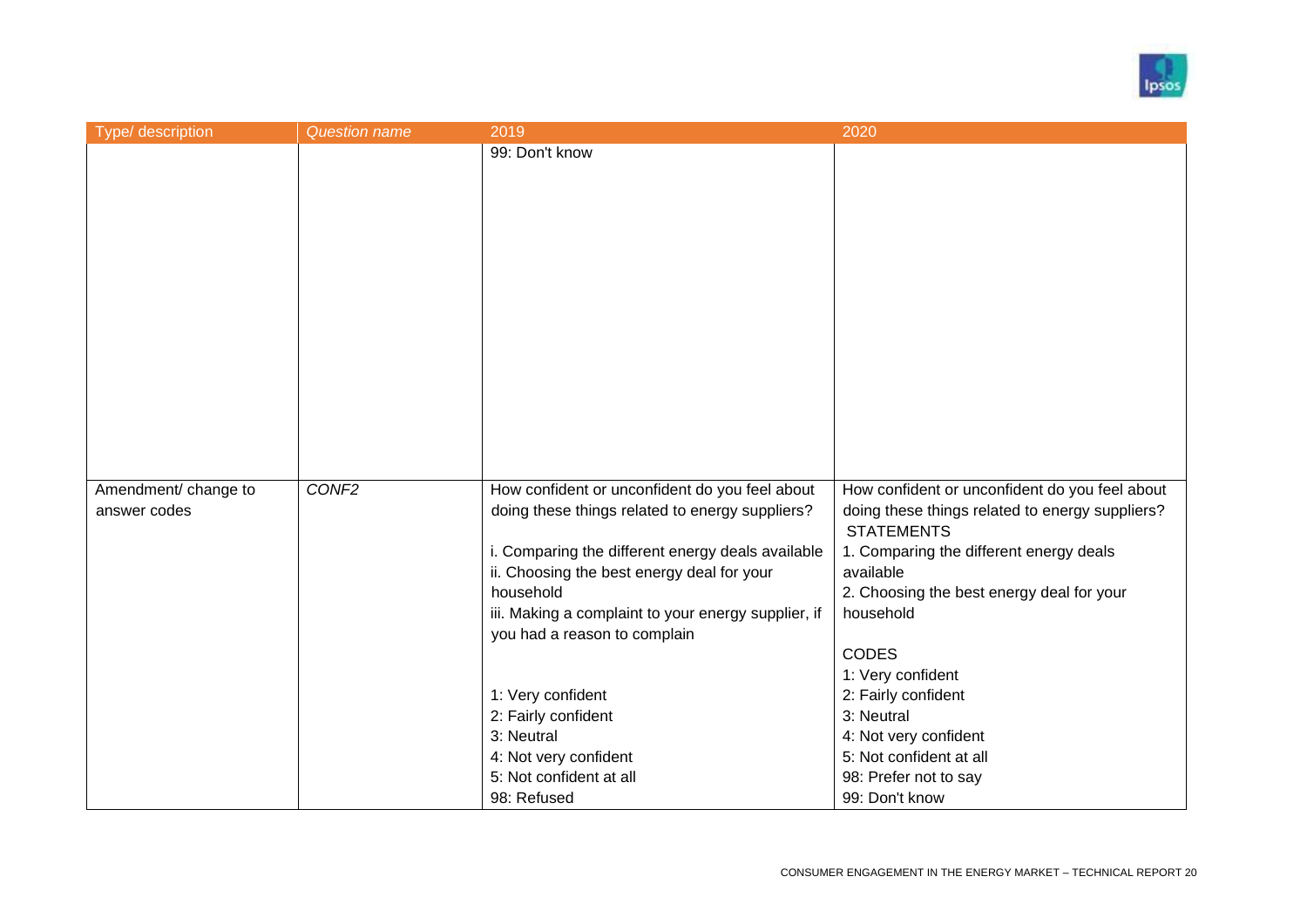| Type/ description | *Question name* | 2019 | 2020 |
|---|---|---|---|
| | | 99: Don't know | |
| Amendment/ change to answer codes | *CONF2* | How confident or unconfident do you feel about doing these things related to energy suppliers?<br><br>i. Comparing the different energy deals available<br>ii. Choosing the best energy deal for your household<br>iii. Making a complaint to your energy supplier, if you had a reason to complain<br><br>1: Very confident<br>2: Fairly confident<br>3: Neutral<br>4: Not very confident<br>5: Not confident at all<br>98: Refused | How confident or unconfident do you feel about doing these things related to energy suppliers?<br>STATEMENTS<br>1. Comparing the different energy deals available<br>2. Choosing the best energy deal for your household<br><br>CODES<br>1: Very confident<br>2: Fairly confident<br>3: Neutral<br>4: Not very confident<br>5: Not confident at all<br>98: Prefer not to say<br>99: Don't know |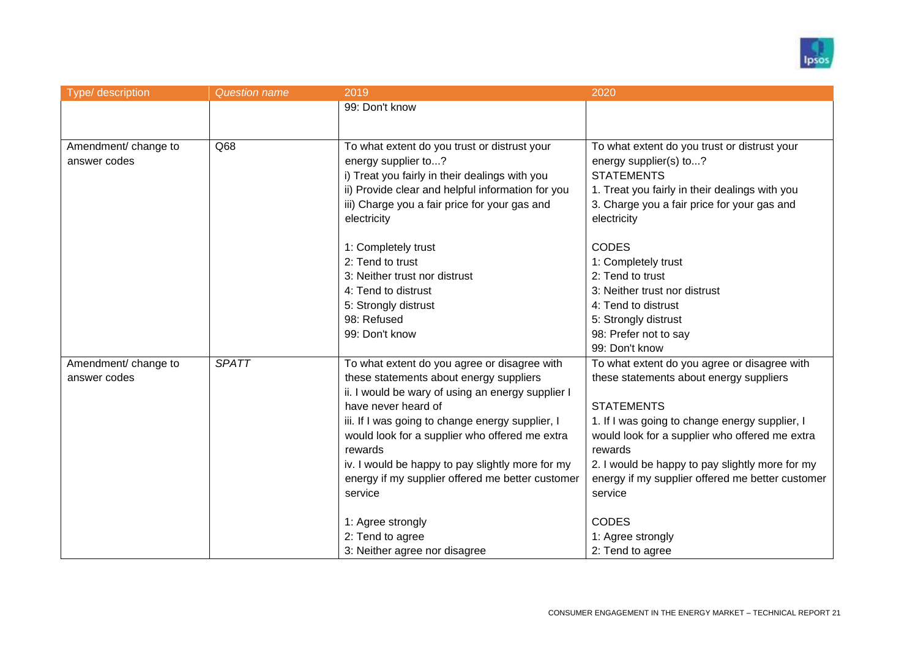| Type/ description | *Question name* | 2019 | 2020 |
|---|---|---|---|
| | | 99: Don't know | |
| Amendment/ change to answer codes | Q68 | To what extent do you trust or distrust your energy supplier to...?<br>i) Treat you fairly in their dealings with you<br>ii) Provide clear and helpful information for you<br>iii) Charge you a fair price for your gas and electricity<br><br>1: Completely trust<br>2: Tend to trust<br>3: Neither trust nor distrust<br>4: Tend to distrust<br>5: Strongly distrust<br>98: Refused<br>99: Don't know | To what extent do you trust or distrust your energy supplier(s) to...?<br>STATEMENTS<br>1. Treat you fairly in their dealings with you<br>3. Charge you a fair price for your gas and electricity<br><br>CODES<br>1: Completely trust<br>2: Tend to trust<br>3: Neither trust nor distrust<br>4: Tend to distrust<br>5: Strongly distrust<br>98: Prefer not to say<br>99: Don't know |
| Amendment/ change to answer codes | *SPATT* | To what extent do you agree or disagree with these statements about energy suppliers<br>ii. I would be wary of using an energy supplier I have never heard of<br>iii. If I was going to change energy supplier, I would look for a supplier who offered me extra rewards<br>iv. I would be happy to pay slightly more for my energy if my supplier offered me better customer service<br><br>1: Agree strongly<br>2: Tend to agree<br>3: Neither agree nor disagree | To what extent do you agree or disagree with these statements about energy suppliers<br><br>STATEMENTS<br>1. If I was going to change energy supplier, I would look for a supplier who offered me extra rewards<br>2. I would be happy to pay slightly more for my energy if my supplier offered me better customer service<br><br>CODES<br>1: Agree strongly<br>2: Tend to agree |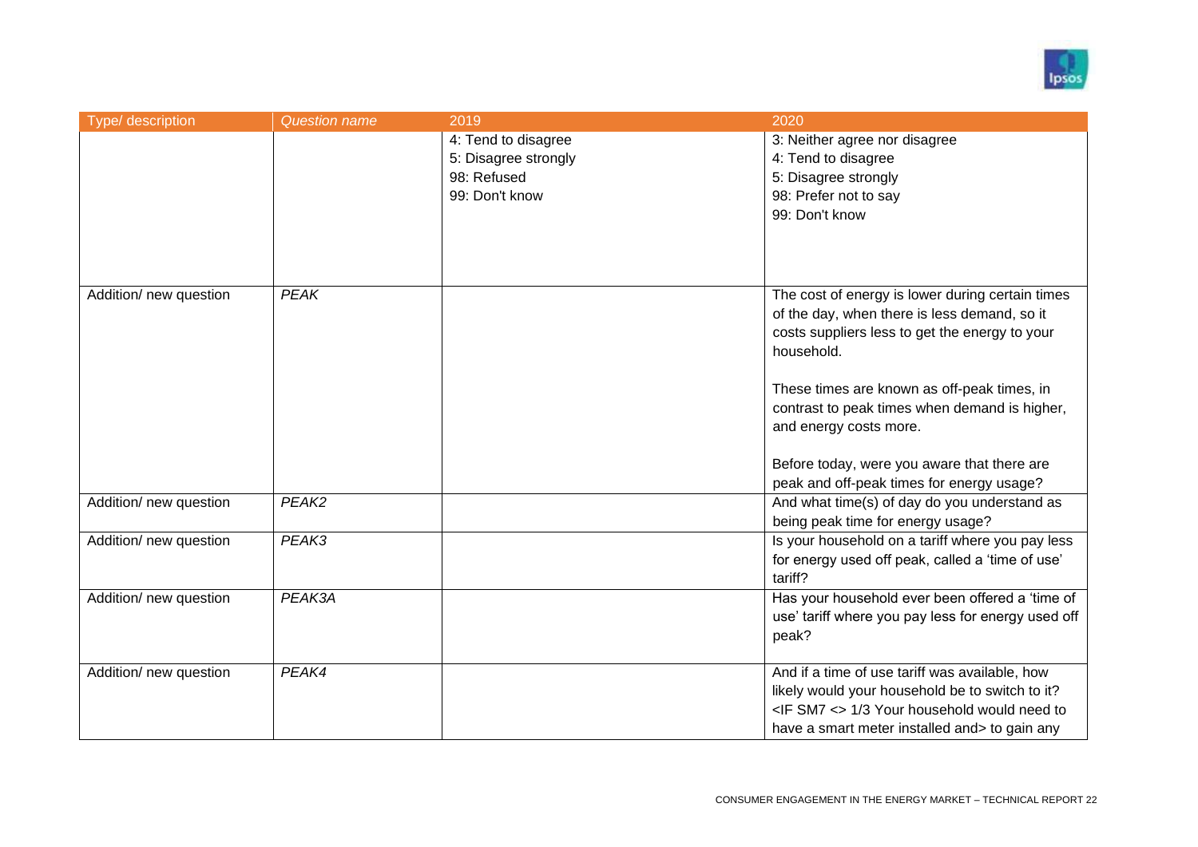| Type/ description | *Question name* | 2019 | 2020 |
|---|---|---|---|
| | | 4: Tend to disagree<br>5: Disagree strongly<br>98: Refused<br>99: Don't know | 3: Neither agree nor disagree<br>4: Tend to disagree<br>5: Disagree strongly<br>98: Prefer not to say<br>99: Don't know |
| Addition/ new question | *PEAK* | | The cost of energy is lower during certain times of the day, when there is less demand, so it costs suppliers less to get the energy to your household.<br><br>These times are known as off-peak times, in contrast to peak times when demand is higher, and energy costs more.<br><br>Before today, were you aware that there are peak and off-peak times for energy usage? |
| Addition/ new question | *PEAK2* | | And what time(s) of day do you understand as being peak time for energy usage? |
| Addition/ new question | *PEAK3* | | Is your household on a tariff where you pay less for energy used off peak, called a 'time of use' tariff? |
| Addition/ new question | *PEAK3A* | | Has your household ever been offered a 'time of use' tariff where you pay less for energy used off peak? |
| Addition/ new question | *PEAK4* | | And if a time of use tariff was available, how likely would your household be to switch to it? <IF SM7 <> 1/3 Your household would need to have a smart meter installed and> to gain any |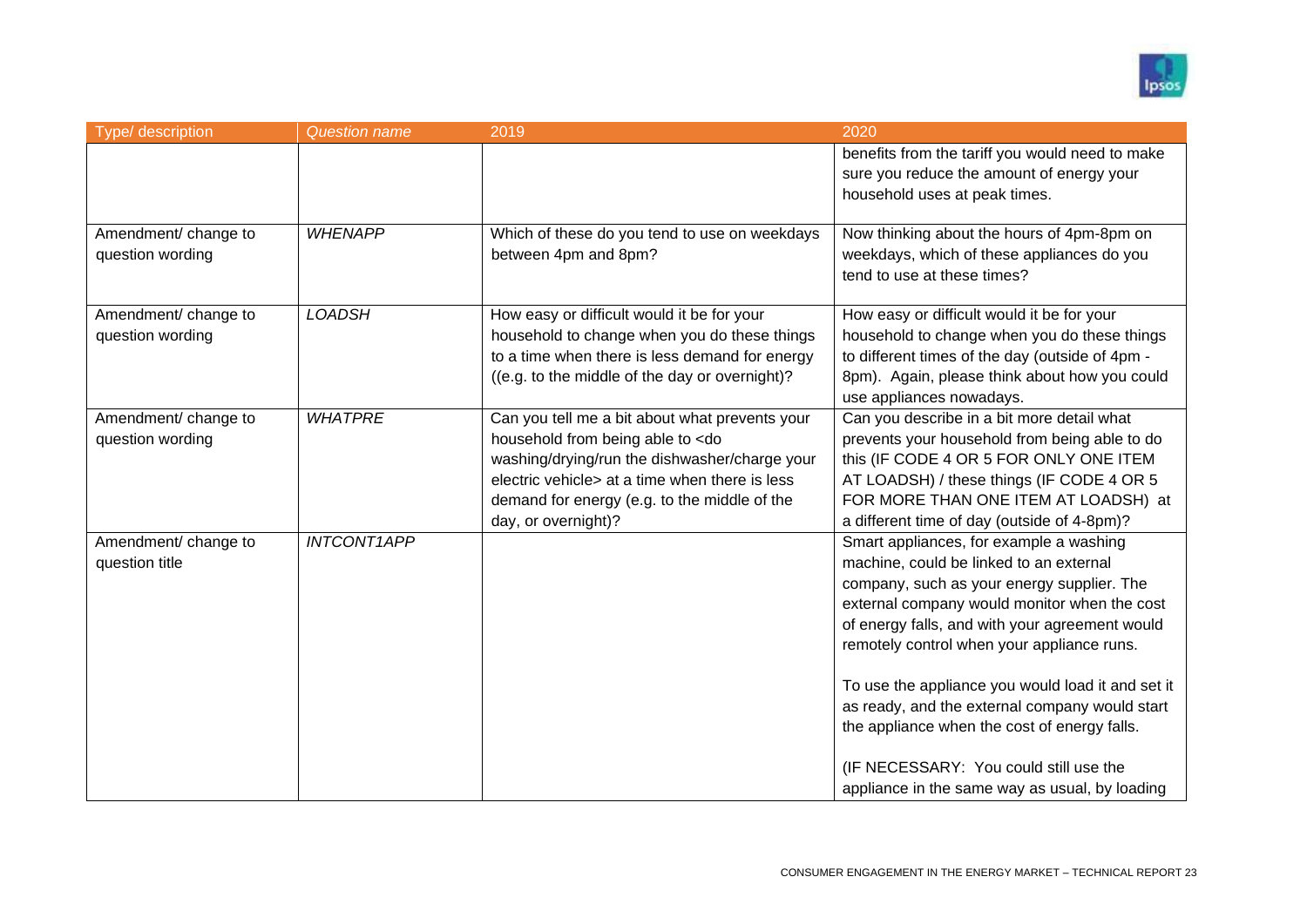| Type/ description | *Question name* | 2019 | 2020 |
|---|---|---|---|
| | | | benefits from the tariff you would need to make sure you reduce the amount of energy your household uses at peak times. |
| Amendment/ change to question wording | *WHENAPP* | Which of these do you tend to use on weekdays between 4pm and 8pm? | Now thinking about the hours of 4pm-8pm on weekdays, which of these appliances do you tend to use at these times? |
| Amendment/ change to question wording | *LOADSH* | How easy or difficult would it be for your household to change when you do these things to a time when there is less demand for energy ((e.g. to the middle of the day or overnight)? | How easy or difficult would it be for your household to change when you do these things to different times of the day (outside of 4pm - 8pm). Again, please think about how you could use appliances nowadays. |
| Amendment/ change to question wording | *WHATPRE* | Can you tell me a bit about what prevents your household from being able to <do washing/drying/run the dishwasher/charge your electric vehicle> at a time when there is less demand for energy (e.g. to the middle of the day, or overnight)? | Can you describe in a bit more detail what prevents your household from being able to do this (IF CODE 4 OR 5 FOR ONLY ONE ITEM AT LOADSH) / these things (IF CODE 4 OR 5 FOR MORE THAN ONE ITEM AT LOADSH) at a different time of day (outside of 4-8pm)? |
| Amendment/ change to question title | *INTCONT1APP* | | Smart appliances, for example a washing machine, could be linked to an external company, such as your energy supplier. The external company would monitor when the cost of energy falls, and with your agreement would remotely control when your appliance runs.<br><br>To use the appliance you would load it and set it as ready, and the external company would start the appliance when the cost of energy falls.<br><br>(IF NECESSARY: You could still use the appliance in the same way as usual, by loading |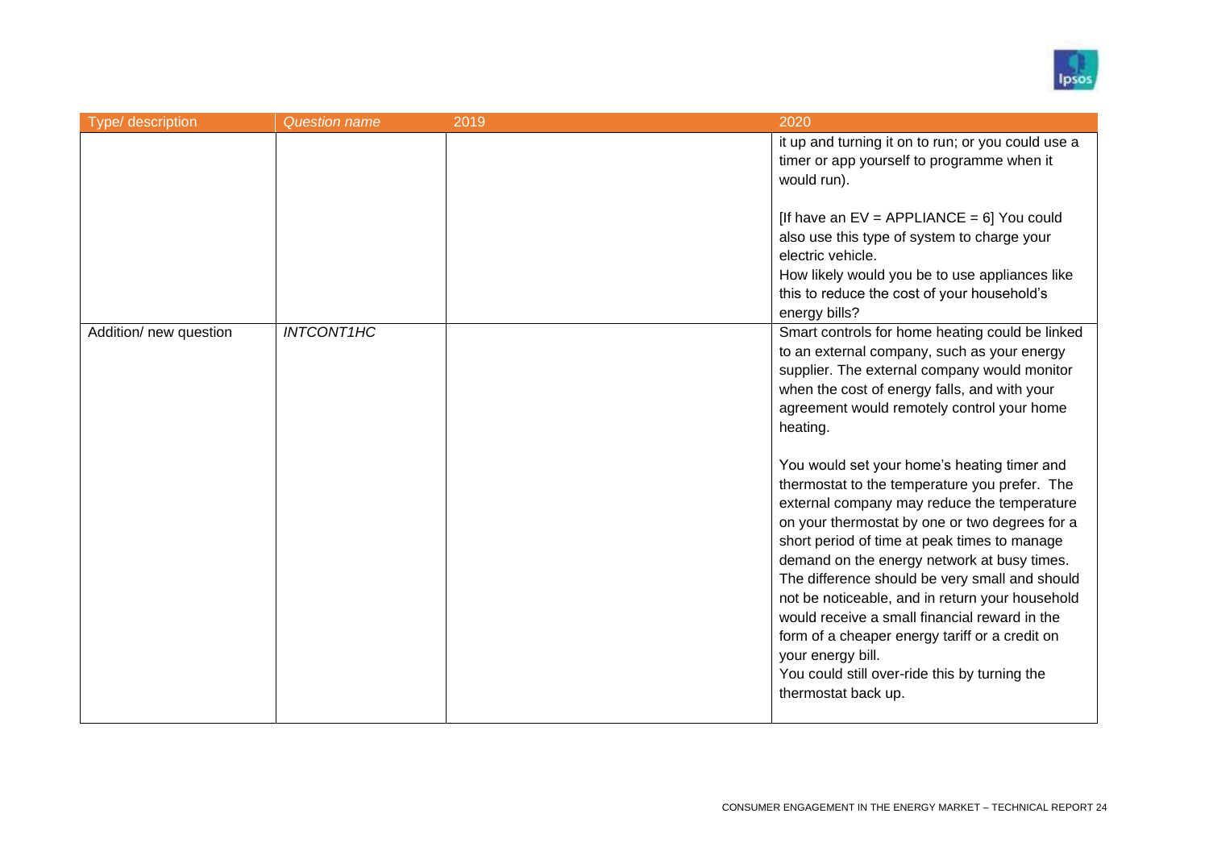| Type/ description | *Question name* | 2019 | 2020 |
|---|---|---|---|
| | | | it up and turning it on to run; or you could use a timer or app yourself to programme when it would run).<br><br>[If have an EV = APPLIANCE = 6] You could also use this type of system to charge your electric vehicle.<br>How likely would you be to use appliances like this to reduce the cost of your household's energy bills? |
| Addition/ new question | *INTCONT1HC* | | Smart controls for home heating could be linked to an external company, such as your energy supplier. The external company would monitor when the cost of energy falls, and with your agreement would remotely control your home heating.<br><br>You would set your home's heating timer and thermostat to the temperature you prefer. The external company may reduce the temperature on your thermostat by one or two degrees for a short period of time at peak times to manage demand on the energy network at busy times. The difference should be very small and should not be noticeable, and in return your household would receive a small financial reward in the form of a cheaper energy tariff or a credit on your energy bill.<br>You could still over-ride this by turning the thermostat back up. |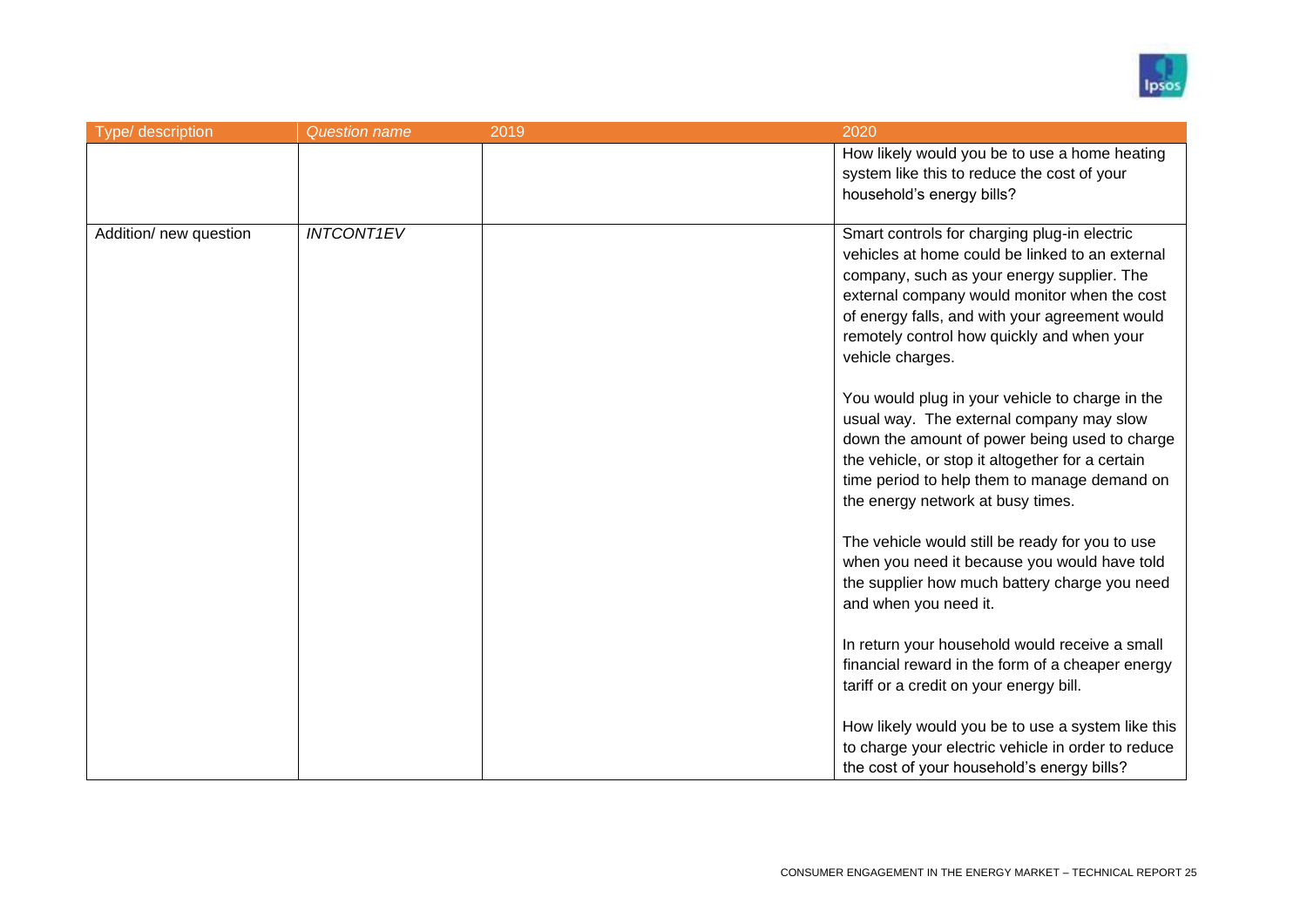| Type/ description | *Question name* | 2019 | 2020 |
|---|---|---|---|
| | | | How likely would you be to use a home heating system like this to reduce the cost of your household's energy bills? |
| Addition/ new question | *INTCONT1EV* | | Smart controls for charging plug-in electric vehicles at home could be linked to an external company, such as your energy supplier. The external company would monitor when the cost of energy falls, and with your agreement would remotely control how quickly and when your vehicle charges.<br><br>You would plug in your vehicle to charge in the usual way. The external company may slow down the amount of power being used to charge the vehicle, or stop it altogether for a certain time period to help them to manage demand on the energy network at busy times.<br><br>The vehicle would still be ready for you to use when you need it because you would have told the supplier how much battery charge you need and when you need it.<br><br>In return your household would receive a small financial reward in the form of a cheaper energy tariff or a credit on your energy bill.<br><br>How likely would you be to use a system like this to charge your electric vehicle in order to reduce the cost of your household's energy bills? |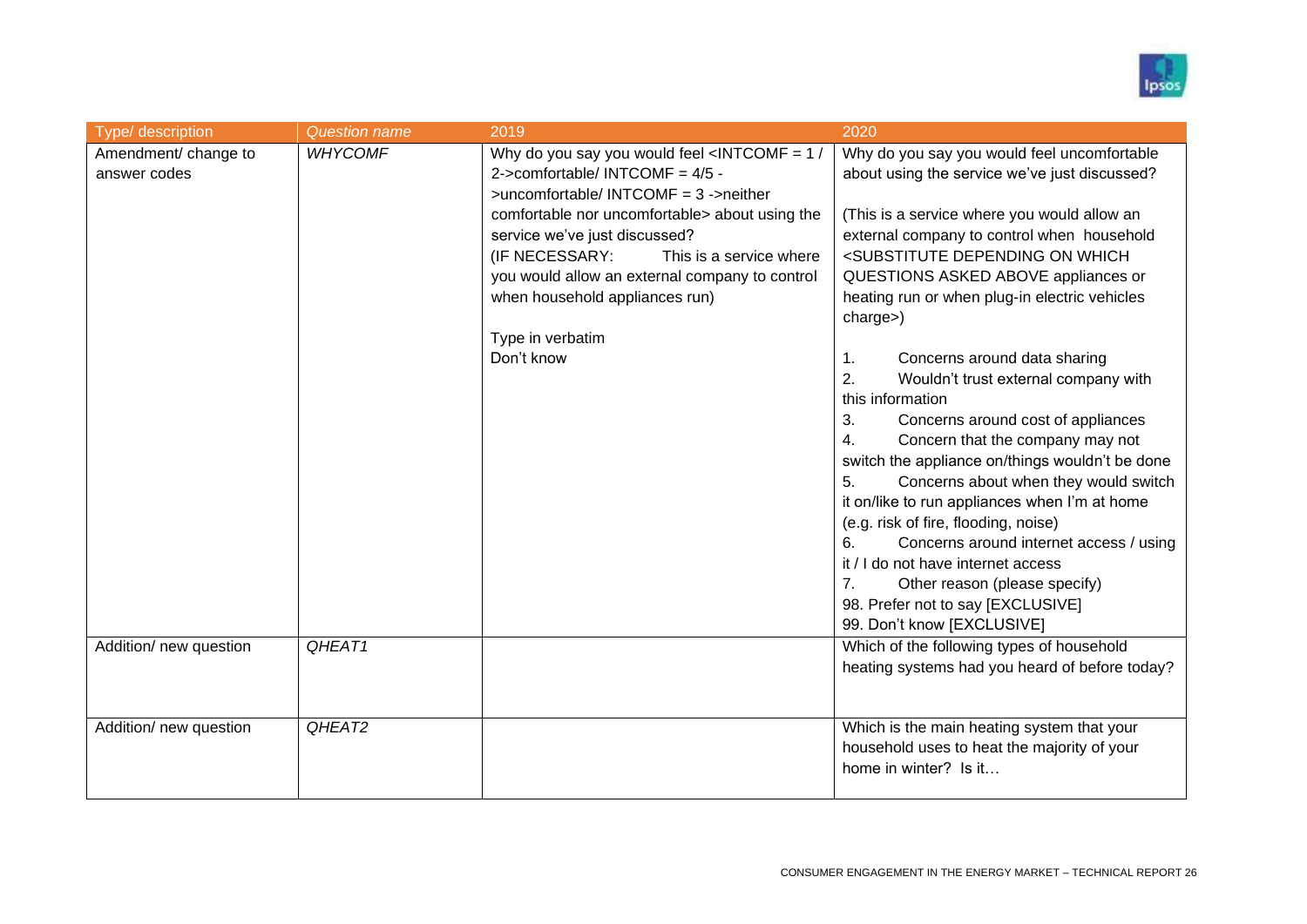| Type/ description | *Question name* | 2019 | 2020 |
|---|---|---|---|
| Amendment/ change to answer codes | *WHYCOMF* | Why do you say you would feel <INTCOMF = 1 / 2->comfortable/ INTCOMF = 4/5 ->uncomfortable/ INTCOMF = 3 ->neither comfortable nor uncomfortable> about using the service we've just discussed?<br>(IF NECESSARY: This is a service where you would allow an external company to control when household appliances run)<br><br>Type in verbatim<br>Don't know | Why do you say you would feel uncomfortable about using the service we've just discussed?<br><br>(This is a service where you would allow an external company to control when household <SUBSTITUTE DEPENDING ON WHICH QUESTIONS ASKED ABOVE appliances or heating run or when plug-in electric vehicles charge>)<br><br>1. Concerns around data sharing<br>2. Wouldn't trust external company with this information<br>3. Concerns around cost of appliances<br>4. Concern that the company may not switch the appliance on/things wouldn't be done<br>5. Concerns about when they would switch it on/like to run appliances when I'm at home (e.g. risk of fire, flooding, noise)<br>6. Concerns around internet access / using it / I do not have internet access<br>7. Other reason (please specify)<br>98. Prefer not to say [EXCLUSIVE]<br>99. Don't know [EXCLUSIVE] |
| Addition/ new question | *QHEAT1* | | Which of the following types of household heating systems had you heard of before today? |
| Addition/ new question | *QHEAT2* | | Which is the main heating system that your household uses to heat the majority of your home in winter? Is it… |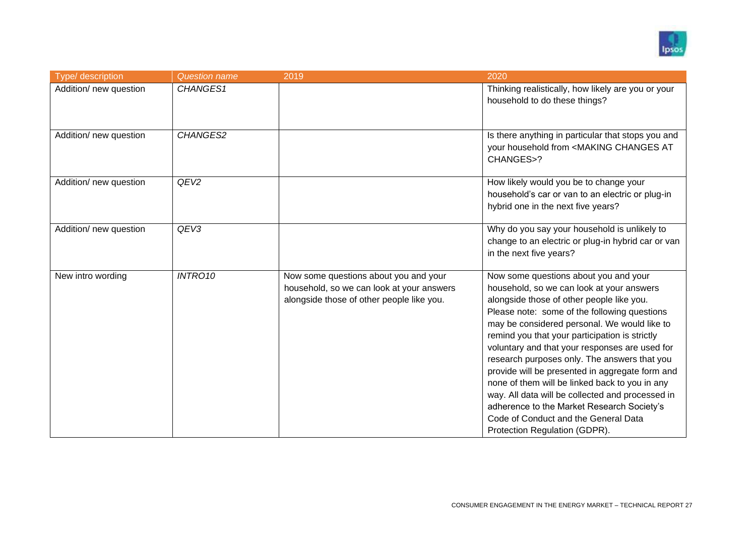| Type/ description | *Question name* | 2019 | 2020 |
|---|---|---|---|
| Addition/ new question | *CHANGES1* | | Thinking realistically, how likely are you or your household to do these things? |
| Addition/ new question | *CHANGES2* | | Is there anything in particular that stops you and your household from <MAKING CHANGES AT CHANGES>? |
| Addition/ new question | *QEV2* | | How likely would you be to change your household's car or van to an electric or plug-in hybrid one in the next five years? |
| Addition/ new question | *QEV3* | | Why do you say your household is unlikely to change to an electric or plug-in hybrid car or van in the next five years? |
| New intro wording | *INTRO10* | Now some questions about you and your household, so we can look at your answers alongside those of other people like you. | Now some questions about you and your household, so we can look at your answers alongside those of other people like you. Please note: some of the following questions may be considered personal. We would like to remind you that your participation is strictly voluntary and that your responses are used for research purposes only. The answers that you provide will be presented in aggregate form and none of them will be linked back to you in any way. All data will be collected and processed in adherence to the Market Research Society's Code of Conduct and the General Data Protection Regulation (GDPR). |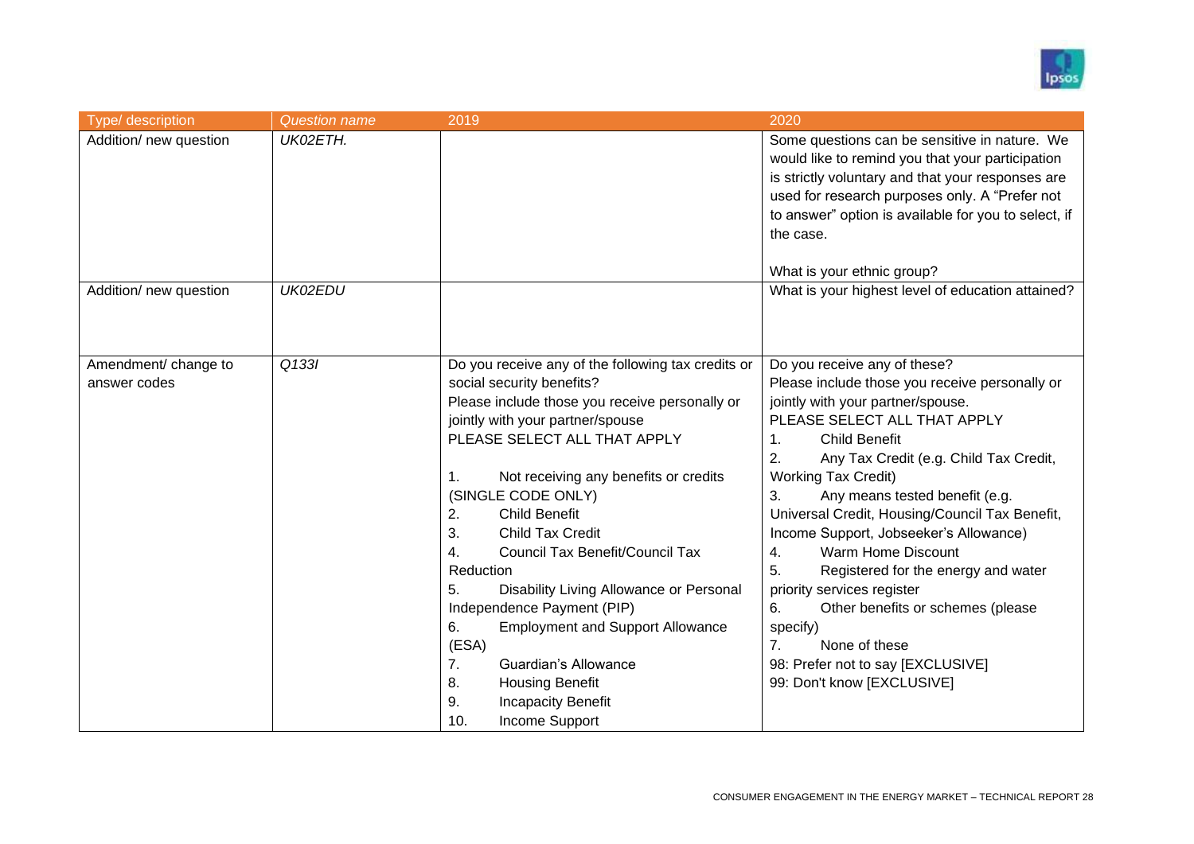| Type/ description | *Question name* | 2019 | 2020 |
|---|---|---|---|
| Addition/ new question | *UK02ETH.* | | Some questions can be sensitive in nature. We would like to remind you that your participation is strictly voluntary and your responses are used for research purposes only. A "Prefer not to answer" option is available for you to select, if the case.<br><br>What is your ethnic group? |
| Addition/ new question | *UK02EDU* | | What is your highest level of education attained? |
| Amendment/ change to answer codes | *Q133I* | Do you receive any of the following tax credits or social security benefits?<br>Please include those you receive personally or jointly with your partner/spouse<br>PLEASE SELECT ALL THAT APPLY<br><br>1. Not receiving any benefits or credits (SINGLE CODE ONLY)<br>2. Child Benefit<br>3. Child Tax Credit<br>4. Council Tax Benefit/Council Tax Reduction<br>5. Disability Living Allowance or Personal Independence Payment (PIP)<br>6. Employment and Support Allowance (ESA)<br>7. Guardian's Allowance<br>8. Housing Benefit<br>9. Incapacity Benefit<br>10. Income Support | Do you receive any of these?<br>Please include those you receive personally or jointly with your partner/spouse.<br>PLEASE SELECT ALL THAT APPLY<br>1. Child Benefit<br>2. Any Tax Credit (e.g. Child Tax Credit, Working Tax Credit)<br>3. Any means tested benefit (e.g. Universal Credit, Housing/Council Tax Benefit, Income Support, Jobseeker's Allowance)<br>4. Warm Home Discount<br>5. Registered for the energy and water priority services register<br>6. Other benefits or schemes (please specify)<br>7. None of these<br>98: Prefer not to say [EXCLUSIVE]<br>99: Don't know [EXCLUSIVE] |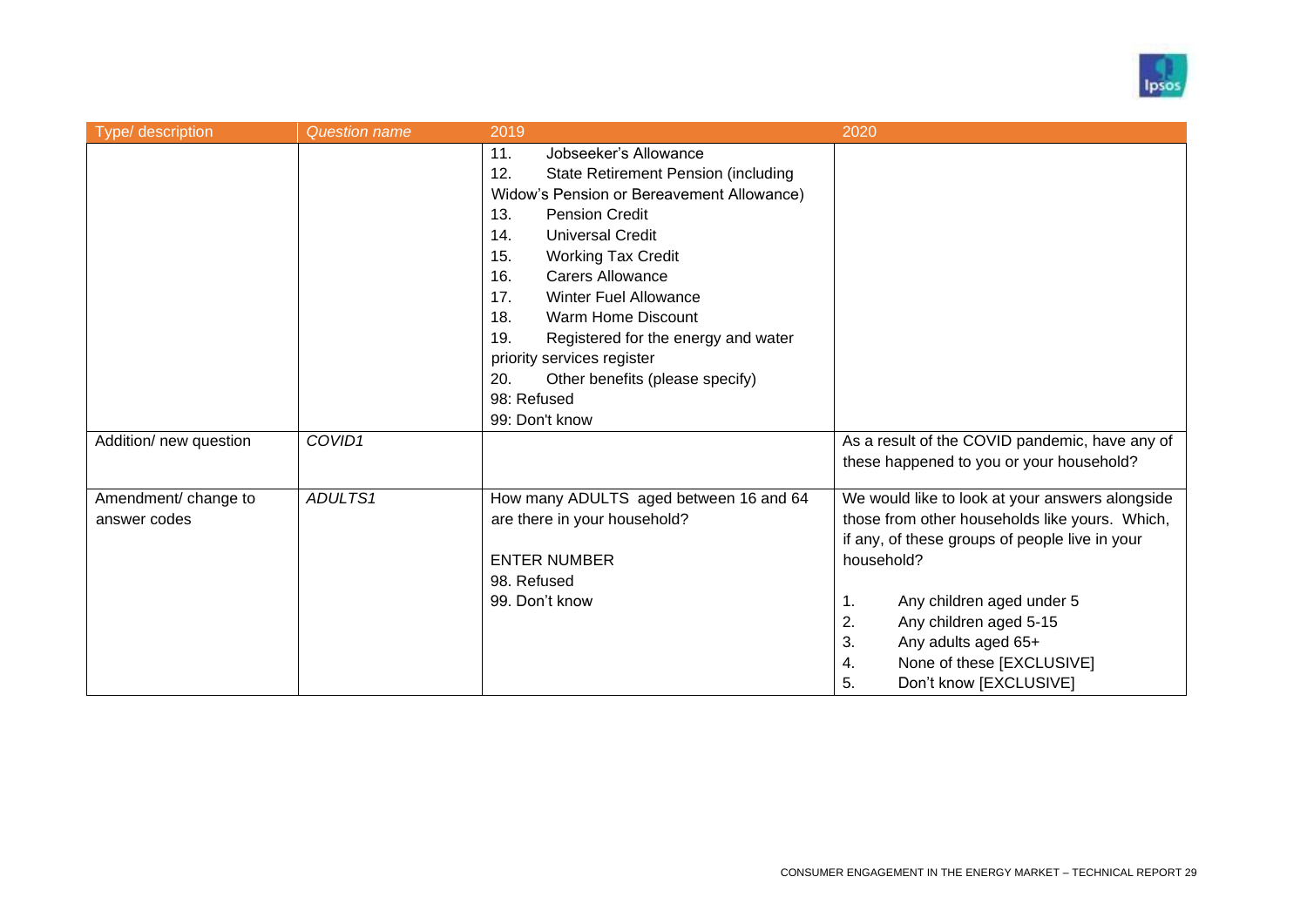| Type/ description | *Question name* | 2019 | 2020 |
|---|---|---|---|
| | | 11. Jobseeker's Allowance<br>12. State Retirement Pension (including Widow's Pension or Bereavement Allowance)<br>13. Pension Credit<br>14. Universal Credit<br>15. Working Tax Credit<br>16. Carers Allowance<br>17. Winter Fuel Allowance<br>18. Warm Home Discount<br>19. Registered for the energy and water priority services register<br>20. Other benefits (please specify)<br>98: Refused<br>99: Don't know | |
| Addition/ new question | *COVID1* | | As a result of the COVID pandemic, have any of these happened to you or your household? |
| Amendment/ change to answer codes | *ADULTS1* | How many ADULTS aged between 16 and 64 are there in your household?<br><br>ENTER NUMBER<br>98. Refused<br>99. Don't know | We would like to look at your answers alongside those from other households like yours. Which, if any, of these groups of people live in your household?<br><br>1. Any children aged under 5<br>2. Any children aged 5-15<br>3. Any adults aged 65+<br>4. None of these [EXCLUSIVE]<br>5. Don't know [EXCLUSIVE] |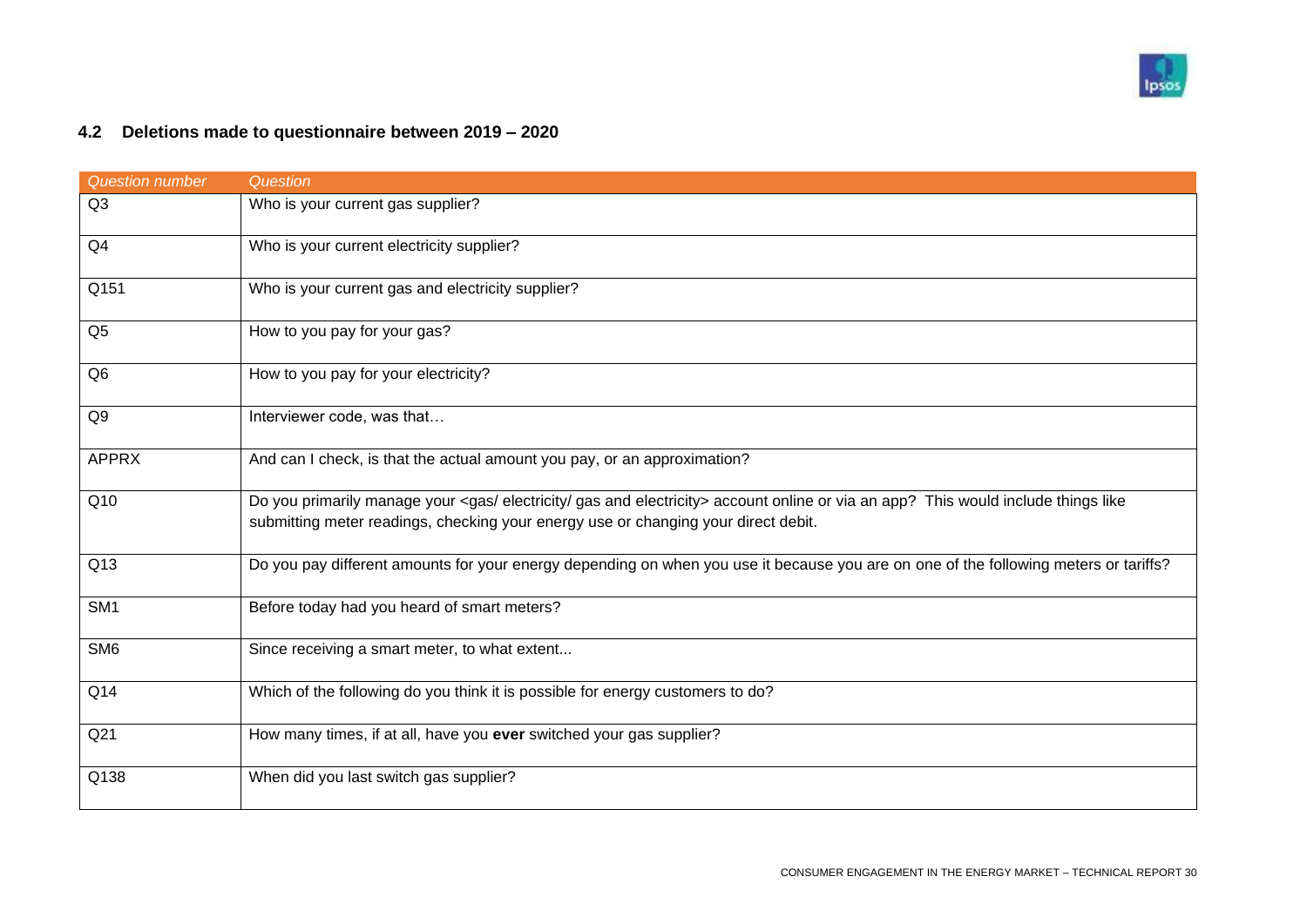### 4.2 Deletions made to questionnaire between 2019 – 2020

| *Question number* | *Question* |
|---|---|
| Q3 | Who is your current gas supplier? |
| Q4 | Who is your current electricity supplier? |
| Q151 | Who is your current gas and electricity supplier? |
| Q5 | How to you pay for your gas? |
| Q6 | How to you pay for your electricity? |
| Q9 | Interviewer code, was that… |
| APPRX | And can I check, is that the actual amount you pay, or an approximation? |
| Q10 | Do you primarily manage your <gas/ electricity/ gas and electricity> account online or via an app? This would include things like submitting meter readings, checking your energy use or changing your direct debit. |
| Q13 | Do you pay different amounts for your energy depending on when you use it because you are on one of the following meters or tariffs? |
| SM1 | Before today had you heard of smart meters? |
| SM6 | Since receiving a smart meter, to what extent... |
| Q14 | Which of the following do you think it is possible for energy customers to do? |
| Q21 | How many times, if at all, have you **ever** switched your gas supplier? |
| Q138 | When did you last switch gas supplier? |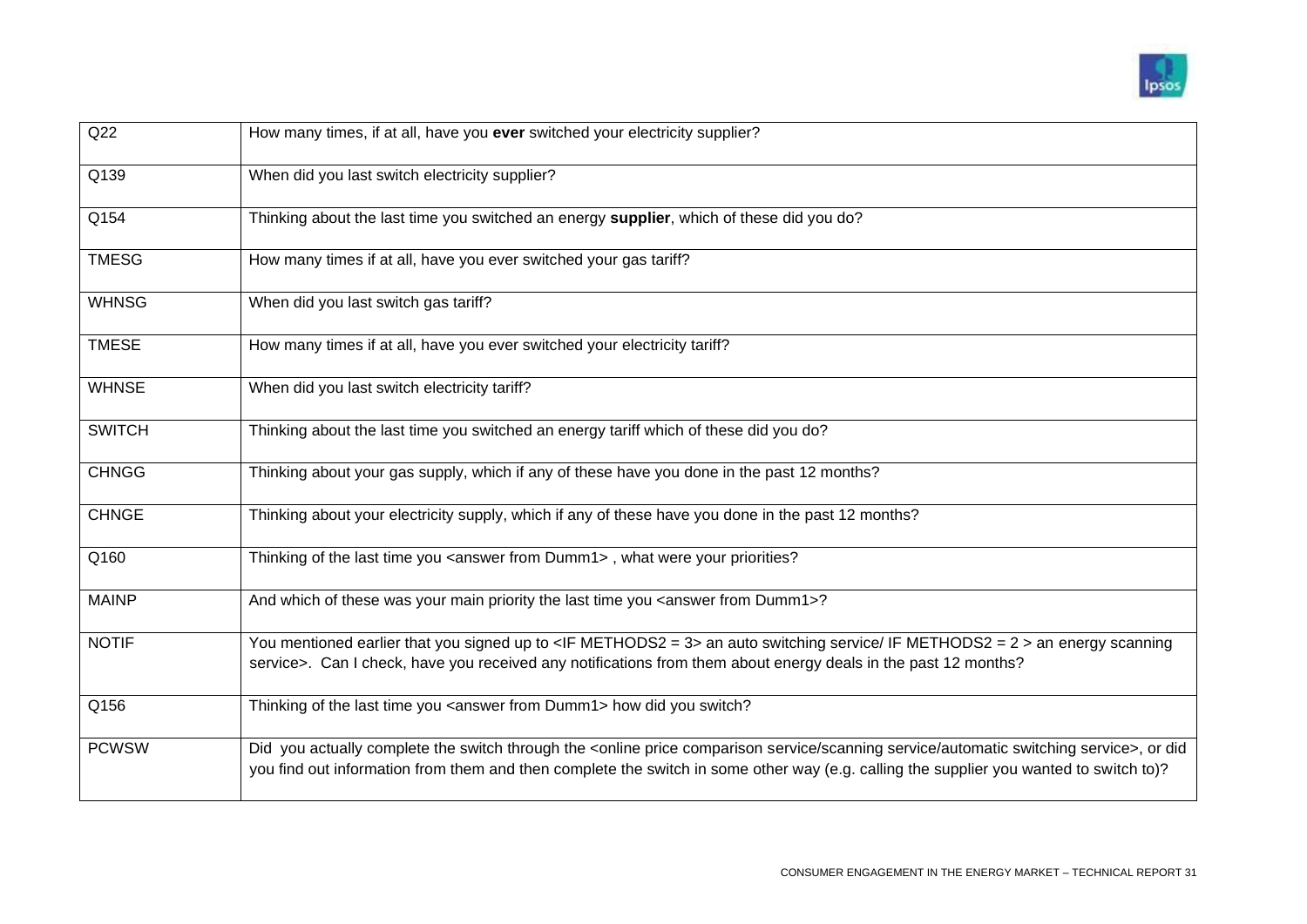| | |
|---|---|
| Q22 | How many times, if at all, have you **ever** switched your electricity supplier? |
| Q139 | When did you last switch electricity supplier? |
| Q154 | Thinking about the last time you switched an energy **supplier**, which of these did you do? |
| TMESG | How many times if at all, have you ever switched your gas tariff? |
| WHNSG | When did you last switch gas tariff? |
| TMESE | How many times if at all, have you ever switched your electricity tariff? |
| WHNSE | When did you last switch electricity tariff? |
| SWITCH | Thinking about the last time you switched an energy tariff which of these did you do? |
| CHNGG | Thinking about your gas supply, which if any of these have you done in the past 12 months? |
| CHNGE | Thinking about your electricity supply, which if any of these have you done in the past 12 months? |
| Q160 | Thinking of the last time you <answer from Dumm1> , what were your priorities? |
| MAINP | And which of these was your main priority the last time you <answer from Dumm1>? |
| NOTIF | You mentioned earlier that you signed up to <IF METHODS2 = 3> an auto switching service/ IF METHODS2 = 2 > an energy scanning service>. Can I check, have you received any notifications from them about energy deals in the past 12 months? |
| Q156 | Thinking of the last time you <answer from Dumm1> how did you switch? |
| PCWSW | Did you actually complete the switch through the <online price comparison service/scanning service/automatic switching service>, or did you find out information from them and then complete the switch in some other way (e.g. calling the supplier you wanted to switch to)? |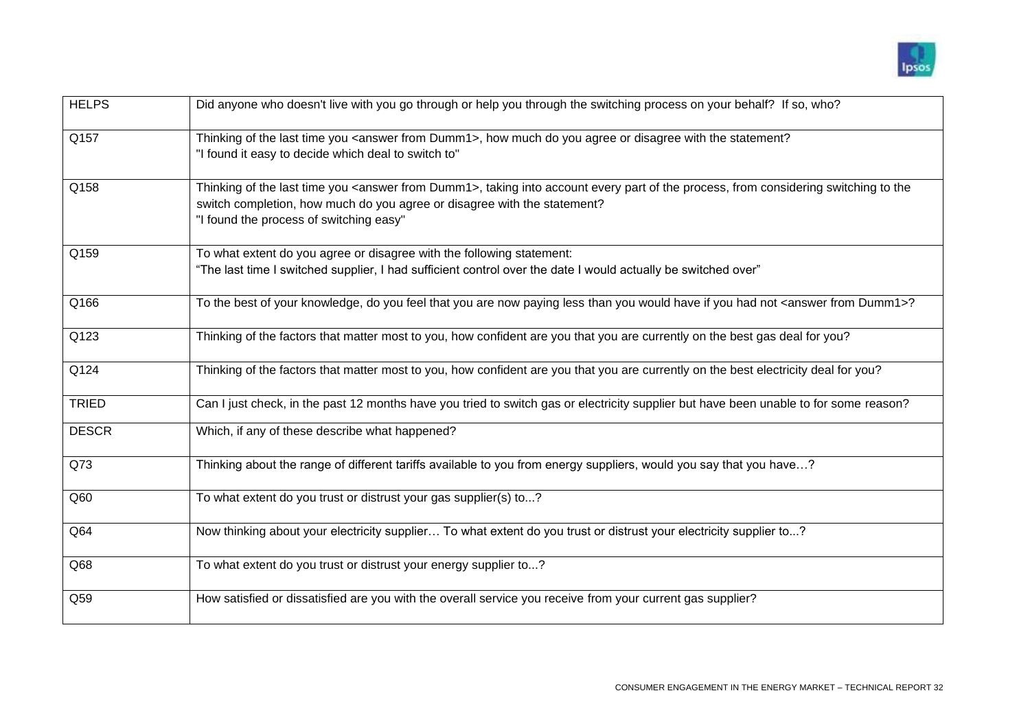| | |
|---|---|
| HELPS | Did anyone who doesn't live with you go through or help you through the switching process on your behalf? If so, who? |
| Q157 | Thinking of the last time you <answer from Dumm1>, how much do you agree or disagree with the statement?<br>"I found it easy to decide which deal to switch to" |
| Q158 | Thinking of the last time you <answer from Dumm1>, taking into account every part of the process, from considering switching to the switch completion, how much do you agree or disagree with the statement?<br>"I found the process of switching easy" |
| Q159 | To what extent do you agree or disagree with the following statement:<br>"The last time I switched supplier, I had sufficient control over the date I would actually be switched over" |
| Q166 | To the best of your knowledge, do you feel that you are now paying less than you would have if you had not <answer from Dumm1>? |
| Q123 | Thinking of the factors that matter most to you, how confident are you that you are currently on the best gas deal for you? |
| Q124 | Thinking of the factors that matter most to you, how confident are you that you are currently on the best electricity deal for you? |
| TRIED | Can I just check, in the past 12 months have you tried to switch gas or electricity supplier but have been unable to for some reason? |
| DESCR | Which, if any of these describe what happened? |
| Q73 | Thinking about the range of different tariffs available to you from energy suppliers, would you say that you have…? |
| Q60 | To what extent do you trust or distrust your gas supplier(s) to...? |
| Q64 | Now thinking about your electricity supplier… To what extent do you trust or distrust your electricity supplier to...? |
| Q68 | To what extent do you trust or distrust your energy supplier to...? |
| Q59 | How satisfied or dissatisfied are you with the overall service you receive from your current gas supplier? |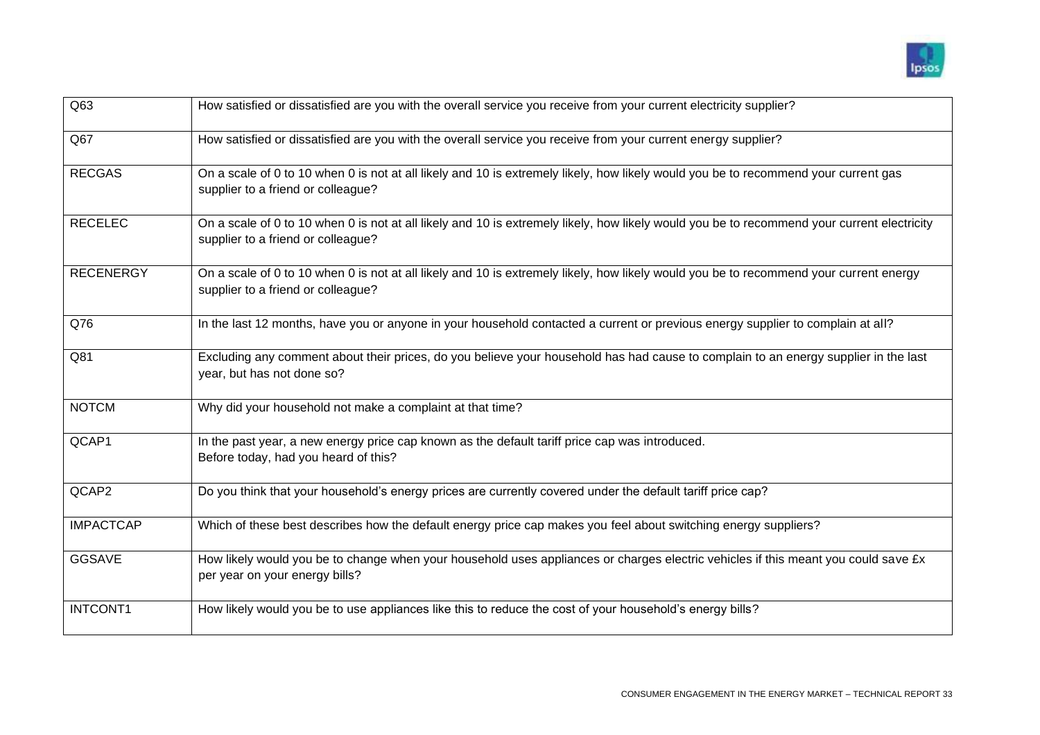| | |
|---|---|
| Q63 | How satisfied or dissatisfied are you with the overall service you receive from your current electricity supplier? |
| Q67 | How satisfied or dissatisfied are you with the overall service you receive from your current energy supplier? |
| RECGAS | On a scale of 0 to 10 when 0 is not at all likely and 10 is extremely likely, how likely would you be to recommend your current gas supplier to a friend or colleague? |
| RECELEC | On a scale of 0 to 10 when 0 is not at all likely and 10 is extremely likely, how likely would you be to recommend your current electricity supplier to a friend or colleague? |
| RECENERGY | On a scale of 0 to 10 when 0 is not at all likely and 10 is extremely likely, how likely would you be to recommend your current energy supplier to a friend or colleague? |
| Q76 | In the last 12 months, have you or anyone in your household contacted a current or previous energy supplier to complain at all? |
| Q81 | Excluding any comment about their prices, do you believe your household has had cause to complain to an energy supplier in the last year, but has not done so? |
| NOTCM | Why did your household not make a complaint at that time? |
| QCAP1 | In the past year, a new energy price cap known as the default tariff price cap was introduced. Before today, had you heard of this? |
| QCAP2 | Do you think that your household's energy prices are currently covered under the default tariff price cap? |
| IMPACTCAP | Which of these best describes how the default energy price cap makes you feel about switching energy suppliers? |
| GGSAVE | How likely would you be to change when your household uses appliances or charges electric vehicles if this meant you could save £x per year on your energy bills? |
| INTCONT1 | How likely would you be to use appliances like this to reduce the cost of your household's energy bills? |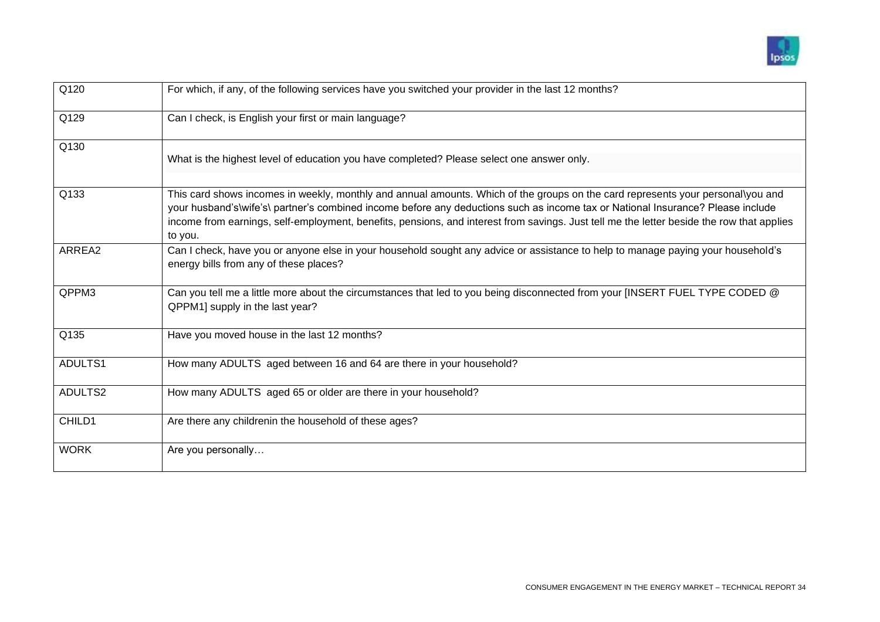| | |
|---|---|
| Q120 | For which, if any, of the following services have you switched your provider in the last 12 months? |
| Q129 | Can I check, is English your first or main language? |
| Q130 | What is the highest level of education you have completed? Please select one answer only. |
| Q133 | This card shows incomes in weekly, monthly and annual amounts. Which of the groups on the card represents your personal\you and your husband's\wife's\ partner's combined income before any deductions such as income tax or National Insurance? Please include income from earnings, self-employment, benefits, pensions, and interest from savings. Just tell me the letter beside the row that applies to you. |
| ARREA2 | Can I check, have you or anyone else in your household sought any advice or assistance to help to manage paying your household's energy bills from any of these places? |
| QPPM3 | Can you tell me a little more about the circumstances that led to you being disconnected from your [INSERT FUEL TYPE CODED @ QPPM1] supply in the last year? |
| Q135 | Have you moved house in the last 12 months? |
| ADULTS1 | How many ADULTS aged between 16 and 64 are there in your household? |
| ADULTS2 | How many ADULTS aged 65 or older are there in your household? |
| CHILD1 | Are there any childrenin the household of these ages? |
| WORK | Are you personally… |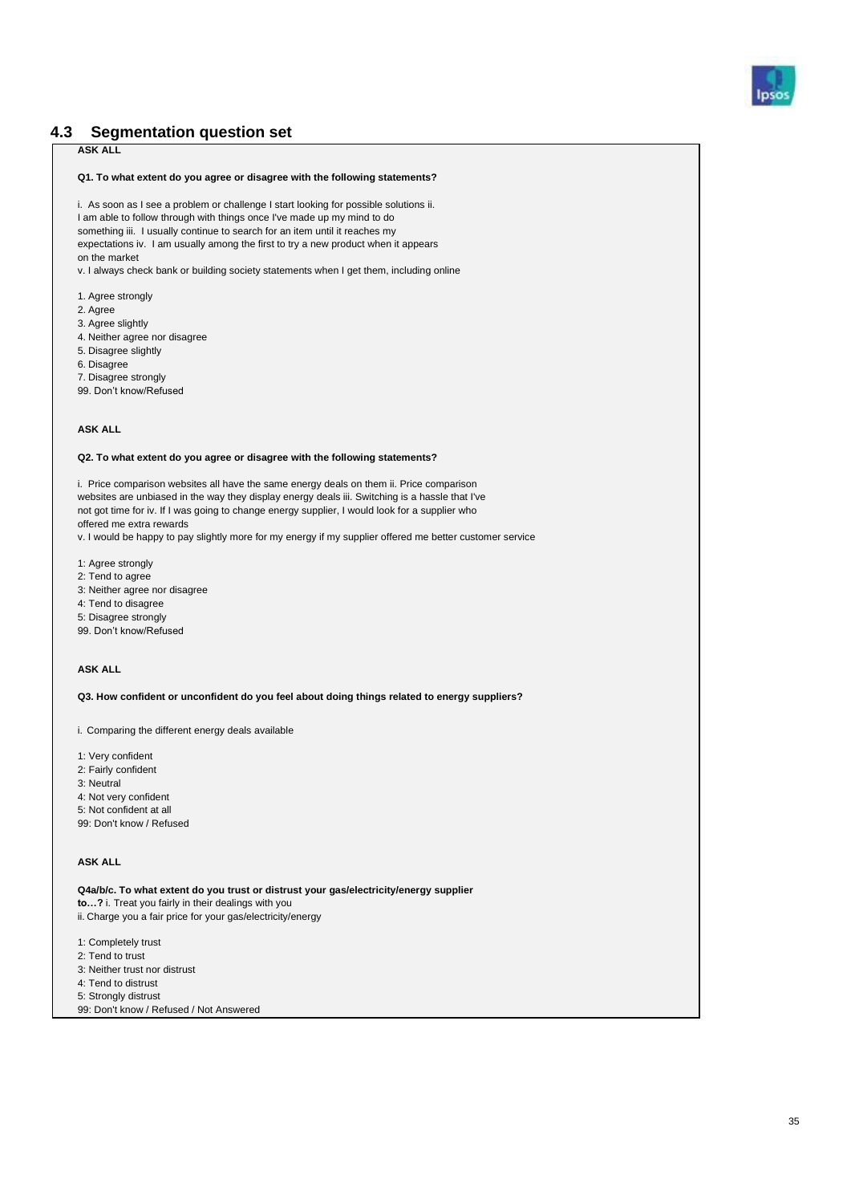## 4.3 Segmentation question set

**ASK ALL**

**Q1. To what extent do you agree or disagree with the following statements?**

i. As soon as I see a problem or challenge I start looking for possible solutions
ii. I am able to follow through with things once I've made up my mind to do something
iii. I usually continue to search for an item until it reaches my expectations
iv. I am usually among the first to try a new product when it appears on the market
v. I always check bank or building society statements when I get them, including online

1. Agree strongly
2. Agree
3. Agree slightly
4. Neither agree nor disagree
5. Disagree slightly
6. Disagree
7. Disagree strongly

99. Don't know/Refused

**ASK ALL**

**Q2. To what extent do you agree or disagree with the following statements?**

i. Price comparison websites all have the same energy deals on them
ii. Price comparison websites are unbiased in the way they display energy deals
iii. Switching is a hassle that I've not got time for
iv. If I was going to change energy supplier, I would look for a supplier who offered me extra rewards
v. I would be happy to pay slightly more for my energy if my supplier offered me better customer service

1: Agree strongly
2: Tend to agree
3: Neither agree nor disagree
4: Tend to disagree
5: Disagree strongly
99. Don't know/Refused

**ASK ALL**

**Q3. How confident or unconfident do you feel about doing things related to energy suppliers?**

i. Comparing the different energy deals available

1: Very confident
2: Fairly confident
3: Neutral
4: Not very confident
5: Not confident at all
99: Don't know / Refused

**ASK ALL**

**Q4a/b/c. To what extent do you trust or distrust your gas/electricity/energy supplier to…?**
i. Treat you fairly in their dealings with you
ii. Charge you a fair price for your gas/electricity/energy

1: Completely trust
2: Tend to trust
3: Neither trust nor distrust
4: Tend to distrust
5: Strongly distrust
99: Don't know / Refused / Not Answered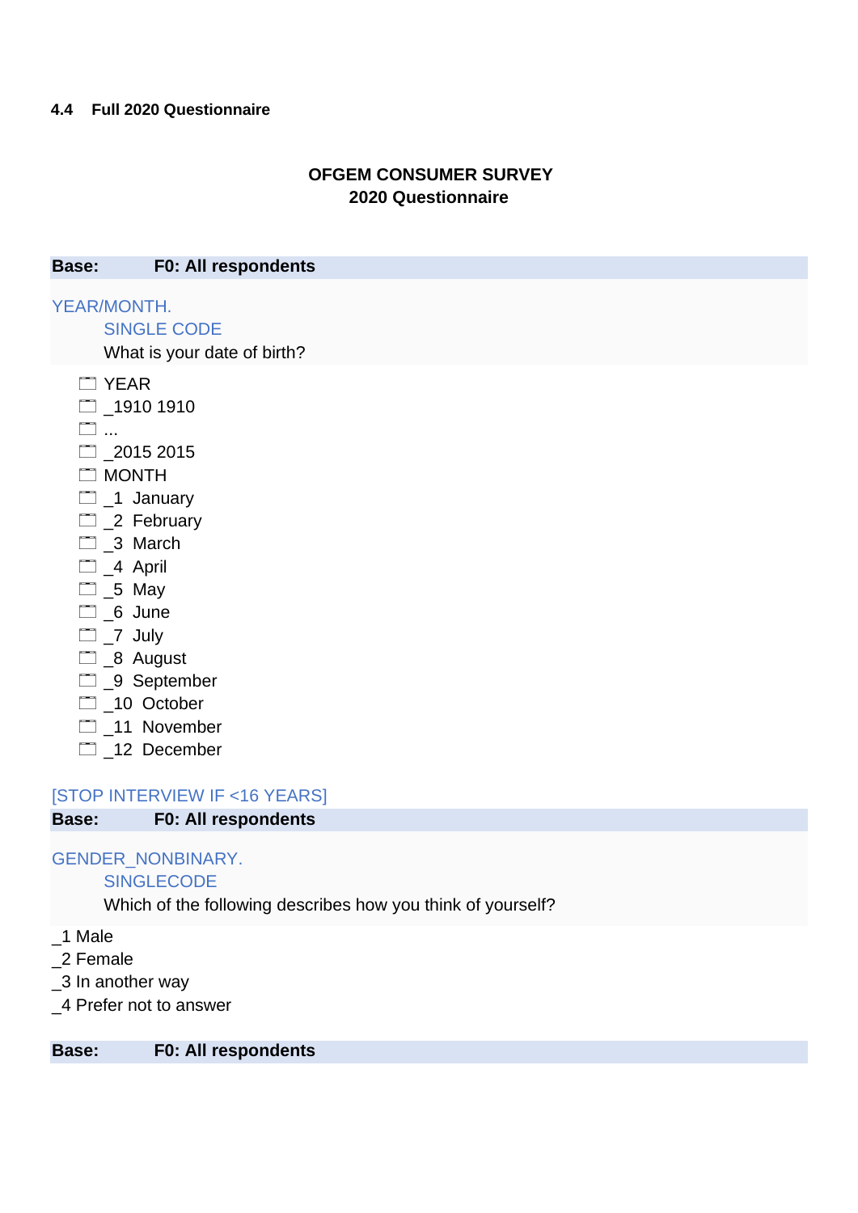### 4.4 Full 2020 Questionnaire

**OFGEM CONSUMER SURVEY**
**2020 Questionnaire**

**Base: F0: All respondents**

YEAR/MONTH.
SINGLE CODE
What is your date of birth?

- YEAR
- _1910 1910
- ...
- _2015 2015
- MONTH
- _1 January
- _2 February
- _3 March
- _4 April
- _5 May
- _6 June
- _7 July
- _8 August
- _9 September
- _10 October
- _11 November
- _12 December

[STOP INTERVIEW IF <16 YEARS]

**Base: F0: All respondents**

GENDER_NONBINARY.
SINGLECODE
Which of the following describes how you think of yourself?

_1 Male
_2 Female
_3 In another way
_4 Prefer not to answer

**Base: F0: All respondents**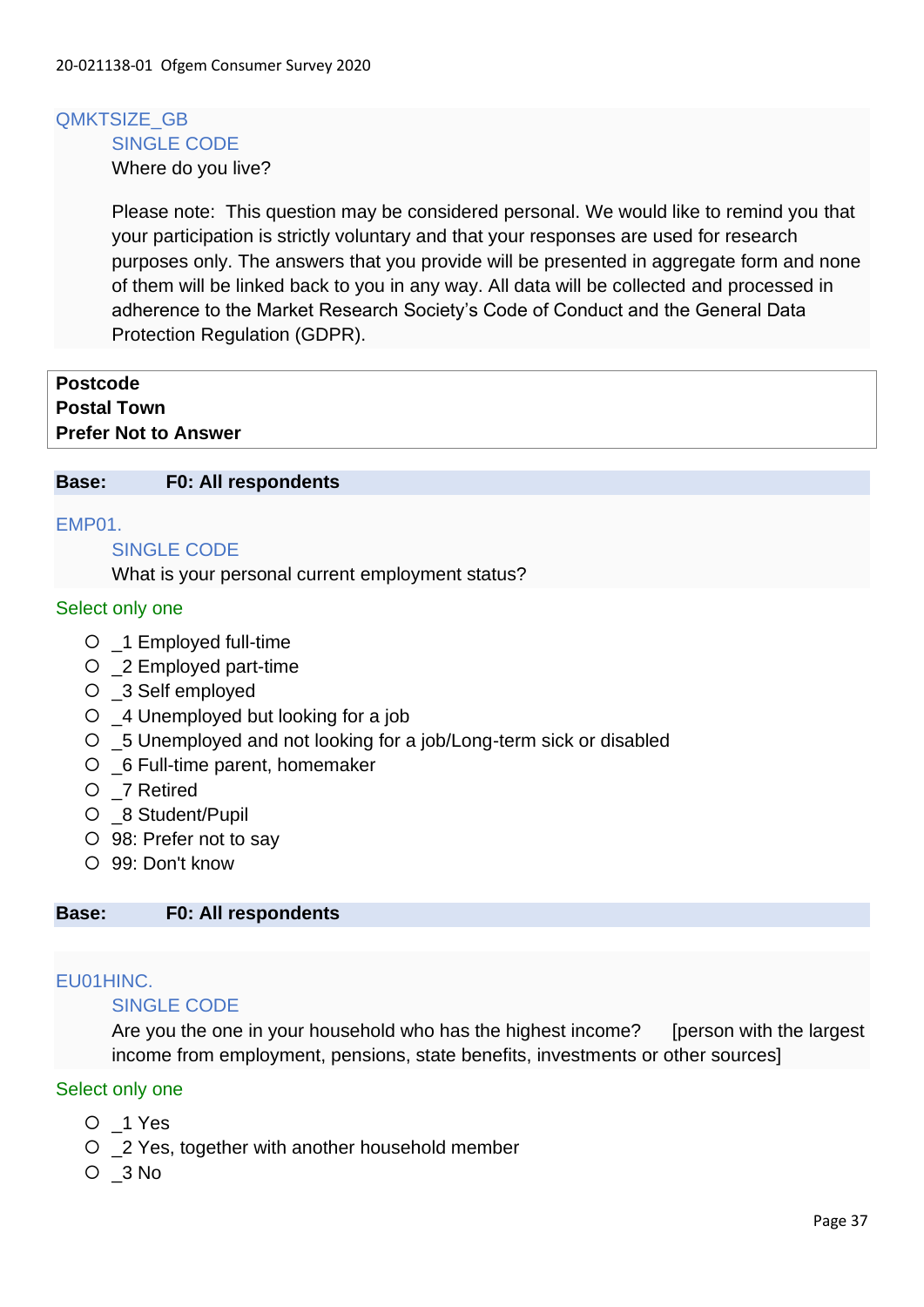QMKTSIZE_GB

SINGLE CODE

Where do you live?

Please note: This question may be considered personal. We would like to remind you that your participation is strictly voluntary and that your responses are used for research purposes only. The answers that you provide will be presented in aggregate form and none of them will be linked back to you in any way. All data will be collected and processed in adherence to the Market Research Society's Code of Conduct and the General Data Protection Regulation (GDPR).

**Postcode**
**Postal Town**
**Prefer Not to Answer**

**Base: F0: All respondents**

EMP01.

SINGLE CODE

What is your personal current employment status?

Select only one

- _1 Employed full-time
- _2 Employed part-time
- _3 Self employed
- _4 Unemployed but looking for a job
- _5 Unemployed and not looking for a job/Long-term sick or disabled
- _6 Full-time parent, homemaker
- _7 Retired
- _8 Student/Pupil
- 98: Prefer not to say
- 99: Don't know

**Base: F0: All respondents**

EU01HINC.

SINGLE CODE

Are you the one in your household who has the highest income? [person with the largest income from employment, pensions, state benefits, investments or other sources]

Select only one

- _1 Yes
- _2 Yes, together with another household member
- _3 No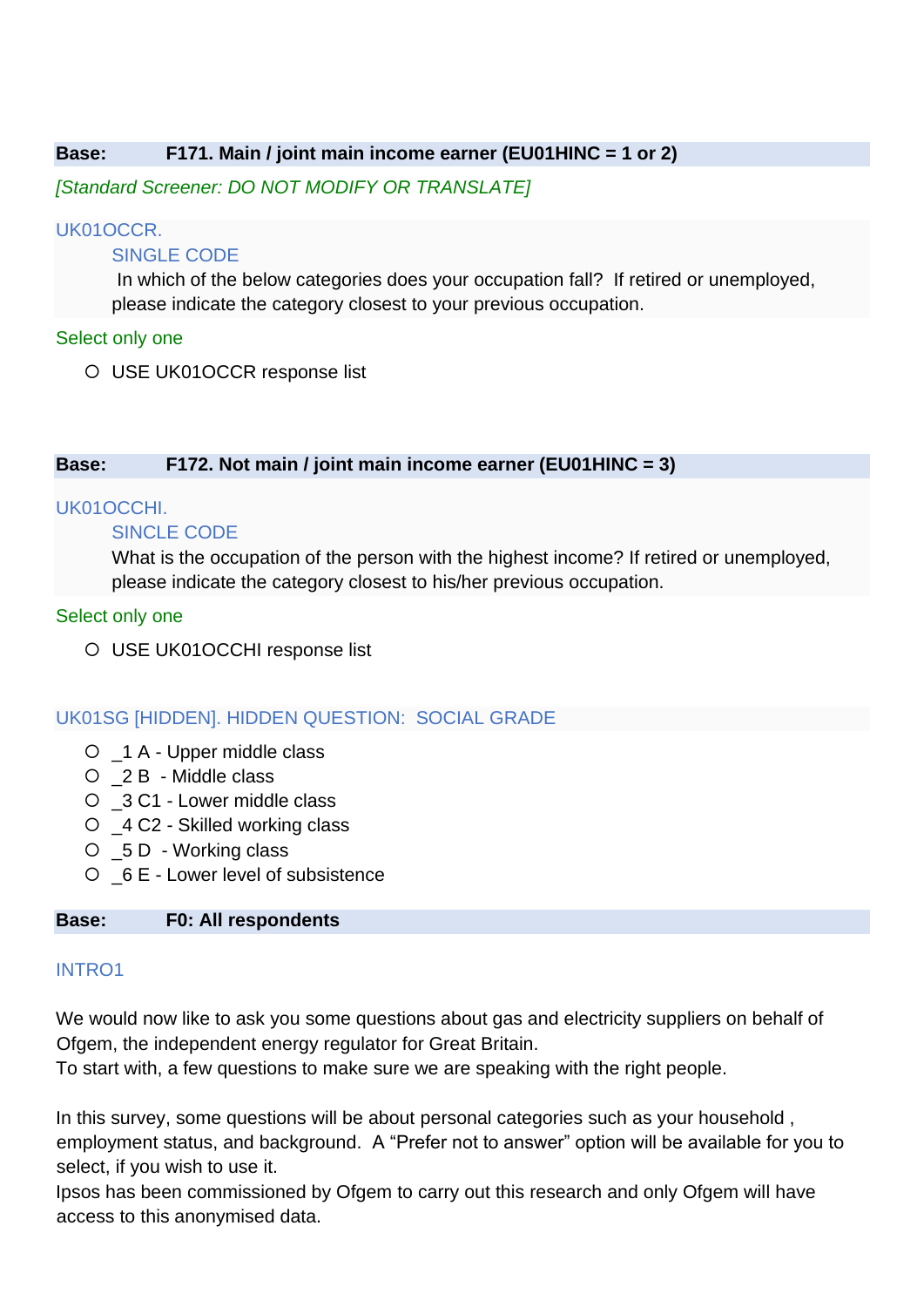**Base: F171. Main / joint main income earner (EU01HINC = 1 or 2)**

*[Standard Screener: DO NOT MODIFY OR TRANSLATE]*

UK01OCCR.

SINGLE CODE

In which of the below categories does your occupation fall? If retired or unemployed, please indicate the category closest to your previous occupation.

Select only one

- ○ USE UK01OCCR response list

**Base: F172. Not main / joint main income earner (EU01HINC = 3)**

UK01OCCHI.

SINCLE CODE

What is the occupation of the person with the highest income? If retired or unemployed, please indicate the category closest to his/her previous occupation.

Select only one

- ○ USE UK01OCCHI response list

UK01SG [HIDDEN]. HIDDEN QUESTION: SOCIAL GRADE

- ○ _1 A - Upper middle class
- ○ _2 B - Middle class
- ○ _3 C1 - Lower middle class
- ○ _4 C2 - Skilled working class
- ○ _5 D - Working class
- ○ _6 E - Lower level of subsistence

**Base: F0: All respondents**

INTRO1

We would now like to ask you some questions about gas and electricity suppliers on behalf of Ofgem, the independent energy regulator for Great Britain.
To start with, a few questions to make sure we are speaking with the right people.

In this survey, some questions will be about personal categories such as your household , employment status, and background. A "Prefer not to answer" option will be available for you to select, if you wish to use it.
Ipsos has been commissioned by Ofgem to carry out this research and only Ofgem will have access to this anonymised data.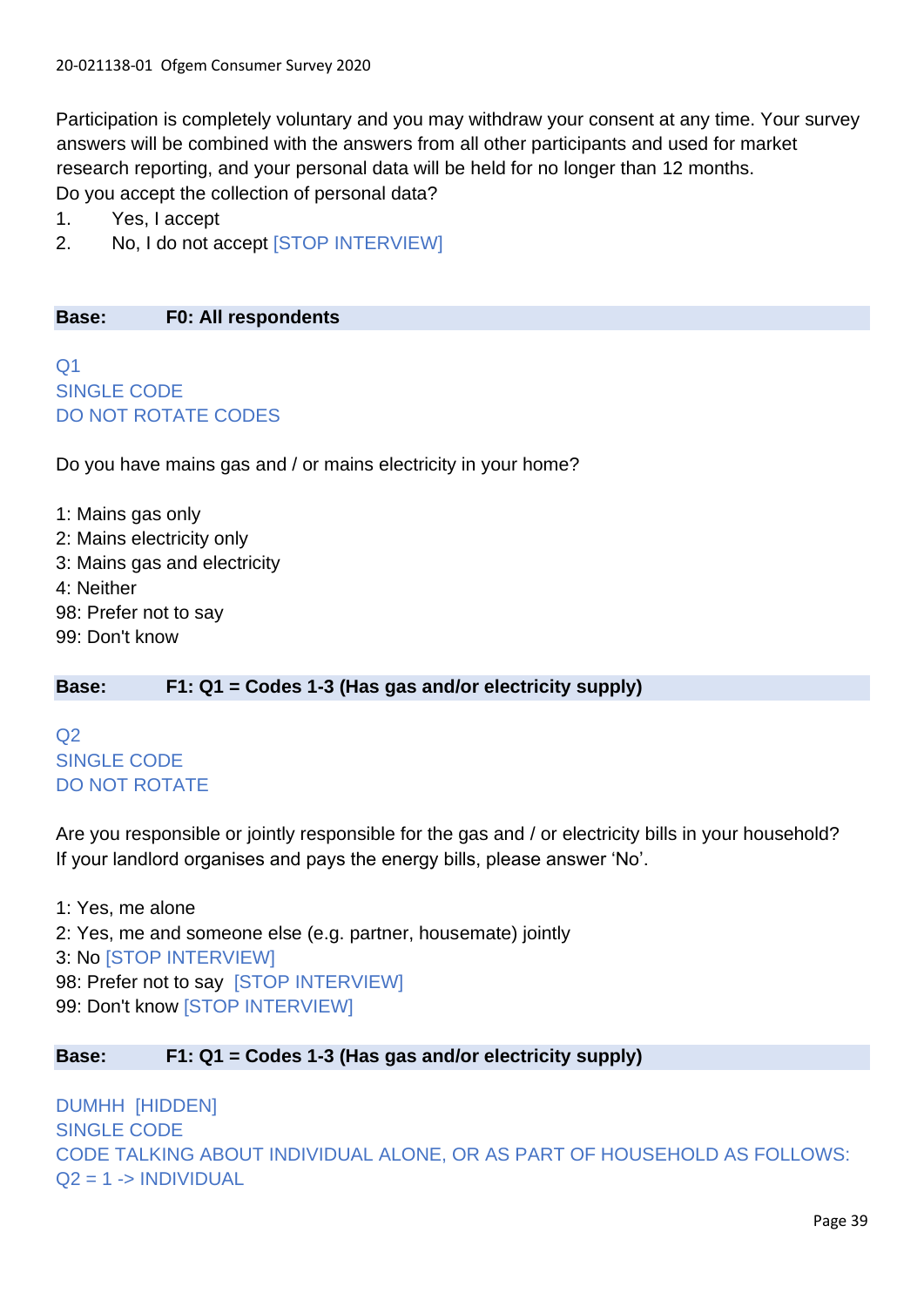Participation is completely voluntary and you may withdraw your consent at any time. Your survey answers will be combined with the answers from all other participants and used for market research reporting, and your personal data will be held for no longer than 12 months.
Do you accept the collection of personal data?

1. Yes, I accept
2. No, I do not accept [STOP INTERVIEW]

**Base: F0: All respondents**

Q1
SINGLE CODE
DO NOT ROTATE CODES

Do you have mains gas and / or mains electricity in your home?

1: Mains gas only
2: Mains electricity only
3: Mains gas and electricity
4: Neither
98: Prefer not to say
99: Don't know

**Base: F1: Q1 = Codes 1-3 (Has gas and/or electricity supply)**

Q2
SINGLE CODE
DO NOT ROTATE

Are you responsible or jointly responsible for the gas and / or electricity bills in your household?
If your landlord organises and pays the energy bills, please answer 'No'.

1: Yes, me alone
2: Yes, me and someone else (e.g. partner, housemate) jointly
3: No [STOP INTERVIEW]
98: Prefer not to say [STOP INTERVIEW]
99: Don't know [STOP INTERVIEW]

**Base: F1: Q1 = Codes 1-3 (Has gas and/or electricity supply)**

DUMHH [HIDDEN]
SINGLE CODE
CODE TALKING ABOUT INDIVIDUAL ALONE, OR AS PART OF HOUSEHOLD AS FOLLOWS:
Q2 = 1 -> INDIVIDUAL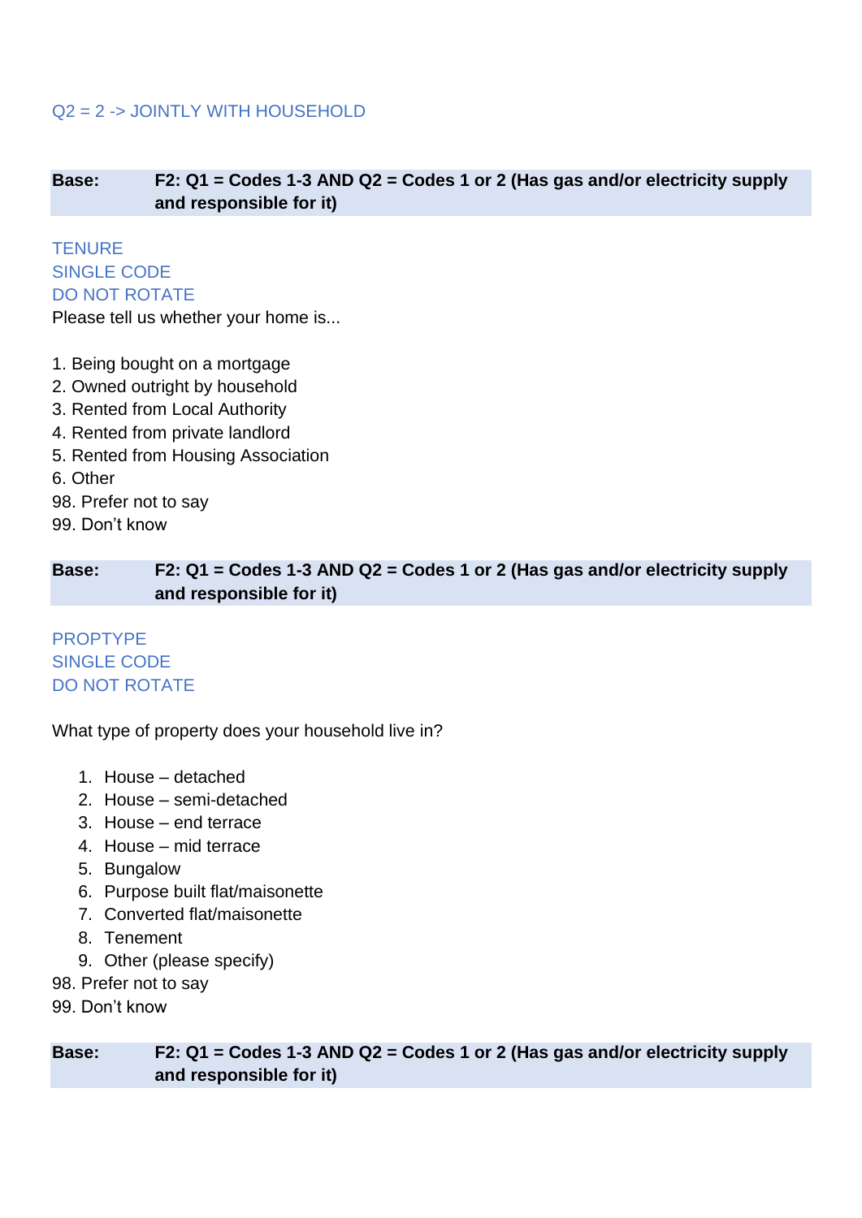Q2 = 2 -> JOINTLY WITH HOUSEHOLD

| **Base:** | **F2: Q1 = Codes 1-3 AND Q2 = Codes 1 or 2 (Has gas and/or electricity supply and responsible for it)** |
|---|---|

TENURE
SINGLE CODE
DO NOT ROTATE
Please tell us whether your home is...

1. Being bought on a mortgage
2. Owned outright by household
3. Rented from Local Authority
4. Rented from private landlord
5. Rented from Housing Association
6. Other
98. Prefer not to say
99. Don't know

| **Base:** | **F2: Q1 = Codes 1-3 AND Q2 = Codes 1 or 2 (Has gas and/or electricity supply and responsible for it)** |
|---|---|

PROPTYPE
SINGLE CODE
DO NOT ROTATE

What type of property does your household live in?

1. House – detached
2. House – semi-detached
3. House – end terrace
4. House – mid terrace
5. Bungalow
6. Purpose built flat/maisonette
7. Converted flat/maisonette
8. Tenement
9. Other (please specify)
98. Prefer not to say
99. Don't know

| **Base:** | **F2: Q1 = Codes 1-3 AND Q2 = Codes 1 or 2 (Has gas and/or electricity supply and responsible for it)** |
|---|---|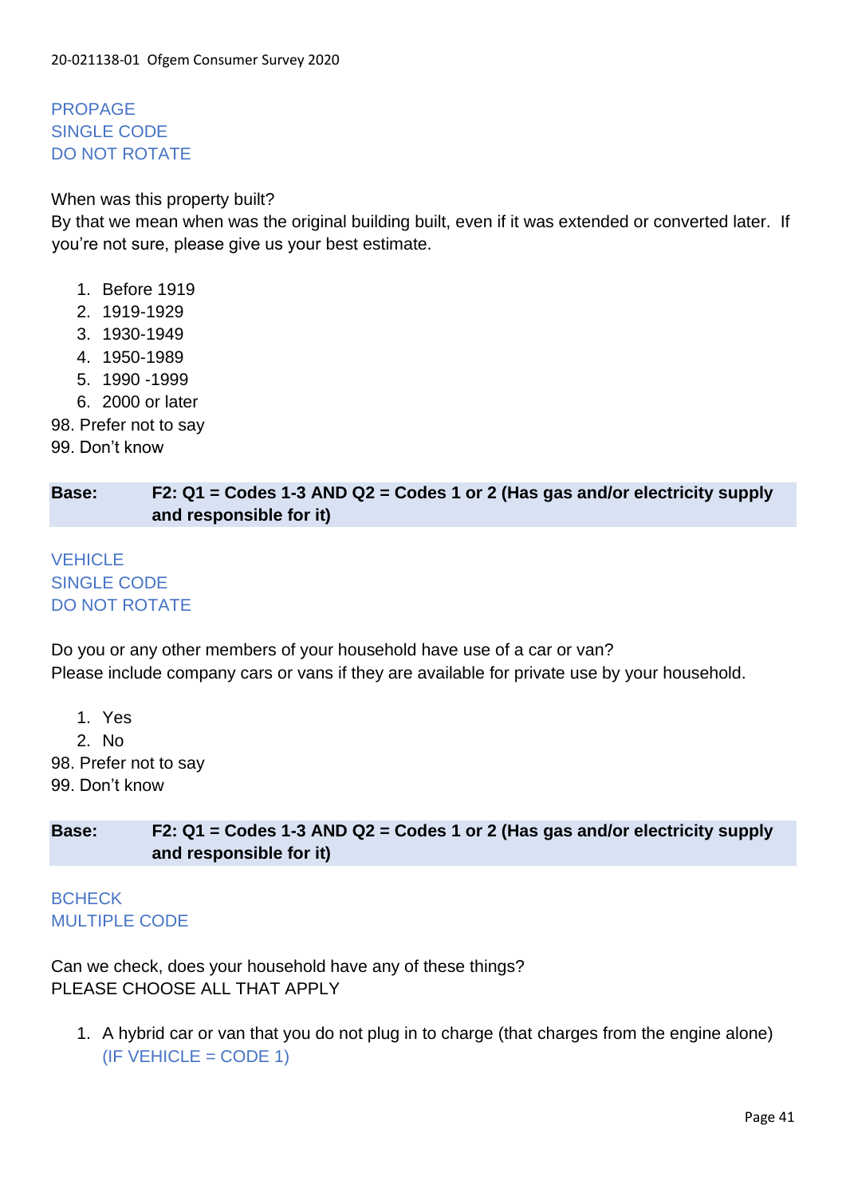PROPAGE
SINGLE CODE
DO NOT ROTATE

When was this property built?
By that we mean when was the original building built, even if it was extended or converted later. If you're not sure, please give us your best estimate.

1. Before 1919
2. 1919-1929
3. 1930-1949
4. 1950-1989
5. 1990 -1999
6. 2000 or later

98. Prefer not to say
99. Don't know

| **Base:** | **F2: Q1 = Codes 1-3 AND Q2 = Codes 1 or 2 (Has gas and/or electricity supply and responsible for it)** |
|---|---|

VEHICLE
SINGLE CODE
DO NOT ROTATE

Do you or any other members of your household have use of a car or van?
Please include company cars or vans if they are available for private use by your household.

1. Yes
2. No

98. Prefer not to say
99. Don't know

| **Base:** | **F2: Q1 = Codes 1-3 AND Q2 = Codes 1 or 2 (Has gas and/or electricity supply and responsible for it)** |
|---|---|

BCHECK
MULTIPLE CODE

Can we check, does your household have any of these things?
PLEASE CHOOSE ALL THAT APPLY

1. A hybrid car or van that you do not plug in to charge (that charges from the engine alone) (IF VEHICLE = CODE 1)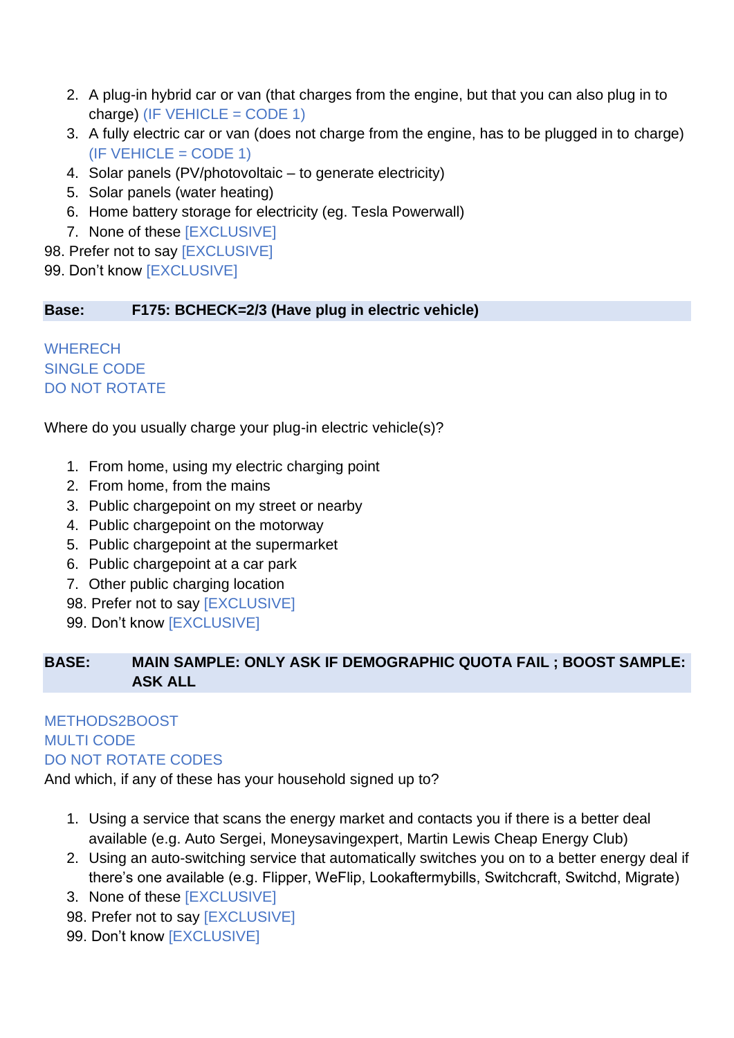2. A plug-in hybrid car or van (that charges from the engine, but that you can also plug in to charge) (IF VEHICLE = CODE 1)
3. A fully electric car or van (does not charge from the engine, has to be plugged in to charge) (IF VEHICLE = CODE 1)
4. Solar panels (PV/photovoltaic – to generate electricity)
5. Solar panels (water heating)
6. Home battery storage for electricity (eg. Tesla Powerwall)
7. None of these [EXCLUSIVE]

98. Prefer not to say [EXCLUSIVE]
99. Don't know [EXCLUSIVE]

| Base: | F175: BCHECK=2/3 (Have plug in electric vehicle) |
|---|---|

WHERECH
SINGLE CODE
DO NOT ROTATE

Where do you usually charge your plug-in electric vehicle(s)?

1. From home, using my electric charging point
2. From home, from the mains
3. Public chargepoint on my street or nearby
4. Public chargepoint on the motorway
5. Public chargepoint at the supermarket
6. Public chargepoint at a car park
7. Other public charging location
98. Prefer not to say [EXCLUSIVE]
99. Don't know [EXCLUSIVE]

| BASE: | MAIN SAMPLE: ONLY ASK IF DEMOGRAPHIC QUOTA FAIL ; BOOST SAMPLE: ASK ALL |
|---|---|

METHODS2BOOST
MULTI CODE
DO NOT ROTATE CODES
And which, if any of these has your household signed up to?

1. Using a service that scans the energy market and contacts you if there is a better deal available (e.g. Auto Sergei, Moneysavingexpert, Martin Lewis Cheap Energy Club)
2. Using an auto-switching service that automatically switches you on to a better energy deal if there's one available (e.g. Flipper, WeFlip, Lookaftermybills, Switchcraft, Switchd, Migrate)
3. None of these [EXCLUSIVE]
98. Prefer not to say [EXCLUSIVE]
99. Don't know [EXCLUSIVE]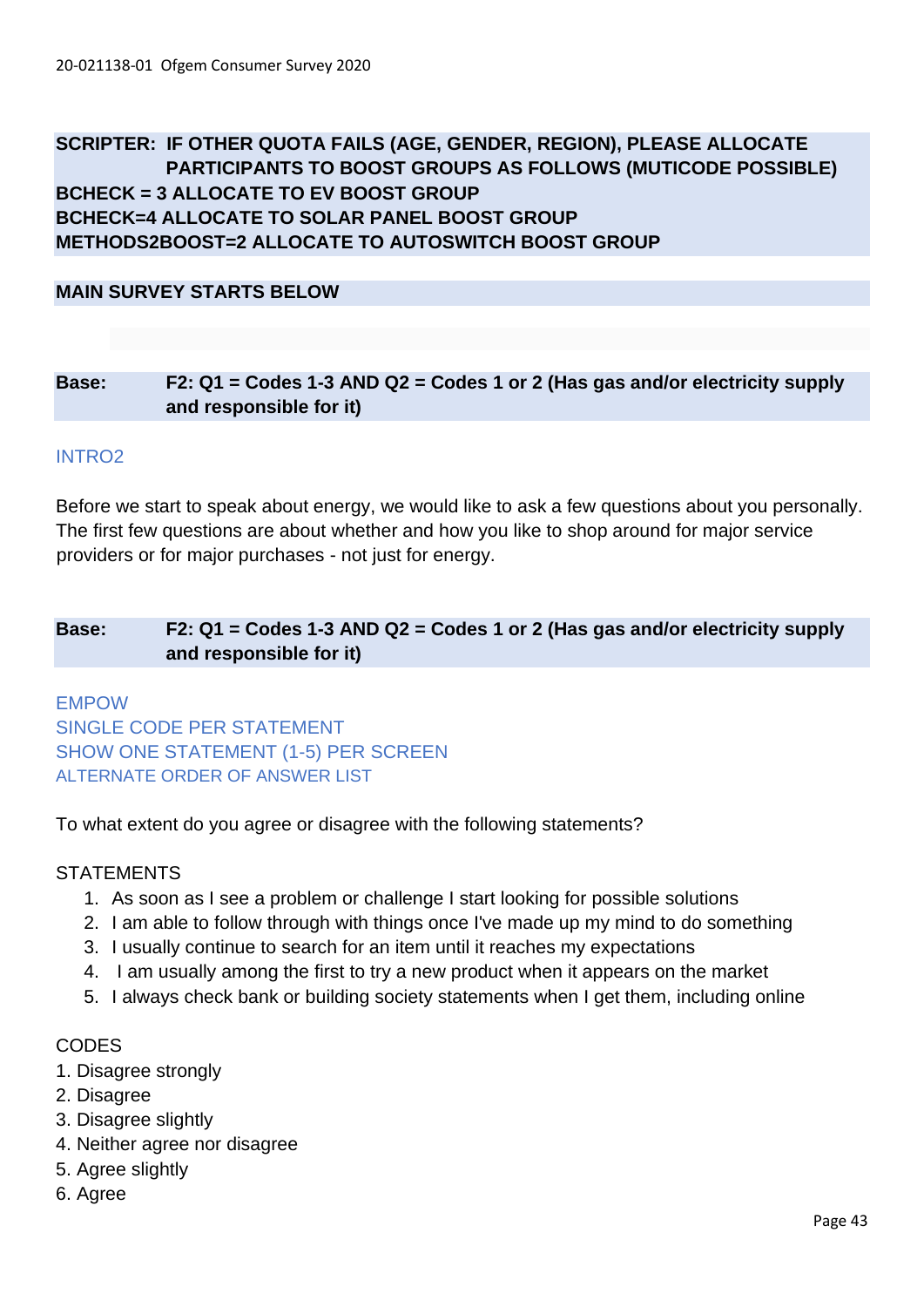**SCRIPTER: IF OTHER QUOTA FAILS (AGE, GENDER, REGION), PLEASE ALLOCATE PARTICIPANTS TO BOOST GROUPS AS FOLLOWS (MUTICODE POSSIBLE)**
**BCHECK = 3 ALLOCATE TO EV BOOST GROUP**
**BCHECK=4 ALLOCATE TO SOLAR PANEL BOOST GROUP**
**METHODS2BOOST=2 ALLOCATE TO AUTOSWITCH BOOST GROUP**

**MAIN SURVEY STARTS BELOW**

**Base: F2: Q1 = Codes 1-3 AND Q2 = Codes 1 or 2 (Has gas and/or electricity supply and responsible for it)**

INTRO2

Before we start to speak about energy, we would like to ask a few questions about you personally. The first few questions are about whether and how you like to shop around for major service providers or for major purchases - not just for energy.

**Base: F2: Q1 = Codes 1-3 AND Q2 = Codes 1 or 2 (Has gas and/or electricity supply and responsible for it)**

EMPOW
SINGLE CODE PER STATEMENT
SHOW ONE STATEMENT (1-5) PER SCREEN
ALTERNATE ORDER OF ANSWER LIST

To what extent do you agree or disagree with the following statements?

STATEMENTS

1. As soon as I see a problem or challenge I start looking for possible solutions
2. I am able to follow through with things once I've made up my mind to do something
3. I usually continue to search for an item until it reaches my expectations
4. I am usually among the first to try a new product when it appears on the market
5. I always check bank or building society statements when I get them, including online

CODES

1. Disagree strongly
2. Disagree
3. Disagree slightly
4. Neither agree nor disagree
5. Agree slightly
6. Agree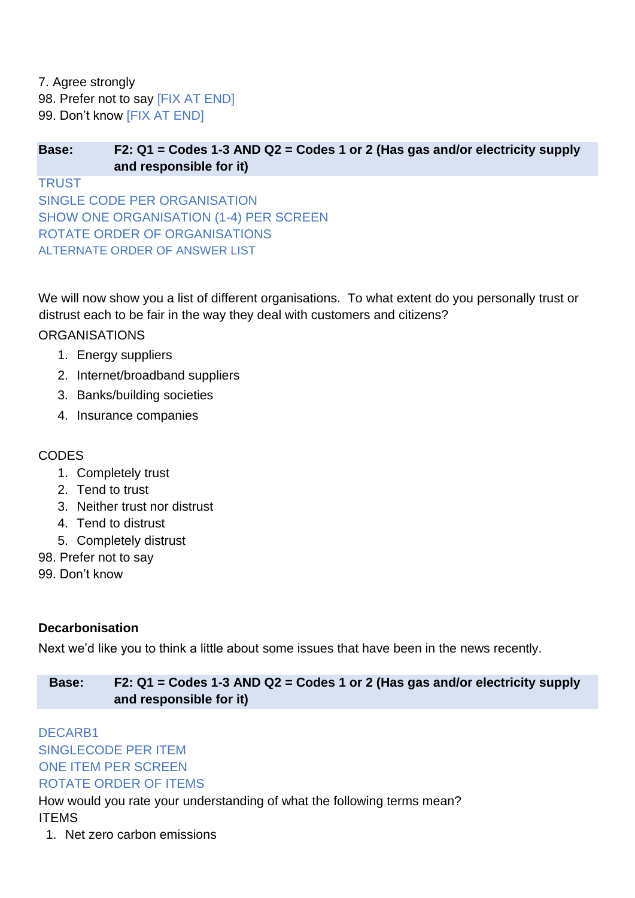7. Agree strongly
98. Prefer not to say [FIX AT END]
99. Don't know [FIX AT END]

| **Base:** | **F2: Q1 = Codes 1-3 AND Q2 = Codes 1 or 2 (Has gas and/or electricity supply and responsible for it)** |
|---|---|

TRUST
SINGLE CODE PER ORGANISATION
SHOW ONE ORGANISATION (1-4) PER SCREEN
ROTATE ORDER OF ORGANISATIONS
ALTERNATE ORDER OF ANSWER LIST

We will now show you a list of different organisations. To what extent do you personally trust or distrust each to be fair in the way they deal with customers and citizens?

ORGANISATIONS

1. Energy suppliers
2. Internet/broadband suppliers
3. Banks/building societies
4. Insurance companies

CODES

1. Completely trust
2. Tend to trust
3. Neither trust nor distrust
4. Tend to distrust
5. Completely distrust

98. Prefer not to say
99. Don't know

**Decarbonisation**

Next we'd like you to think a little about some issues that have been in the news recently.

| **Base:** | **F2: Q1 = Codes 1-3 AND Q2 = Codes 1 or 2 (Has gas and/or electricity supply and responsible for it)** |
|---|---|

DECARB1
SINGLECODE PER ITEM
ONE ITEM PER SCREEN
ROTATE ORDER OF ITEMS

How would you rate your understanding of what the following terms mean?

ITEMS

1. Net zero carbon emissions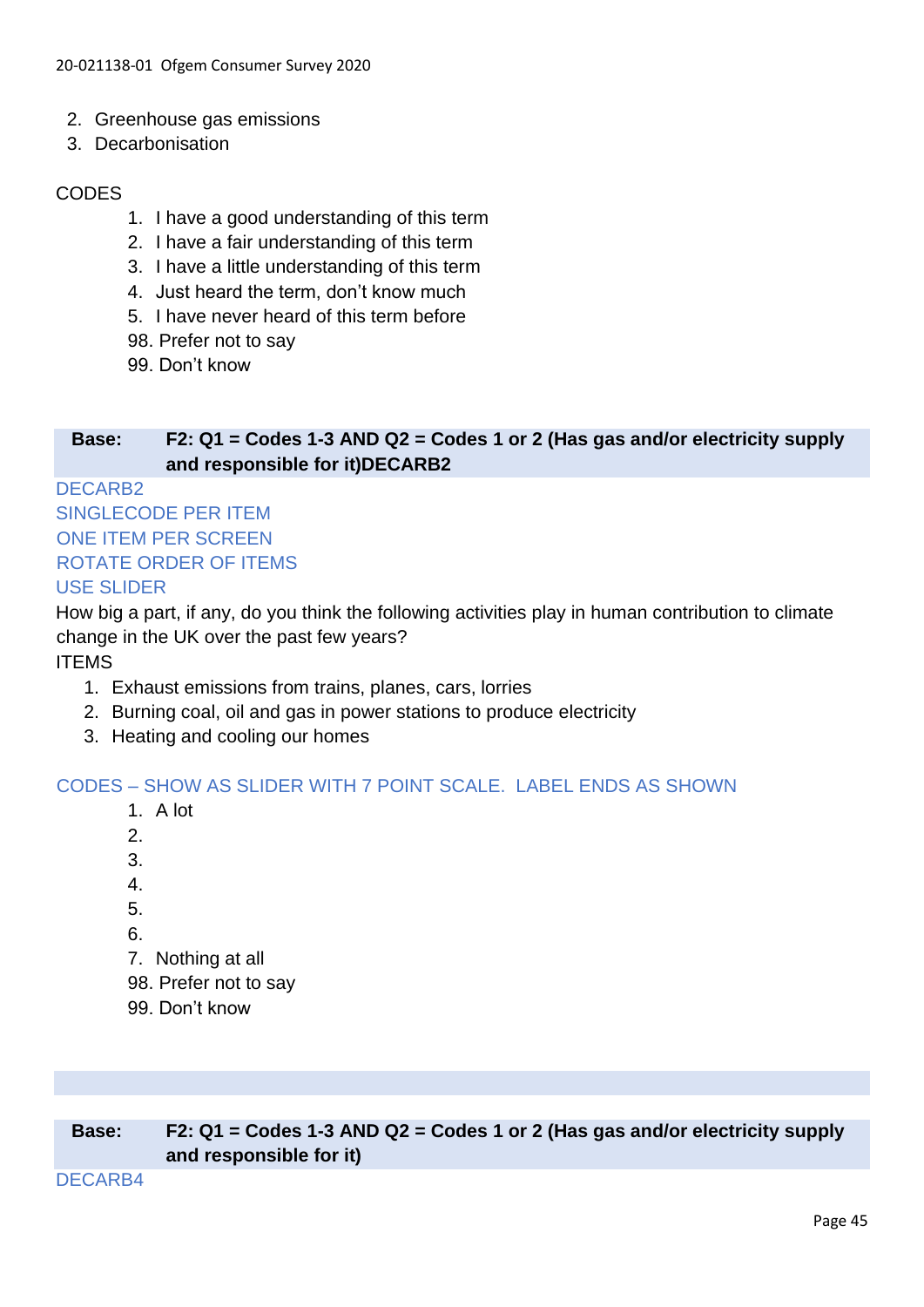2. Greenhouse gas emissions
3. Decarbonisation

CODES

1. I have a good understanding of this term
2. I have a fair understanding of this term
3. I have a little understanding of this term
4. Just heard the term, don't know much
5. I have never heard of this term before

98. Prefer not to say
99. Don't know

| **Base:** | **F2: Q1 = Codes 1-3 AND Q2 = Codes 1 or 2 (Has gas and/or electricity supply and responsible for it)DECARB2** |
|---|---|

DECARB2
SINGLECODE PER ITEM
ONE ITEM PER SCREEN
ROTATE ORDER OF ITEMS
USE SLIDER

How big a part, if any, do you think the following activities play in human contribution to climate change in the UK over the past few years?

ITEMS

1. Exhaust emissions from trains, planes, cars, lorries
2. Burning coal, oil and gas in power stations to produce electricity
3. Heating and cooling our homes

CODES – SHOW AS SLIDER WITH 7 POINT SCALE. LABEL ENDS AS SHOWN

1. A lot
2. 
3. 
4. 
5. 
6. 
7. Nothing at all

98. Prefer not to say
99. Don't know

| **Base:** | **F2: Q1 = Codes 1-3 AND Q2 = Codes 1 or 2 (Has gas and/or electricity supply and responsible for it)** |
|---|---|

DECARB4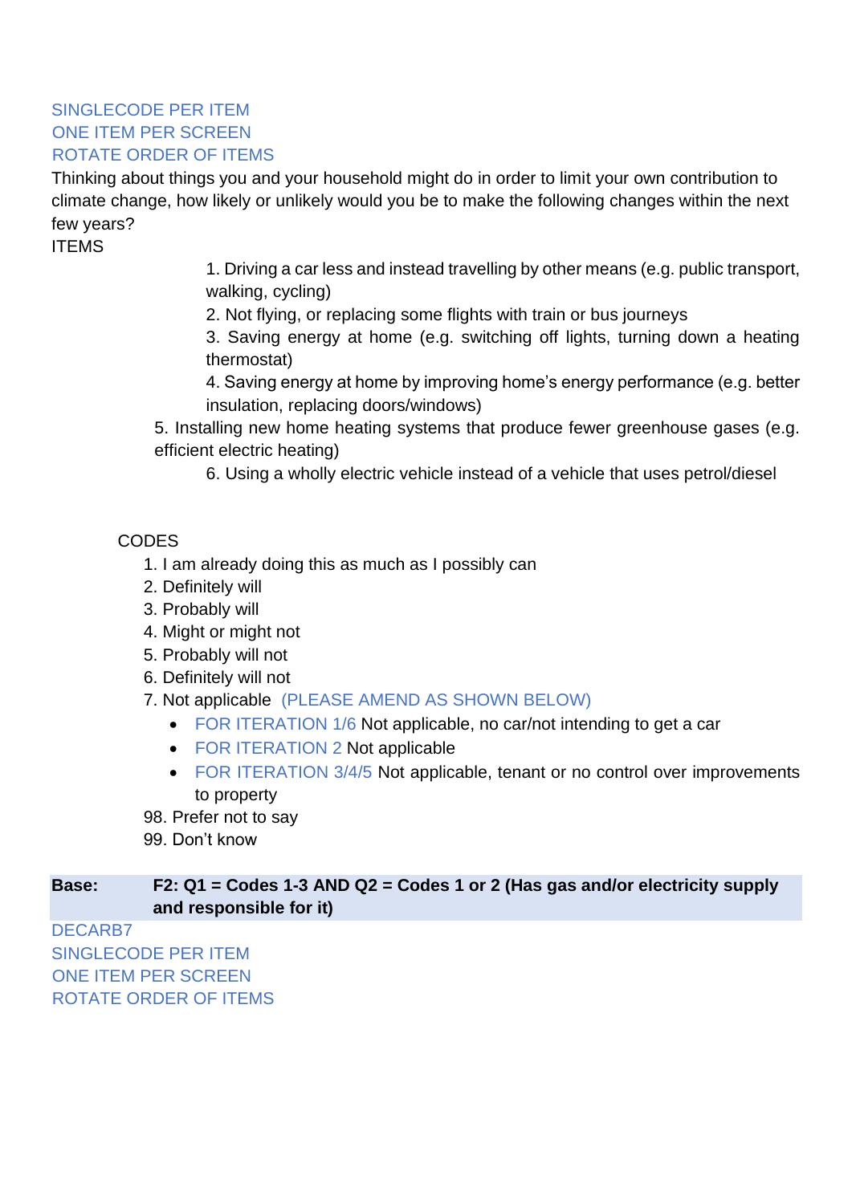SINGLECODE PER ITEM
ONE ITEM PER SCREEN
ROTATE ORDER OF ITEMS

Thinking about things you and your household might do in order to limit your own contribution to climate change, how likely or unlikely would you be to make the following changes within the next few years?

ITEMS

1. Driving a car less and instead travelling by other means (e.g. public transport, walking, cycling)
2. Not flying, or replacing some flights with train or bus journeys
3. Saving energy at home (e.g. switching off lights, turning down a heating thermostat)
4. Saving energy at home by improving home's energy performance (e.g. better insulation, replacing doors/windows)
5. Installing new home heating systems that produce fewer greenhouse gases (e.g. efficient electric heating)
6. Using a wholly electric vehicle instead of a vehicle that uses petrol/diesel

CODES

1. I am already doing this as much as I possibly can
2. Definitely will
3. Probably will
4. Might or might not
5. Probably will not
6. Definitely will not
7. Not applicable (PLEASE AMEND AS SHOWN BELOW)
   - FOR ITERATION 1/6 Not applicable, no car/not intending to get a car
   - FOR ITERATION 2 Not applicable
   - FOR ITERATION 3/4/5 Not applicable, tenant or no control over improvements to property

98. Prefer not to say
99. Don't know

| **Base:** | **F2: Q1 = Codes 1-3 AND Q2 = Codes 1 or 2 (Has gas and/or electricity supply and responsible for it)** |
|---|---|

DECARB7
SINGLECODE PER ITEM
ONE ITEM PER SCREEN
ROTATE ORDER OF ITEMS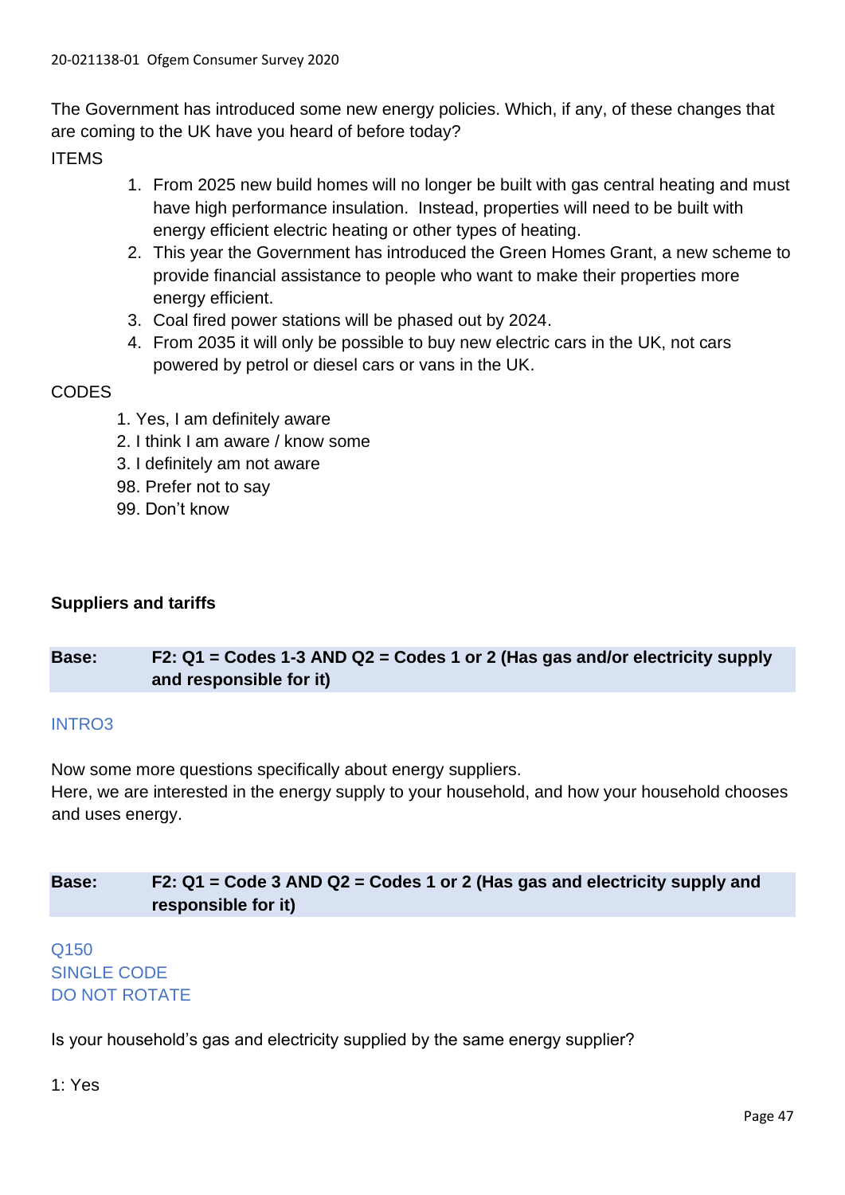The Government has introduced some new energy policies. Which, if any, of these changes that are coming to the UK have you heard of before today?

ITEMS

1. From 2025 new build homes will no longer be built with gas central heating and must have high performance insulation. Instead, properties will need to be built with energy efficient electric heating or other types of heating.
2. This year the Government has introduced the Green Homes Grant, a new scheme to provide financial assistance to people who want to make their properties more energy efficient.
3. Coal fired power stations will be phased out by 2024.
4. From 2035 it will only be possible to buy new electric cars in the UK, not cars powered by petrol or diesel cars or vans in the UK.

CODES

1. Yes, I am definitely aware
2. I think I am aware / know some
3. I definitely am not aware

98. Prefer not to say
99. Don't know

**Suppliers and tariffs**

| **Base:** | **F2: Q1 = Codes 1-3 AND Q2 = Codes 1 or 2 (Has gas and/or electricity supply and responsible for it)** |
|---|---|

INTRO3

Now some more questions specifically about energy suppliers.
Here, we are interested in the energy supply to your household, and how your household chooses and uses energy.

| **Base:** | **F2: Q1 = Code 3 AND Q2 = Codes 1 or 2 (Has gas and electricity supply and responsible for it)** |
|---|---|

Q150
SINGLE CODE
DO NOT ROTATE

Is your household's gas and electricity supplied by the same energy supplier?

1: Yes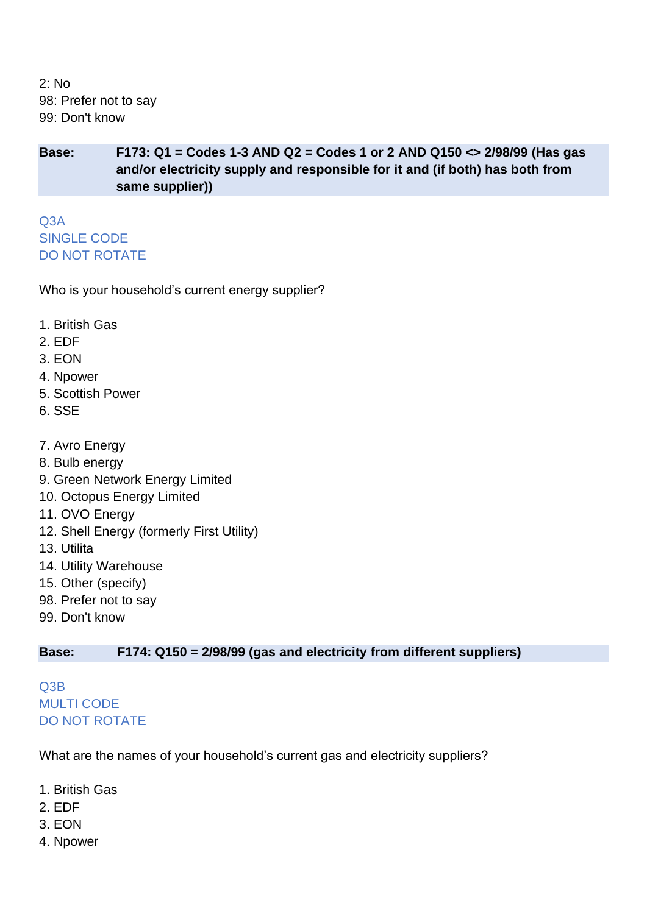2: No
98: Prefer not to say
99: Don't know

**Base: F173: Q1 = Codes 1-3 AND Q2 = Codes 1 or 2 AND Q150 <> 2/98/99 (Has gas and/or electricity supply and responsible for it and (if both) has both from same supplier))**

Q3A
SINGLE CODE
DO NOT ROTATE

Who is your household's current energy supplier?

1. British Gas
2. EDF
3. EON
4. Npower
5. Scottish Power
6. SSE

7. Avro Energy
8. Bulb energy
9. Green Network Energy Limited
10. Octopus Energy Limited
11. OVO Energy
12. Shell Energy (formerly First Utility)
13. Utilita
14. Utility Warehouse
15. Other (specify)
98. Prefer not to say
99. Don't know

**Base: F174: Q150 = 2/98/99 (gas and electricity from different suppliers)**

Q3B
MULTI CODE
DO NOT ROTATE

What are the names of your household's current gas and electricity suppliers?

1. British Gas
2. EDF
3. EON
4. Npower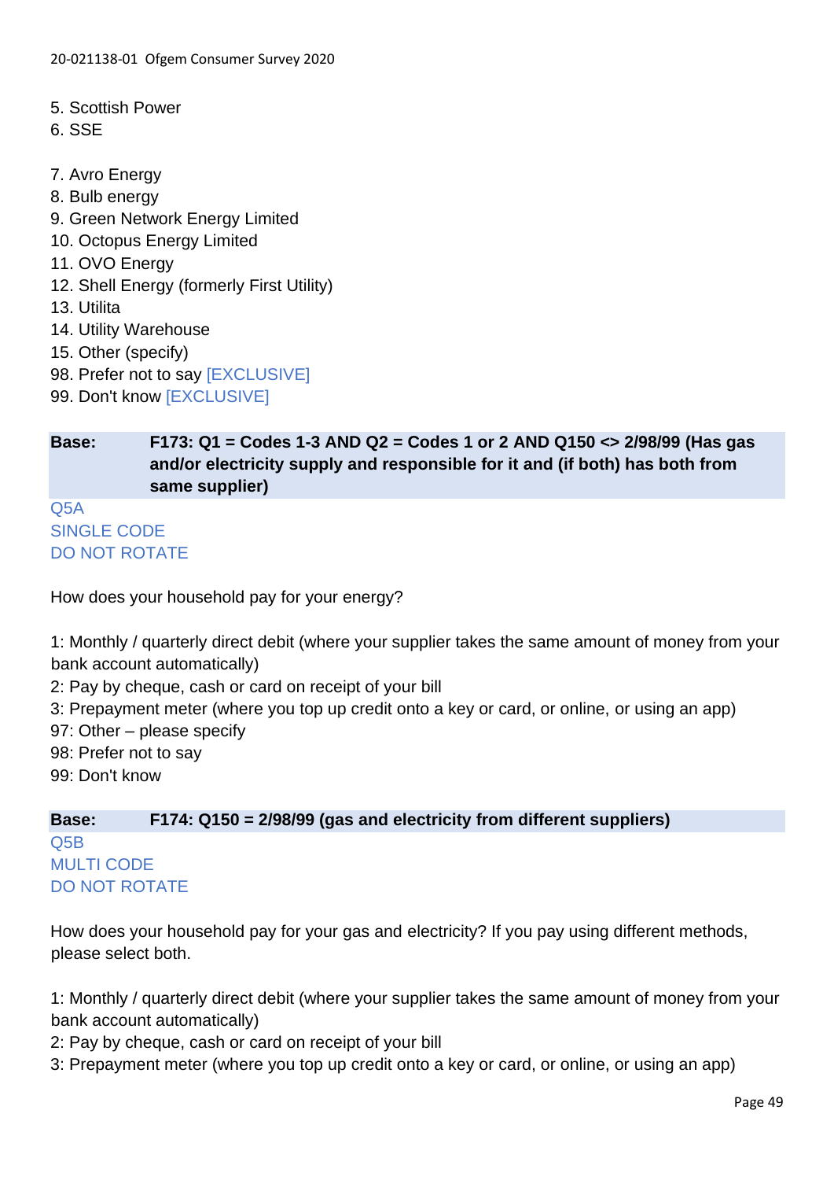5. Scottish Power
6. SSE

7. Avro Energy
8. Bulb energy
9. Green Network Energy Limited
10. Octopus Energy Limited
11. OVO Energy
12. Shell Energy (formerly First Utility)
13. Utilita
14. Utility Warehouse
15. Other (specify)
98. Prefer not to say [EXCLUSIVE]
99. Don't know [EXCLUSIVE]

**Base: F173: Q1 = Codes 1-3 AND Q2 = Codes 1 or 2 AND Q150 <> 2/98/99 (Has gas and/or electricity supply and responsible for it and (if both) has both from same supplier)**

Q5A
SINGLE CODE
DO NOT ROTATE

How does your household pay for your energy?

1: Monthly / quarterly direct debit (where your supplier takes the same amount of money from your bank account automatically)
2: Pay by cheque, cash or card on receipt of your bill
3: Prepayment meter (where you top up credit onto a key or card, or online, or using an app)
97: Other – please specify
98: Prefer not to say
99: Don't know

**Base: F174: Q150 = 2/98/99 (gas and electricity from different suppliers)**

Q5B
MULTI CODE
DO NOT ROTATE

How does your household pay for your gas and electricity? If you pay using different methods, please select both.

1: Monthly / quarterly direct debit (where your supplier takes the same amount of money from your bank account automatically)
2: Pay by cheque, cash or card on receipt of your bill
3: Prepayment meter (where you top up credit onto a key or card, or online, or using an app)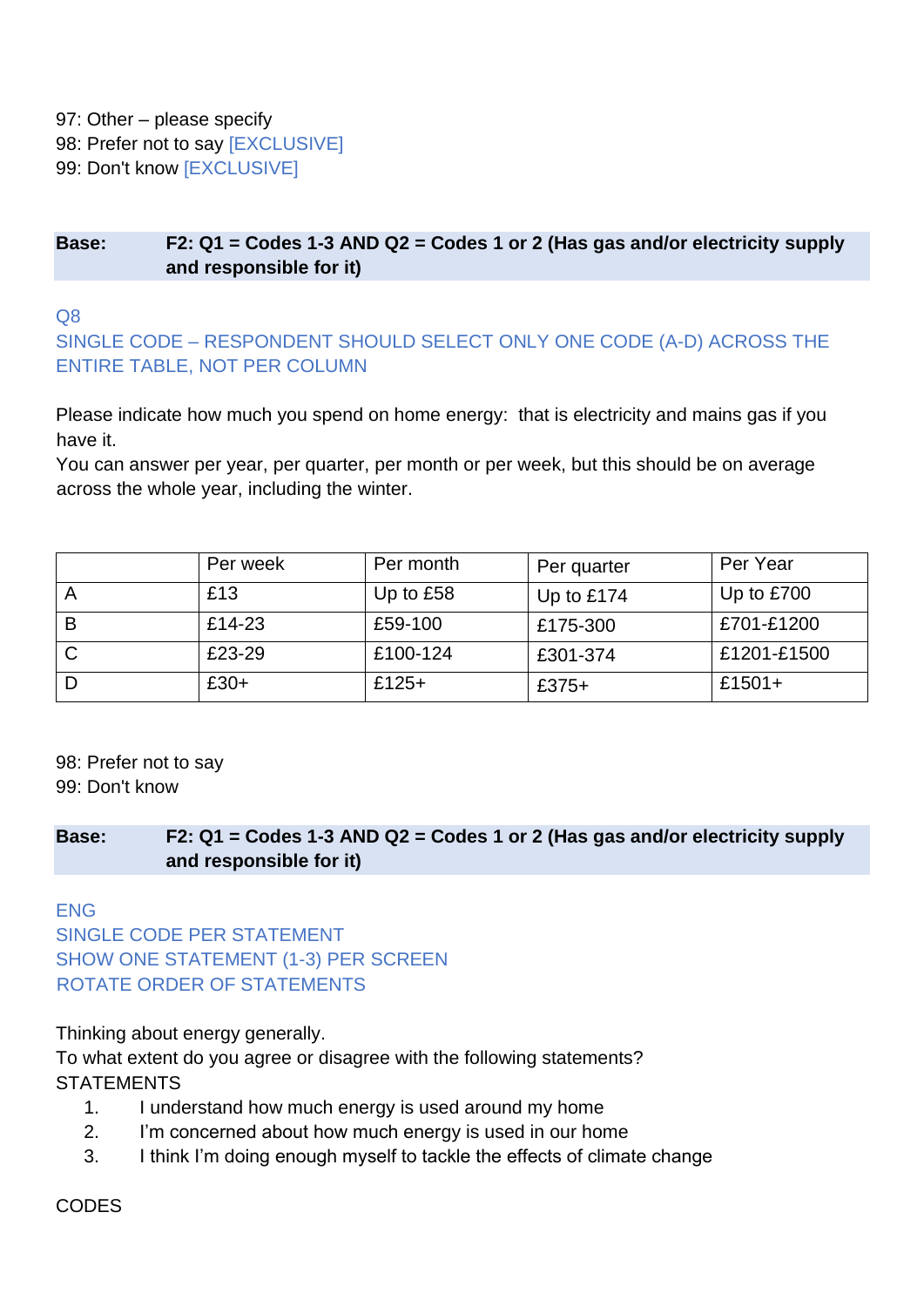97: Other – please specify
98: Prefer not to say [EXCLUSIVE]
99: Don't know [EXCLUSIVE]

**Base:** **F2: Q1 = Codes 1-3 AND Q2 = Codes 1 or 2 (Has gas and/or electricity supply and responsible for it)**

Q8
SINGLE CODE – RESPONDENT SHOULD SELECT ONLY ONE CODE (A-D) ACROSS THE ENTIRE TABLE, NOT PER COLUMN

Please indicate how much you spend on home energy: that is electricity and mains gas if you have it.
You can answer per year, per quarter, per month or per week, but this should be on average across the whole year, including the winter.

| | Per week | Per month | Per quarter | Per Year |
|---|---|---|---|---|
| A | £13 | Up to £58 | Up to £174 | Up to £700 |
| B | £14-23 | £59-100 | £175-300 | £701-£1200 |
| C | £23-29 | £100-124 | £301-374 | £1201-£1500 |
| D | £30+ | £125+ | £375+ | £1501+ |

98: Prefer not to say
99: Don't know

**Base:** **F2: Q1 = Codes 1-3 AND Q2 = Codes 1 or 2 (Has gas and/or electricity supply and responsible for it)**

ENG
SINGLE CODE PER STATEMENT
SHOW ONE STATEMENT (1-3) PER SCREEN
ROTATE ORDER OF STATEMENTS

Thinking about energy generally.
To what extent do you agree or disagree with the following statements?
STATEMENTS

1. I understand how much energy is used around my home
2. I'm concerned about how much energy is used in our home
3. I think I'm doing enough myself to tackle the effects of climate change

CODES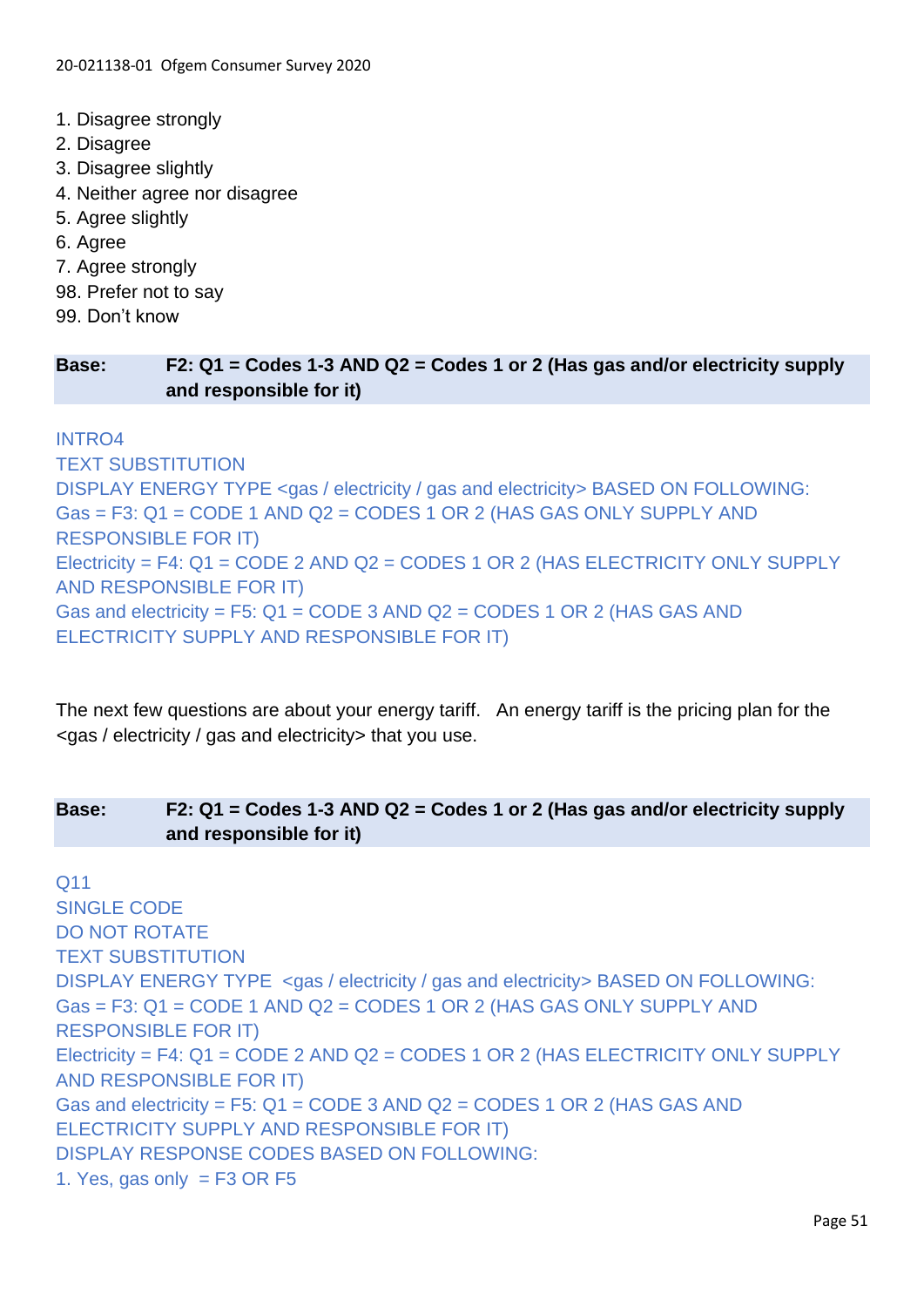1. Disagree strongly
2. Disagree
3. Disagree slightly
4. Neither agree nor disagree
5. Agree slightly
6. Agree
7. Agree strongly
98. Prefer not to say
99. Don't know

| Base: | F2: Q1 = Codes 1-3 AND Q2 = Codes 1 or 2 (Has gas and/or electricity supply and responsible for it) |
|---|---|

INTRO4
TEXT SUBSTITUTION
DISPLAY ENERGY TYPE <gas / electricity / gas and electricity> BASED ON FOLLOWING:
Gas = F3: Q1 = CODE 1 AND Q2 = CODES 1 OR 2 (HAS GAS ONLY SUPPLY AND RESPONSIBLE FOR IT)
Electricity = F4: Q1 = CODE 2 AND Q2 = CODES 1 OR 2 (HAS ELECTRICITY ONLY SUPPLY AND RESPONSIBLE FOR IT)
Gas and electricity = F5: Q1 = CODE 3 AND Q2 = CODES 1 OR 2 (HAS GAS AND ELECTRICITY SUPPLY AND RESPONSIBLE FOR IT)

The next few questions are about your energy tariff. An energy tariff is the pricing plan for the <gas / electricity / gas and electricity> that you use.

| Base: | F2: Q1 = Codes 1-3 AND Q2 = Codes 1 or 2 (Has gas and/or electricity supply and responsible for it) |
|---|---|

Q11
SINGLE CODE
DO NOT ROTATE
TEXT SUBSTITUTION
DISPLAY ENERGY TYPE <gas / electricity / gas and electricity> BASED ON FOLLOWING:
Gas = F3: Q1 = CODE 1 AND Q2 = CODES 1 OR 2 (HAS GAS ONLY SUPPLY AND RESPONSIBLE FOR IT)
Electricity = F4: Q1 = CODE 2 AND Q2 = CODES 1 OR 2 (HAS ELECTRICITY ONLY SUPPLY AND RESPONSIBLE FOR IT)
Gas and electricity = F5: Q1 = CODE 3 AND Q2 = CODES 1 OR 2 (HAS GAS AND ELECTRICITY SUPPLY AND RESPONSIBLE FOR IT)
DISPLAY RESPONSE CODES BASED ON FOLLOWING:
1. Yes, gas only = F3 OR F5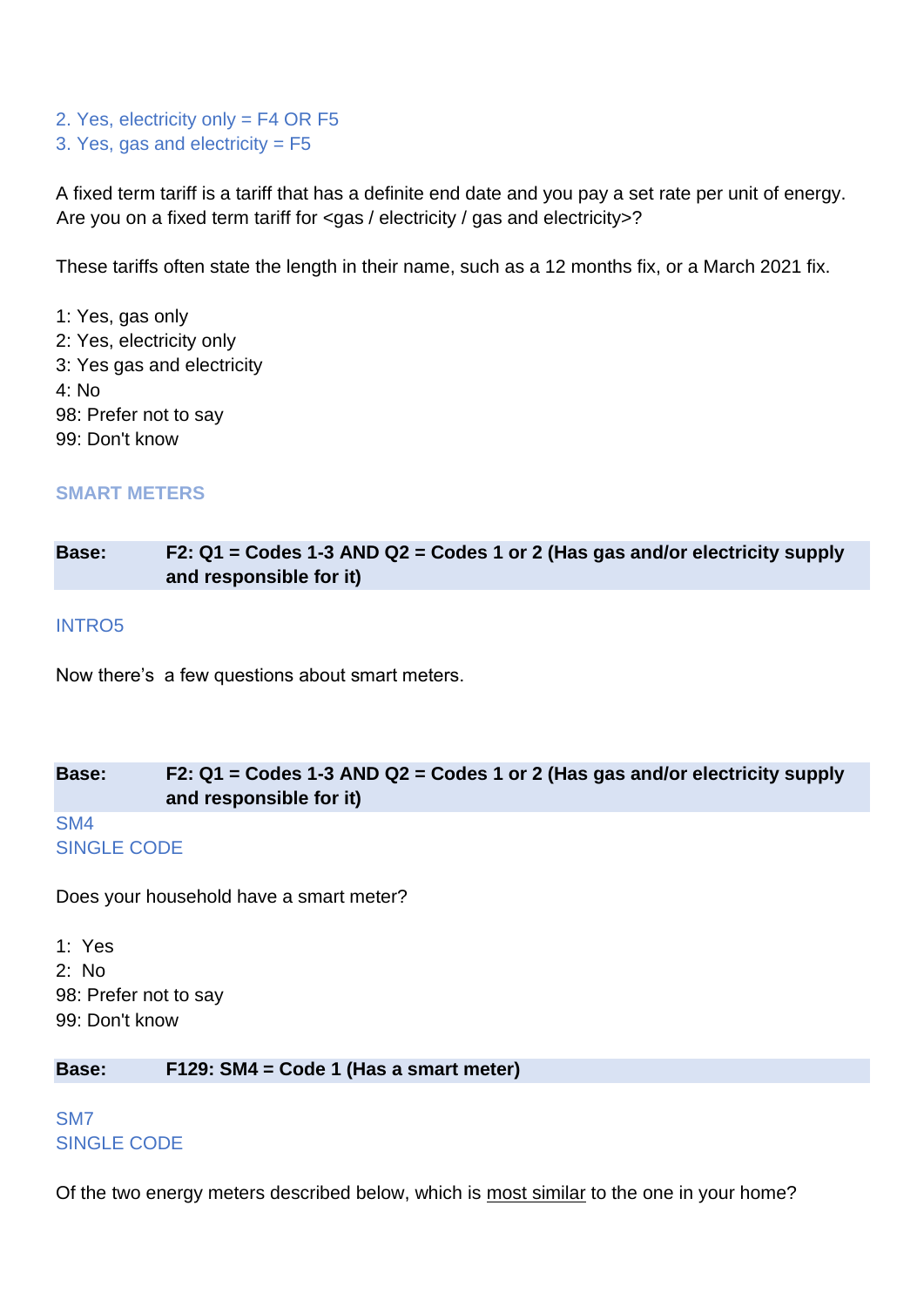2. Yes, electricity only = F4 OR F5
3. Yes, gas and electricity = F5

A fixed term tariff is a tariff that has a definite end date and you pay a set rate per unit of energy. Are you on a fixed term tariff for <gas / electricity / gas and electricity>?

These tariffs often state the length in their name, such as a 12 months fix, or a March 2021 fix.

1: Yes, gas only
2: Yes, electricity only
3: Yes gas and electricity
4: No
98: Prefer not to say
99: Don't know

## SMART METERS

| **Base:** | **F2: Q1 = Codes 1-3 AND Q2 = Codes 1 or 2 (Has gas and/or electricity supply and responsible for it)** |
|---|---|

INTRO5

Now there's a few questions about smart meters.

| **Base:** | **F2: Q1 = Codes 1-3 AND Q2 = Codes 1 or 2 (Has gas and/or electricity supply and responsible for it)** |
|---|---|

SM4
SINGLE CODE

Does your household have a smart meter?

1: Yes
2: No
98: Prefer not to say
99: Don't know

| **Base:** | **F129: SM4 = Code 1 (Has a smart meter)** |
|---|---|

SM7
SINGLE CODE

Of the two energy meters described below, which is most similar to the one in your home?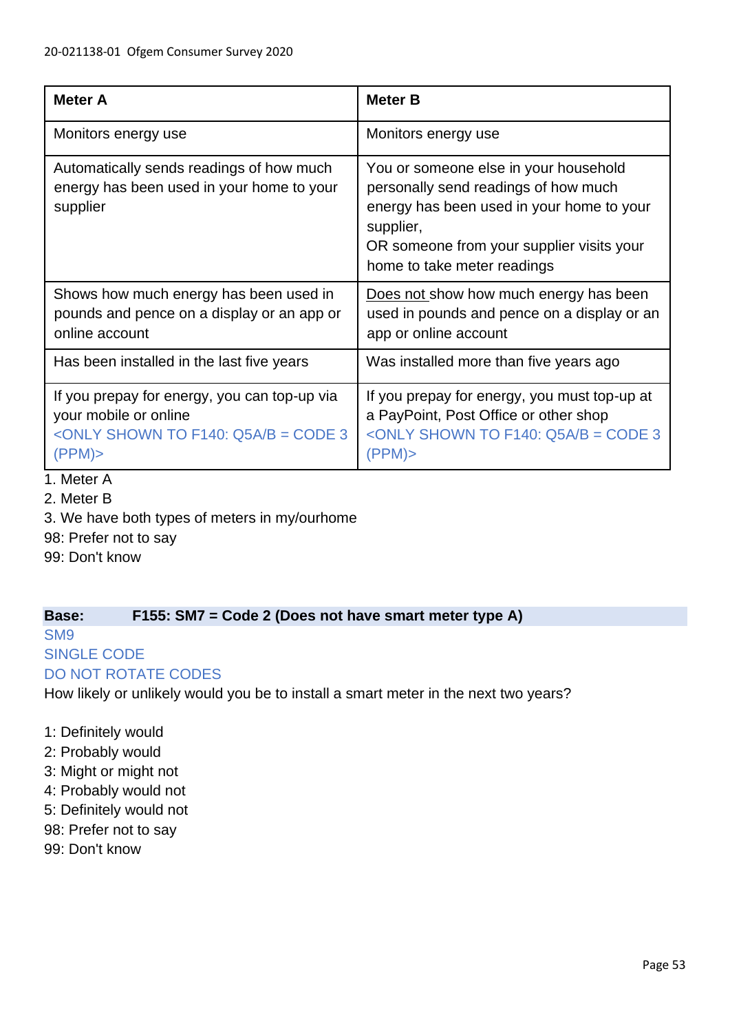| Meter A | Meter B |
|---|---|
| Monitors energy use | Monitors energy use |
| Automatically sends readings of how much energy has been used in your home to your supplier | You or someone else in your household personally send readings of how much energy has been used in your home to your supplier,<br>OR someone from your supplier visits your home to take meter readings |
| Shows how much energy has been used in pounds and pence on a display or an app or online account | Does not show how much energy has been used in pounds and pence on a display or an app or online account |
| Has been installed in the last five years | Was installed more than five years ago |
| If you prepay for energy, you can top-up via your mobile or online <ONLY SHOWN TO F140: Q5A/B = CODE 3 (PPM)> | If you prepay for energy, you must top-up at a PayPoint, Post Office or other shop <ONLY SHOWN TO F140: Q5A/B = CODE 3 (PPM)> |

1. Meter A
2. Meter B
3. We have both types of meters in my/ourhome

98: Prefer not to say
99: Don't know

**Base: F155: SM7 = Code 2 (Does not have smart meter type A)**

SM9
SINGLE CODE
DO NOT ROTATE CODES

How likely or unlikely would you be to install a smart meter in the next two years?

1: Definitely would
2: Probably would
3: Might or might not
4: Probably would not
5: Definitely would not
98: Prefer not to say
99: Don't know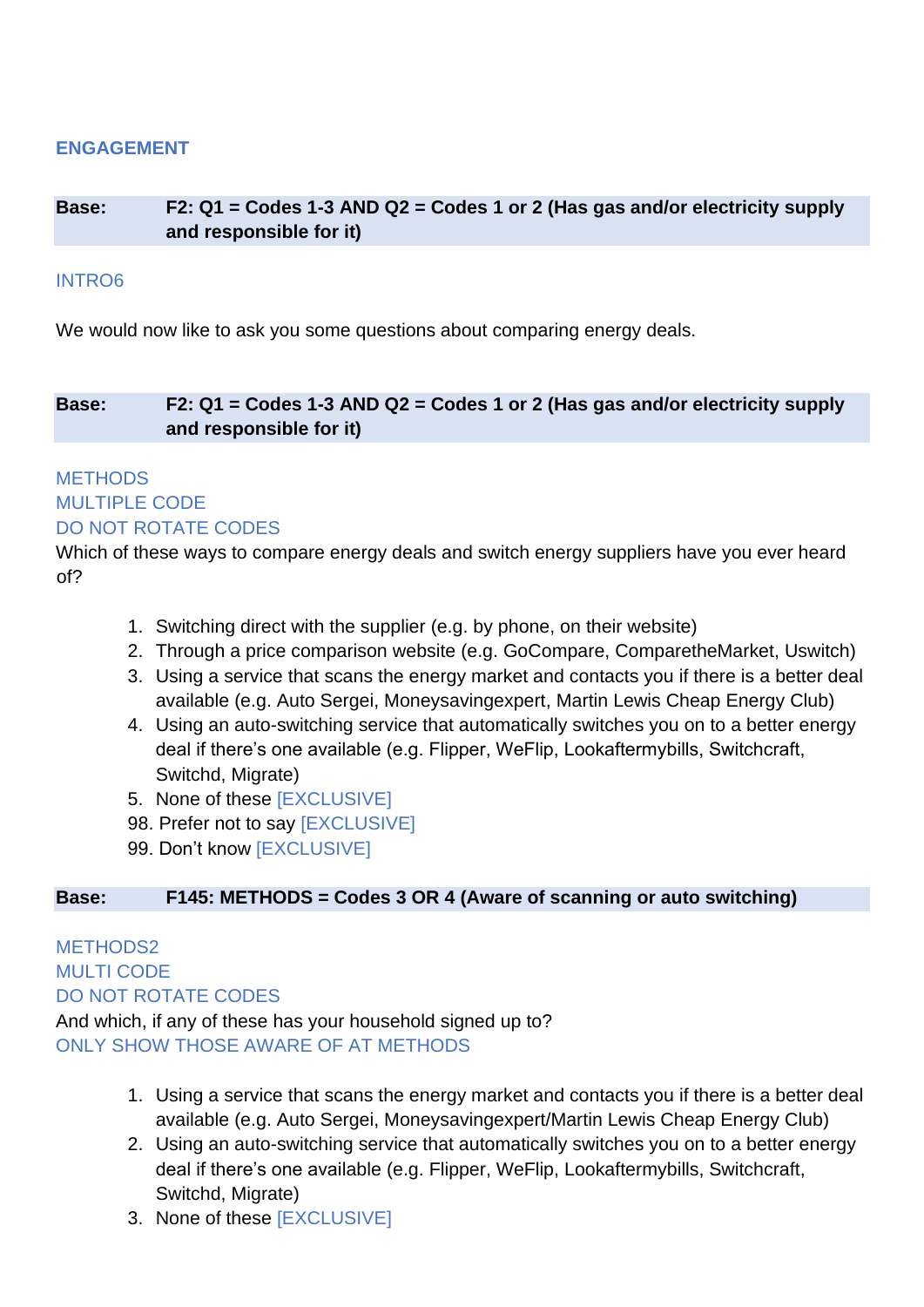## ENGAGEMENT

| **Base:** | **F2: Q1 = Codes 1-3 AND Q2 = Codes 1 or 2 (Has gas and/or electricity supply and responsible for it)** |
|---|---|

INTRO6

We would now like to ask you some questions about comparing energy deals.

| **Base:** | **F2: Q1 = Codes 1-3 AND Q2 = Codes 1 or 2 (Has gas and/or electricity supply and responsible for it)** |
|---|---|

METHODS
MULTIPLE CODE
DO NOT ROTATE CODES

Which of these ways to compare energy deals and switch energy suppliers have you ever heard of?

1. Switching direct with the supplier (e.g. by phone, on their website)
2. Through a price comparison website (e.g. GoCompare, ComparetheMarket, Uswitch)
3. Using a service that scans the energy market and contacts you if there is a better deal available (e.g. Auto Sergei, Moneysavingexpert, Martin Lewis Cheap Energy Club)
4. Using an auto-switching service that automatically switches you on to a better energy deal if there's one available (e.g. Flipper, WeFlip, Lookaftermybills, Switchcraft, Switchd, Migrate)
5. None of these [EXCLUSIVE]

98. Prefer not to say [EXCLUSIVE]
99. Don't know [EXCLUSIVE]

| **Base:** | **F145: METHODS = Codes 3 OR 4 (Aware of scanning or auto switching)** |
|---|---|

METHODS2
MULTI CODE
DO NOT ROTATE CODES

And which, if any of these has your household signed up to?

ONLY SHOW THOSE AWARE OF AT METHODS

1. Using a service that scans the energy market and contacts you if there is a better deal available (e.g. Auto Sergei, Moneysavingexpert/Martin Lewis Cheap Energy Club)
2. Using an auto-switching service that automatically switches you on to a better energy deal if there's one available (e.g. Flipper, WeFlip, Lookaftermybills, Switchcraft, Switchd, Migrate)
3. None of these [EXCLUSIVE]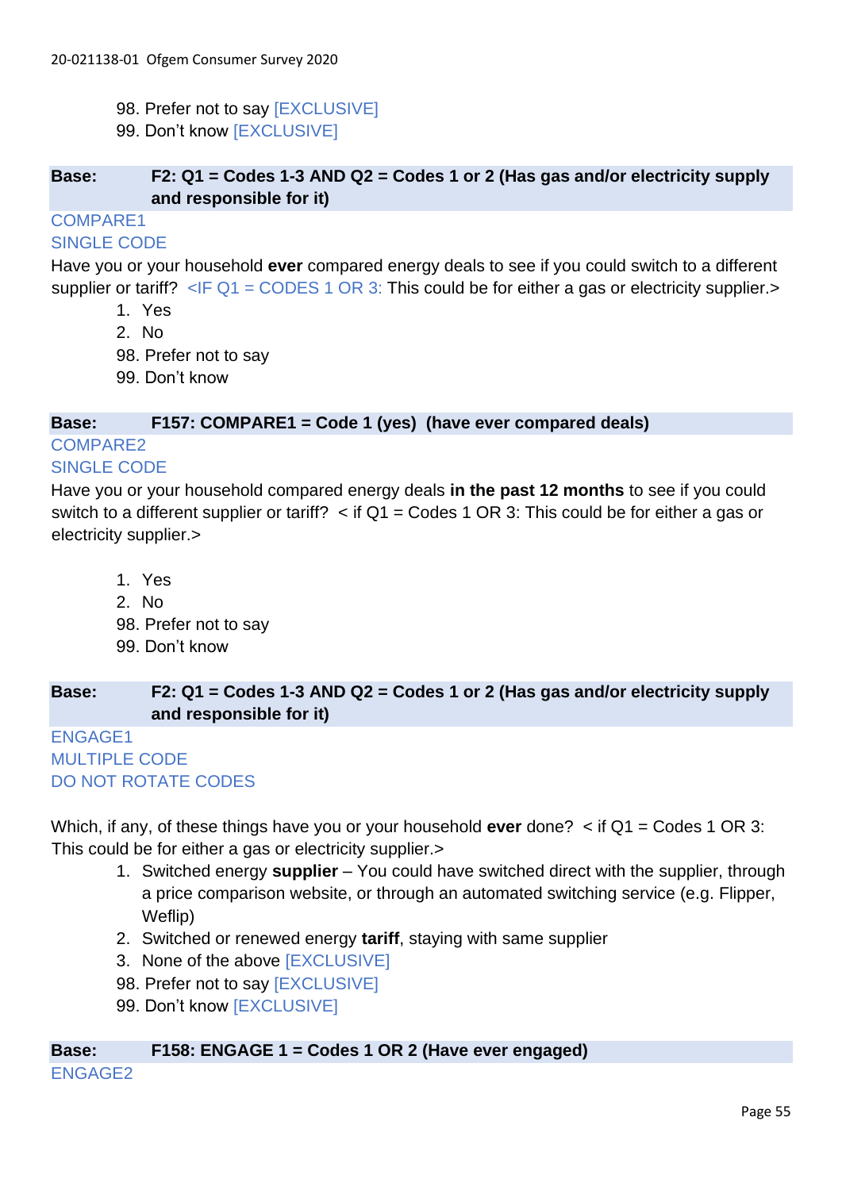98. Prefer not to say [EXCLUSIVE]
99. Don't know [EXCLUSIVE]

**Base: F2: Q1 = Codes 1-3 AND Q2 = Codes 1 or 2 (Has gas and/or electricity supply and responsible for it)**

COMPARE1
SINGLE CODE

Have you or your household **ever** compared energy deals to see if you could switch to a different supplier or tariff? <IF Q1 = CODES 1 OR 3: This could be for either a gas or electricity supplier.>

1. Yes
2. No
98. Prefer not to say
99. Don't know

**Base: F157: COMPARE1 = Code 1 (yes) (have ever compared deals)**

COMPARE2
SINGLE CODE

Have you or your household compared energy deals **in the past 12 months** to see if you could switch to a different supplier or tariff? < if Q1 = Codes 1 OR 3: This could be for either a gas or electricity supplier.>

1. Yes
2. No
98. Prefer not to say
99. Don't know

**Base: F2: Q1 = Codes 1-3 AND Q2 = Codes 1 or 2 (Has gas and/or electricity supply and responsible for it)**

ENGAGE1
MULTIPLE CODE
DO NOT ROTATE CODES

Which, if any, of these things have you or your household **ever** done? < if Q1 = Codes 1 OR 3: This could be for either a gas or electricity supplier.>

1. Switched energy **supplier** – You could have switched direct with the supplier, through a price comparison website, or through an automated switching service (e.g. Flipper, Weflip)
2. Switched or renewed energy **tariff**, staying with same supplier
3. None of the above [EXCLUSIVE]
98. Prefer not to say [EXCLUSIVE]
99. Don't know [EXCLUSIVE]

**Base: F158: ENGAGE 1 = Codes 1 OR 2 (Have ever engaged)**

ENGAGE2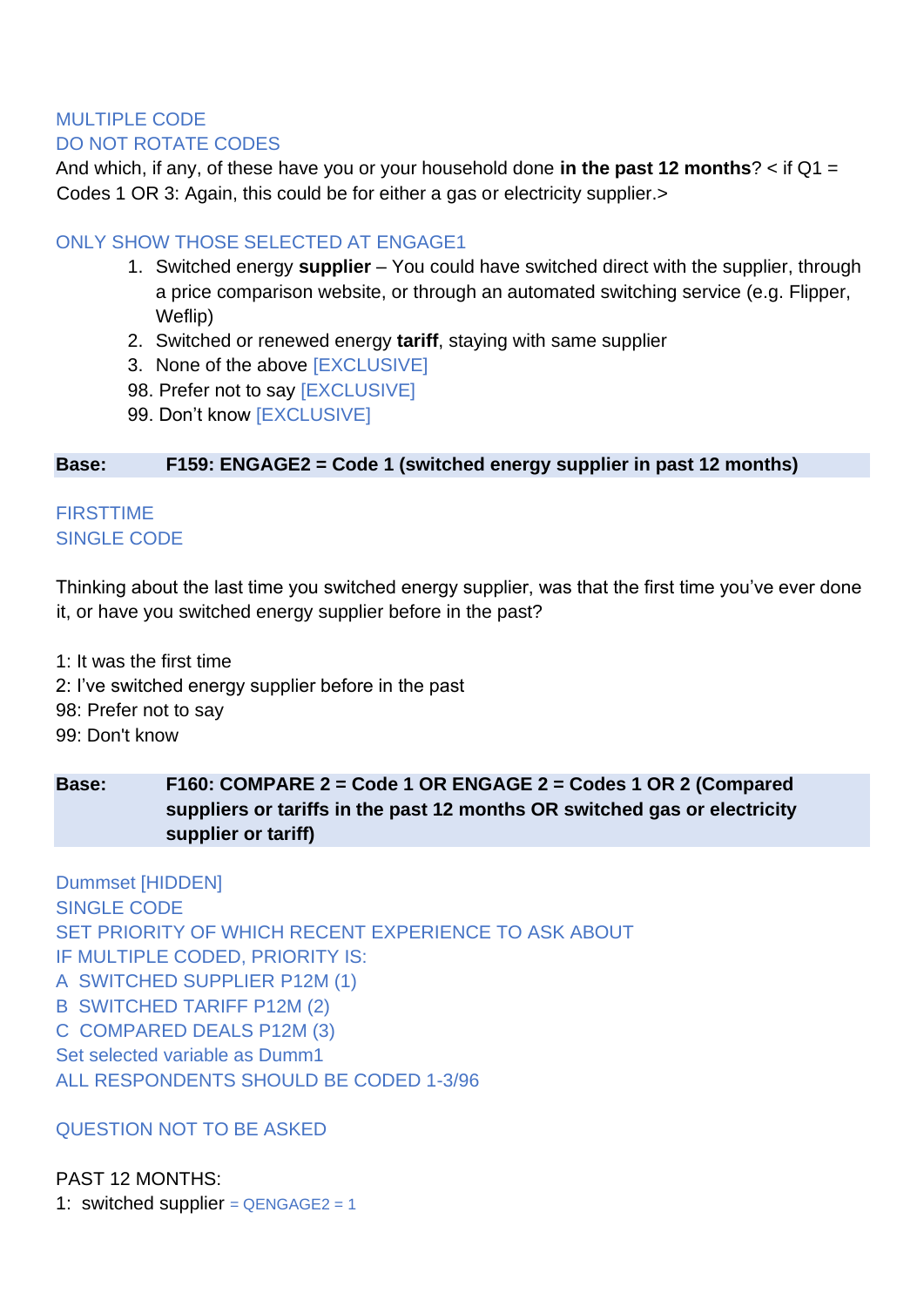MULTIPLE CODE
DO NOT ROTATE CODES

And which, if any, of these have you or your household done **in the past 12 months**? < if Q1 = Codes 1 OR 3: Again, this could be for either a gas or electricity supplier.>

ONLY SHOW THOSE SELECTED AT ENGAGE1

1. Switched energy **supplier** – You could have switched direct with the supplier, through a price comparison website, or through an automated switching service (e.g. Flipper, Weflip)
2. Switched or renewed energy **tariff**, staying with same supplier
3. None of the above [EXCLUSIVE]

98. Prefer not to say [EXCLUSIVE]
99. Don't know [EXCLUSIVE]

| Base: | F159: ENGAGE2 = Code 1 (switched energy supplier in past 12 months) |
|---|---|

FIRSTTIME
SINGLE CODE

Thinking about the last time you switched energy supplier, was that the first time you've ever done it, or have you switched energy supplier before in the past?

1: It was the first time
2: I've switched energy supplier before in the past
98: Prefer not to say
99: Don't know

| Base: | F160: COMPARE 2 = Code 1 OR ENGAGE 2 = Codes 1 OR 2 (Compared suppliers or tariffs in the past 12 months OR switched gas or electricity supplier or tariff) |
|---|---|

Dummset [HIDDEN]
SINGLE CODE
SET PRIORITY OF WHICH RECENT EXPERIENCE TO ASK ABOUT
IF MULTIPLE CODED, PRIORITY IS:
A SWITCHED SUPPLIER P12M (1)
B SWITCHED TARIFF P12M (2)
C COMPARED DEALS P12M (3)
Set selected variable as Dumm1
ALL RESPONDENTS SHOULD BE CODED 1-3/96

QUESTION NOT TO BE ASKED

PAST 12 MONTHS:
1: switched supplier = QENGAGE2 = 1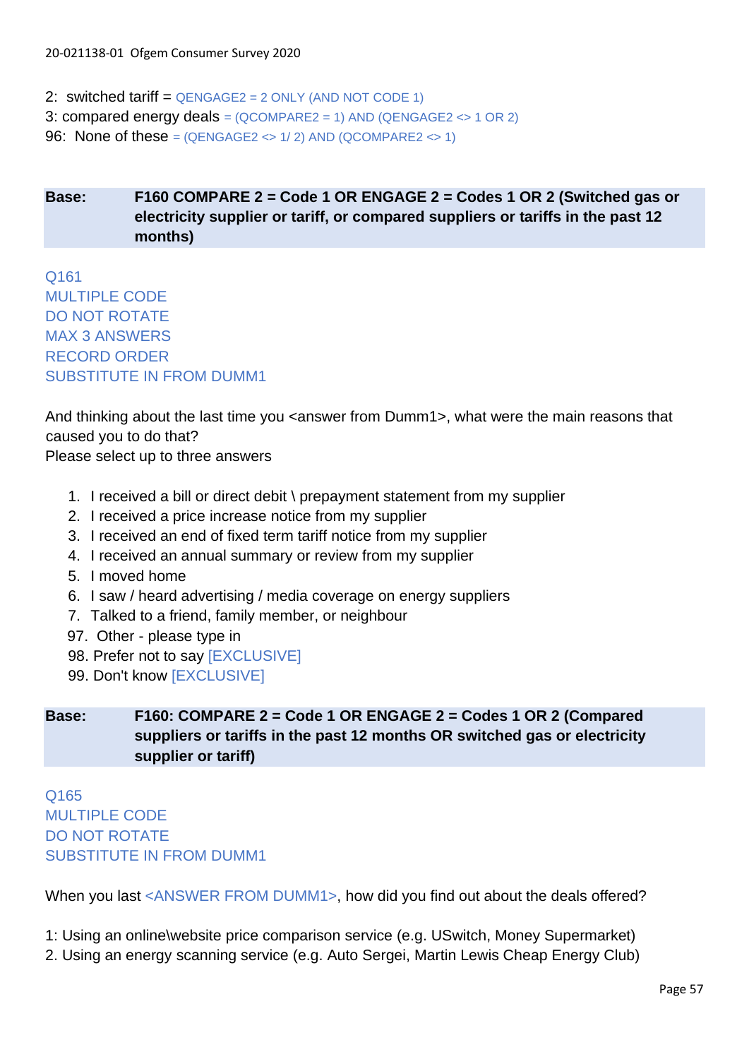2: switched tariff = QENGAGE2 = 2 ONLY (AND NOT CODE 1)
3: compared energy deals = (QCOMPARE2 = 1) AND (QENGAGE2 <> 1 OR 2)
96: None of these = (QENGAGE2 <> 1/ 2) AND (QCOMPARE2 <> 1)

| Base: | F160 COMPARE 2 = Code 1 OR ENGAGE 2 = Codes 1 OR 2 (Switched gas or electricity supplier or tariff, or compared suppliers or tariffs in the past 12 months) |
|---|---|

Q161
MULTIPLE CODE
DO NOT ROTATE
MAX 3 ANSWERS
RECORD ORDER
SUBSTITUTE IN FROM DUMM1

And thinking about the last time you <answer from Dumm1>, what were the main reasons that caused you to do that?
Please select up to three answers

1. I received a bill or direct debit \ prepayment statement from my supplier
2. I received a price increase notice from my supplier
3. I received an end of fixed term tariff notice from my supplier
4. I received an annual summary or review from my supplier
5. I moved home
6. I saw / heard advertising / media coverage on energy suppliers
7. Talked to a friend, family member, or neighbour

97. Other - please type in
98. Prefer not to say [EXCLUSIVE]
99. Don't know [EXCLUSIVE]

| Base: | F160: COMPARE 2 = Code 1 OR ENGAGE 2 = Codes 1 OR 2 (Compared suppliers or tariffs in the past 12 months OR switched gas or electricity supplier or tariff) |
|---|---|

Q165
MULTIPLE CODE
DO NOT ROTATE
SUBSTITUTE IN FROM DUMM1

When you last <ANSWER FROM DUMM1>, how did you find out about the deals offered?

1: Using an online\website price comparison service (e.g. USwitch, Money Supermarket)
2. Using an energy scanning service (e.g. Auto Sergei, Martin Lewis Cheap Energy Club)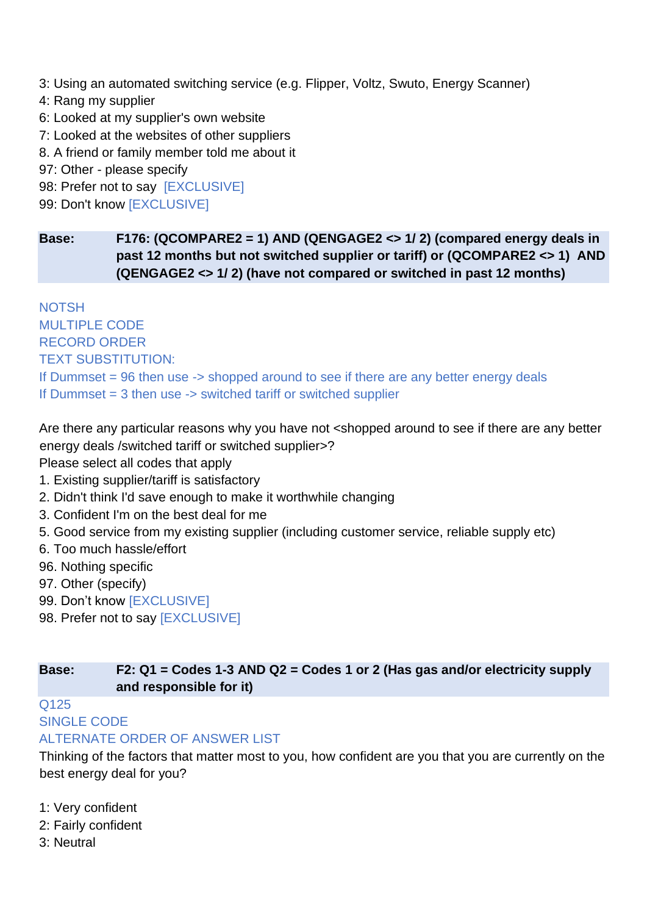3: Using an automated switching service (e.g. Flipper, Voltz, Swuto, Energy Scanner)
4: Rang my supplier
6: Looked at my supplier's own website
7: Looked at the websites of other suppliers
8. A friend or family member told me about it
97: Other - please specify
98: Prefer not to say [EXCLUSIVE]
99: Don't know [EXCLUSIVE]

| Base: | F176: (QCOMPARE2 = 1) AND (QENGAGE2 <> 1/ 2) (compared energy deals in past 12 months but not switched supplier or tariff) or (QCOMPARE2 <> 1) AND (QENGAGE2 <> 1/ 2) (have not compared or switched in past 12 months) |
|---|---|

NOTSH
MULTIPLE CODE
RECORD ORDER
TEXT SUBSTITUTION:
If Dummset = 96 then use -> shopped around to see if there are any better energy deals
If Dummset = 3 then use -> switched tariff or switched supplier

Are there any particular reasons why you have not <shopped around to see if there are any better energy deals /switched tariff or switched supplier>?
Please select all codes that apply
1. Existing supplier/tariff is satisfactory
2. Didn't think I'd save enough to make it worthwhile changing
3. Confident I'm on the best deal for me
5. Good service from my existing supplier (including customer service, reliable supply etc)
6. Too much hassle/effort
96. Nothing specific
97. Other (specify)
99. Don't know [EXCLUSIVE]
98. Prefer not to say [EXCLUSIVE]

| Base: | F2: Q1 = Codes 1-3 AND Q2 = Codes 1 or 2 (Has gas and/or electricity supply and responsible for it) |
|---|---|

Q125
SINGLE CODE
ALTERNATE ORDER OF ANSWER LIST
Thinking of the factors that matter most to you, how confident are you that you are currently on the best energy deal for you?

1: Very confident
2: Fairly confident
3: Neutral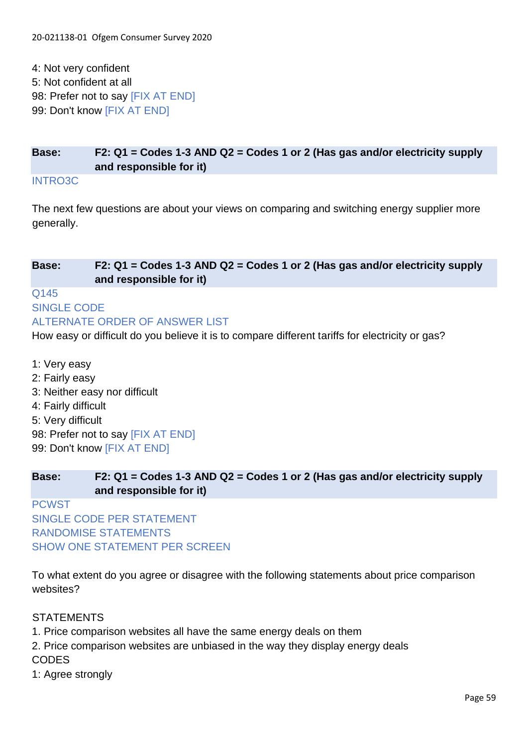4: Not very confident
5: Not confident at all
98: Prefer not to say [FIX AT END]
99: Don't know [FIX AT END]

**Base: F2: Q1 = Codes 1-3 AND Q2 = Codes 1 or 2 (Has gas and/or electricity supply and responsible for it)**

INTRO3C

The next few questions are about your views on comparing and switching energy supplier more generally.

**Base: F2: Q1 = Codes 1-3 AND Q2 = Codes 1 or 2 (Has gas and/or electricity supply and responsible for it)**

Q145
SINGLE CODE
ALTERNATE ORDER OF ANSWER LIST

How easy or difficult do you believe it is to compare different tariffs for electricity or gas?

1: Very easy
2: Fairly easy
3: Neither easy nor difficult
4: Fairly difficult
5: Very difficult
98: Prefer not to say [FIX AT END]
99: Don't know [FIX AT END]

**Base: F2: Q1 = Codes 1-3 AND Q2 = Codes 1 or 2 (Has gas and/or electricity supply and responsible for it)**

PCWST
SINGLE CODE PER STATEMENT
RANDOMISE STATEMENTS
SHOW ONE STATEMENT PER SCREEN

To what extent do you agree or disagree with the following statements about price comparison websites?

STATEMENTS
1. Price comparison websites all have the same energy deals on them
2. Price comparison websites are unbiased in the way they display energy deals

CODES
1: Agree strongly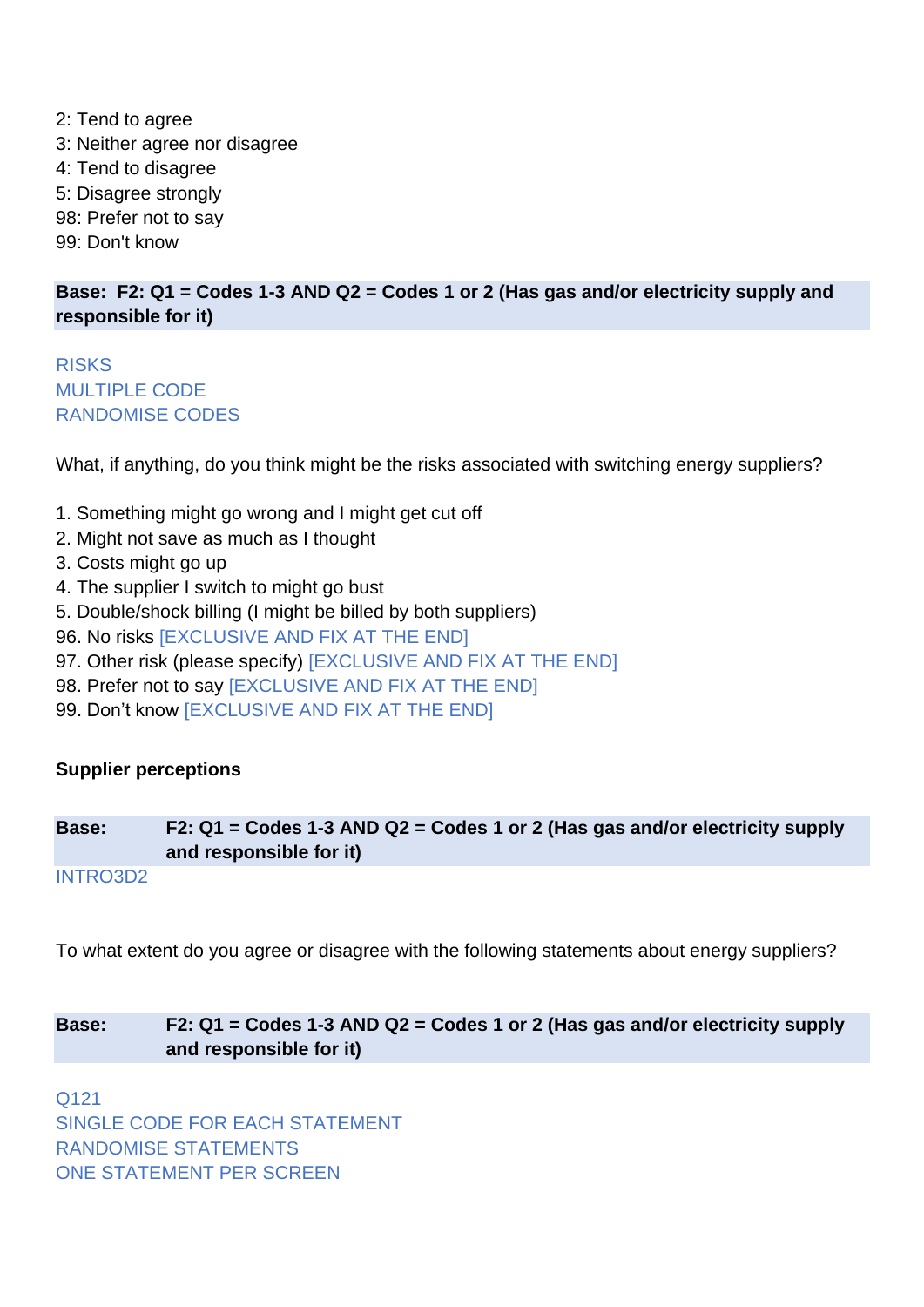2: Tend to agree
3: Neither agree nor disagree
4: Tend to disagree
5: Disagree strongly
98: Prefer not to say
99: Don't know

**Base: F2: Q1 = Codes 1-3 AND Q2 = Codes 1 or 2 (Has gas and/or electricity supply and responsible for it)**

RISKS
MULTIPLE CODE
RANDOMISE CODES

What, if anything, do you think might be the risks associated with switching energy suppliers?

1. Something might go wrong and I might get cut off
2. Might not save as much as I thought
3. Costs might go up
4. The supplier I switch to might go bust
5. Double/shock billing (I might be billed by both suppliers)
96. No risks [EXCLUSIVE AND FIX AT THE END]
97. Other risk (please specify) [EXCLUSIVE AND FIX AT THE END]
98. Prefer not to say [EXCLUSIVE AND FIX AT THE END]
99. Don't know [EXCLUSIVE AND FIX AT THE END]

**Supplier perceptions**

**Base: F2: Q1 = Codes 1-3 AND Q2 = Codes 1 or 2 (Has gas and/or electricity supply and responsible for it)**

INTRO3D2

To what extent do you agree or disagree with the following statements about energy suppliers?

**Base: F2: Q1 = Codes 1-3 AND Q2 = Codes 1 or 2 (Has gas and/or electricity supply and responsible for it)**

Q121
SINGLE CODE FOR EACH STATEMENT
RANDOMISE STATEMENTS
ONE STATEMENT PER SCREEN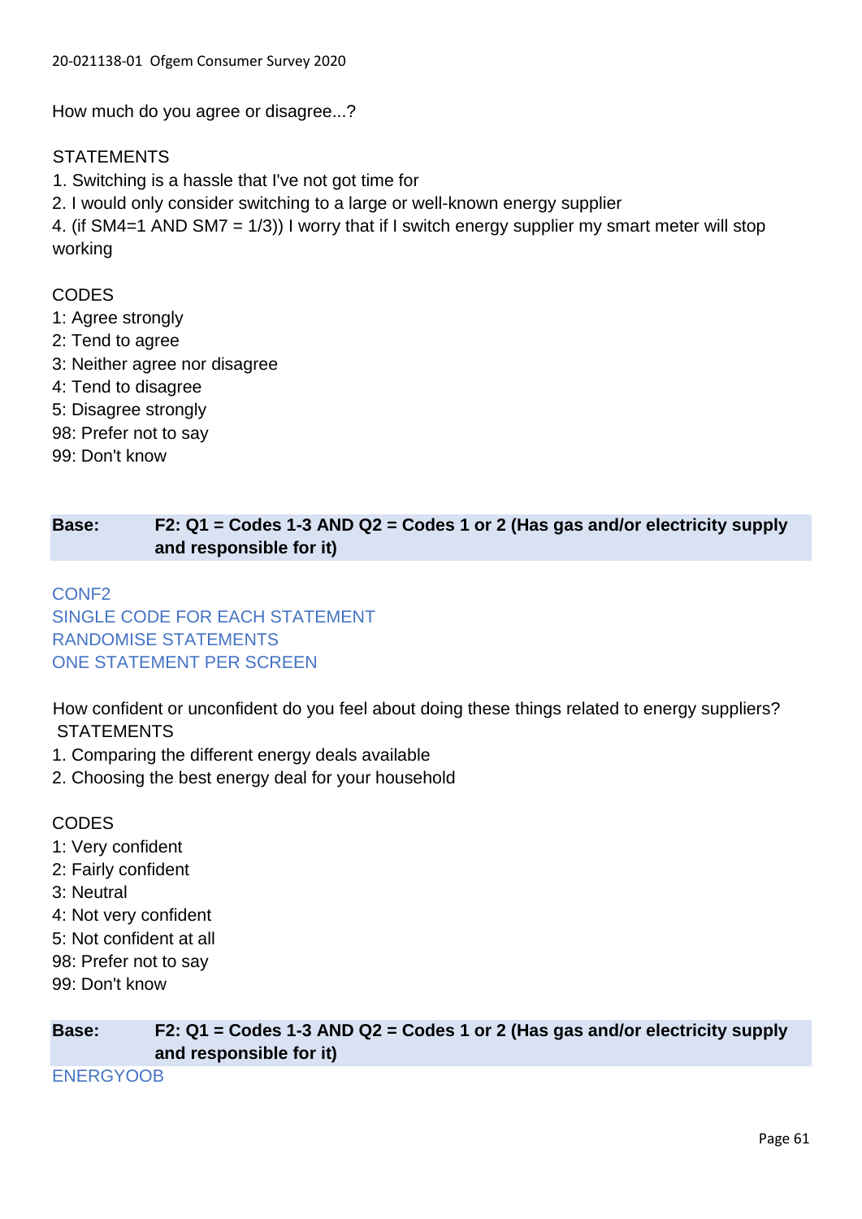How much do you agree or disagree...?

STATEMENTS
1. Switching is a hassle that I've not got time for
2. I would only consider switching to a large or well-known energy supplier
4. (if SM4=1 AND SM7 = 1/3)) I worry that if I switch energy supplier my smart meter will stop working

CODES
1: Agree strongly
2: Tend to agree
3: Neither agree nor disagree
4: Tend to disagree
5: Disagree strongly
98: Prefer not to say
99: Don't know

| **Base:** | **F2: Q1 = Codes 1-3 AND Q2 = Codes 1 or 2 (Has gas and/or electricity supply and responsible for it)** |
|---|---|

CONF2
SINGLE CODE FOR EACH STATEMENT
RANDOMISE STATEMENTS
ONE STATEMENT PER SCREEN

How confident or unconfident do you feel about doing these things related to energy suppliers?
STATEMENTS
1. Comparing the different energy deals available
2. Choosing the best energy deal for your household

CODES
1: Very confident
2: Fairly confident
3: Neutral
4: Not very confident
5: Not confident at all
98: Prefer not to say
99: Don't know

| **Base:** | **F2: Q1 = Codes 1-3 AND Q2 = Codes 1 or 2 (Has gas and/or electricity supply and responsible for it)** |
|---|---|

ENERGYOOB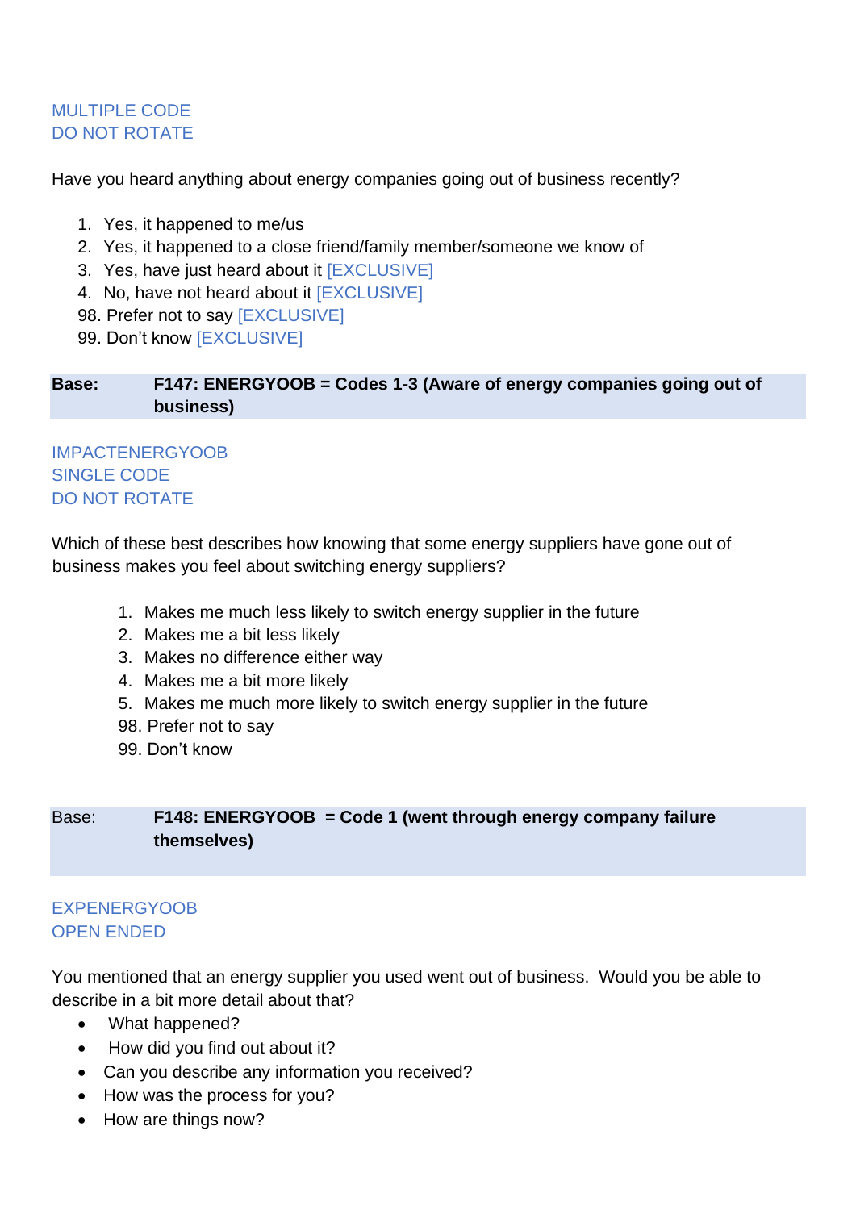MULTIPLE CODE
DO NOT ROTATE

Have you heard anything about energy companies going out of business recently?

1. Yes, it happened to me/us
2. Yes, it happened to a close friend/family member/someone we know of
3. Yes, have just heard about it [EXCLUSIVE]
4. No, have not heard about it [EXCLUSIVE]

98. Prefer not to say [EXCLUSIVE]
99. Don't know [EXCLUSIVE]

| **Base:** | **F147: ENERGYOOB = Codes 1-3 (Aware of energy companies going out of business)** |
|---|---|

IMPACTENERGYOOB
SINGLE CODE
DO NOT ROTATE

Which of these best describes how knowing that some energy suppliers have gone out of business makes you feel about switching energy suppliers?

1. Makes me much less likely to switch energy supplier in the future
2. Makes me a bit less likely
3. Makes no difference either way
4. Makes me a bit more likely
5. Makes me much more likely to switch energy supplier in the future

98. Prefer not to say
99. Don't know

| Base: | **F148: ENERGYOOB = Code 1 (went through energy company failure themselves)** |
|---|---|

EXPENERGYOOB
OPEN ENDED

You mentioned that an energy supplier you used went out of business. Would you be able to describe in a bit more detail about that?

- What happened?
- How did you find out about it?
- Can you describe any information you received?
- How was the process for you?
- How are things now?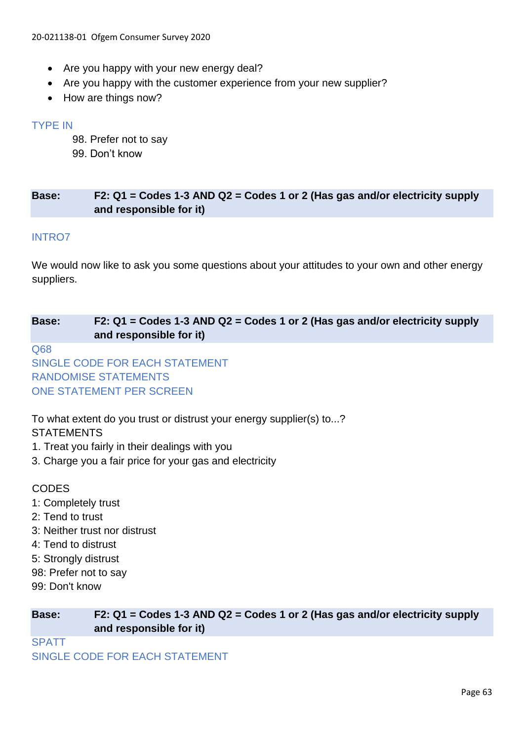- Are you happy with your new energy deal?
- Are you happy with the customer experience from your new supplier?
- How are things now?

TYPE IN

98. Prefer not to say
99. Don't know

| **Base:** | **F2: Q1 = Codes 1-3 AND Q2 = Codes 1 or 2 (Has gas and/or electricity supply and responsible for it)** |
|---|---|

INTRO7

We would now like to ask you some questions about your attitudes to your own and other energy suppliers.

| **Base:** | **F2: Q1 = Codes 1-3 AND Q2 = Codes 1 or 2 (Has gas and/or electricity supply and responsible for it)** |
|---|---|

Q68
SINGLE CODE FOR EACH STATEMENT
RANDOMISE STATEMENTS
ONE STATEMENT PER SCREEN

To what extent do you trust or distrust your energy supplier(s) to...?
STATEMENTS
1. Treat you fairly in their dealings with you
3. Charge you a fair price for your gas and electricity

CODES
1: Completely trust
2: Tend to trust
3: Neither trust nor distrust
4: Tend to distrust
5: Strongly distrust
98: Prefer not to say
99: Don't know

| **Base:** | **F2: Q1 = Codes 1-3 AND Q2 = Codes 1 or 2 (Has gas and/or electricity supply and responsible for it)** |
|---|---|

SPATT
SINGLE CODE FOR EACH STATEMENT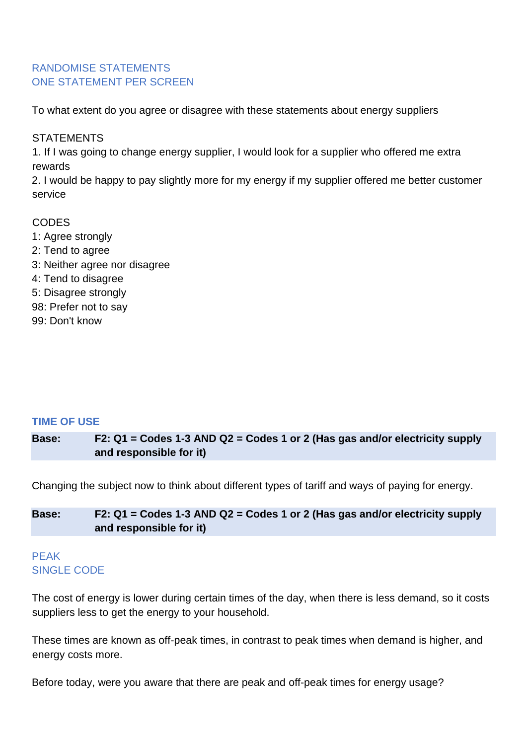RANDOMISE STATEMENTS
ONE STATEMENT PER SCREEN

To what extent do you agree or disagree with these statements about energy suppliers

STATEMENTS
1. If I was going to change energy supplier, I would look for a supplier who offered me extra rewards
2. I would be happy to pay slightly more for my energy if my supplier offered me better customer service

CODES
1: Agree strongly
2: Tend to agree
3: Neither agree nor disagree
4: Tend to disagree
5: Disagree strongly
98: Prefer not to say
99: Don't know

## TIME OF USE

| **Base:** | **F2: Q1 = Codes 1-3 AND Q2 = Codes 1 or 2 (Has gas and/or electricity supply and responsible for it)** |
|---|---|

Changing the subject now to think about different types of tariff and ways of paying for energy.

| **Base:** | **F2: Q1 = Codes 1-3 AND Q2 = Codes 1 or 2 (Has gas and/or electricity supply and responsible for it)** |
|---|---|

PEAK
SINGLE CODE

The cost of energy is lower during certain times of the day, when there is less demand, so it costs suppliers less to get the energy to your household.

These times are known as off-peak times, in contrast to peak times when demand is higher, and energy costs more.

Before today, were you aware that there are peak and off-peak times for energy usage?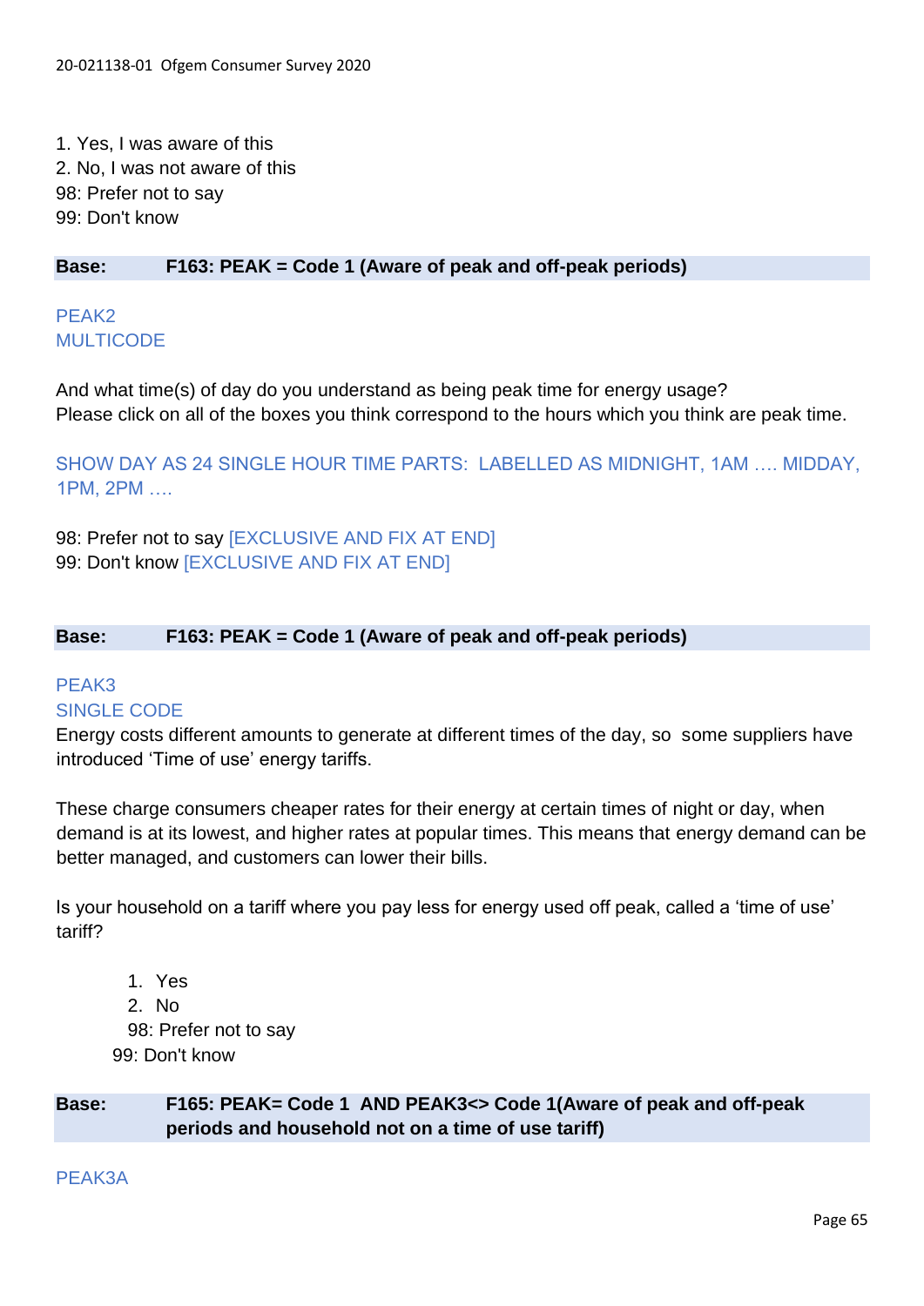1. Yes, I was aware of this
2. No, I was not aware of this
98: Prefer not to say
99: Don't know

**Base: F163: PEAK = Code 1 (Aware of peak and off-peak periods)**

PEAK2
MULTICODE

And what time(s) of day do you understand as being peak time for energy usage?
Please click on all of the boxes you think correspond to the hours which you think are peak time.

SHOW DAY AS 24 SINGLE HOUR TIME PARTS: LABELLED AS MIDNIGHT, 1AM …. MIDDAY, 1PM, 2PM ….

98: Prefer not to say [EXCLUSIVE AND FIX AT END]
99: Don't know [EXCLUSIVE AND FIX AT END]

**Base: F163: PEAK = Code 1 (Aware of peak and off-peak periods)**

PEAK3
SINGLE CODE

Energy costs different amounts to generate at different times of the day, so some suppliers have introduced 'Time of use' energy tariffs.

These charge consumers cheaper rates for their energy at certain times of night or day, when demand is at its lowest, and higher rates at popular times. This means that energy demand can be better managed, and customers can lower their bills.

Is your household on a tariff where you pay less for energy used off peak, called a 'time of use' tariff?

1. Yes
2. No
98: Prefer not to say
99: Don't know

**Base: F165: PEAK= Code 1 AND PEAK3<> Code 1(Aware of peak and off-peak periods and household not on a time of use tariff)**

PEAK3A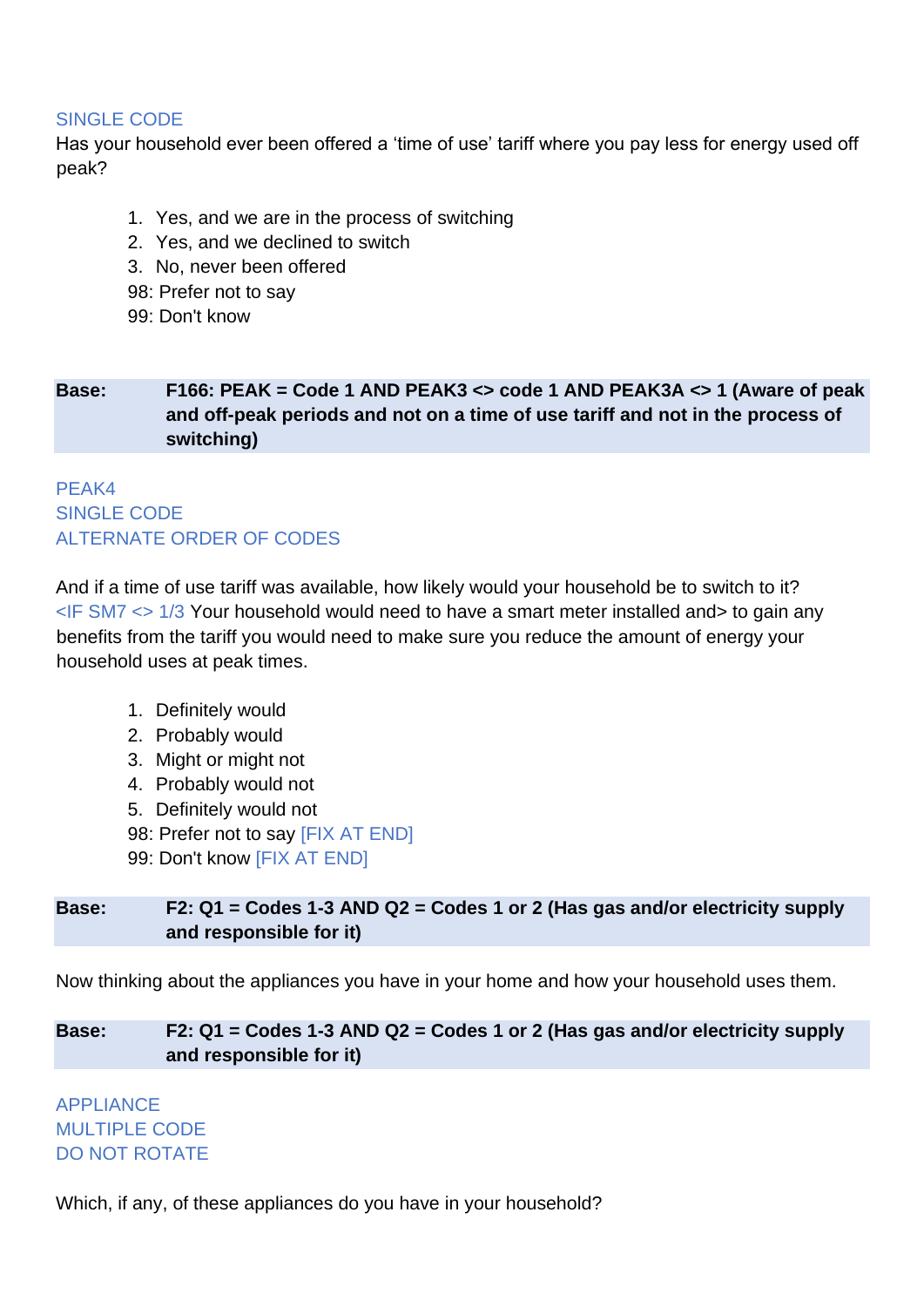SINGLE CODE

Has your household ever been offered a 'time of use' tariff where you pay less for energy used off peak?

1. Yes, and we are in the process of switching
2. Yes, and we declined to switch
3. No, never been offered

98: Prefer not to say
99: Don't know

| Base: | F166: PEAK = Code 1 AND PEAK3 <> code 1 AND PEAK3A <> 1 (Aware of peak and off-peak periods and not on a time of use tariff and not in the process of switching) |
|---|---|

PEAK4
SINGLE CODE
ALTERNATE ORDER OF CODES

And if a time of use tariff was available, how likely would your household be to switch to it? <IF SM7 <> 1/3 Your household would need to have a smart meter installed and> to gain any benefits from the tariff you would need to make sure you reduce the amount of energy your household uses at peak times.

1. Definitely would
2. Probably would
3. Might or might not
4. Probably would not
5. Definitely would not

98: Prefer not to say [FIX AT END]
99: Don't know [FIX AT END]

| Base: | F2: Q1 = Codes 1-3 AND Q2 = Codes 1 or 2 (Has gas and/or electricity supply and responsible for it) |
|---|---|

Now thinking about the appliances you have in your home and how your household uses them.

| Base: | F2: Q1 = Codes 1-3 AND Q2 = Codes 1 or 2 (Has gas and/or electricity supply and responsible for it) |
|---|---|

APPLIANCE
MULTIPLE CODE
DO NOT ROTATE

Which, if any, of these appliances do you have in your household?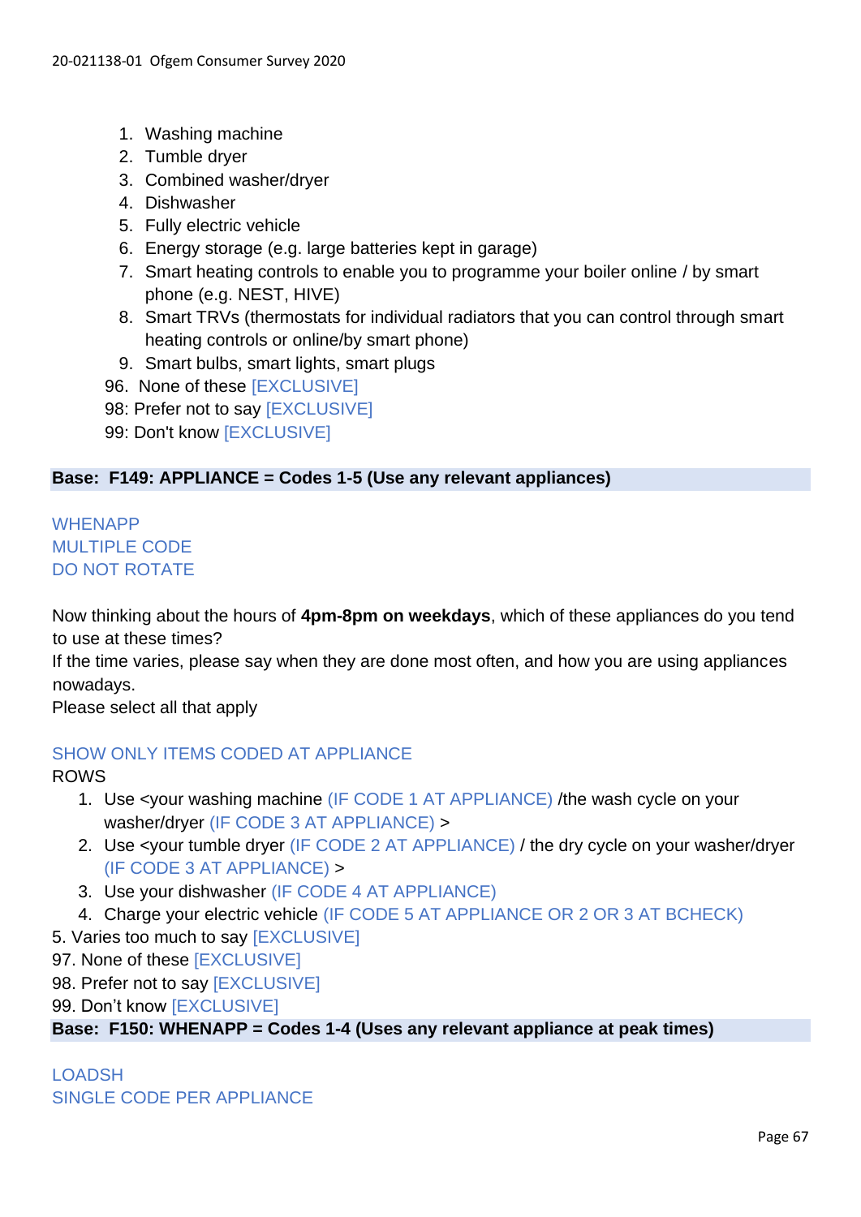1. Washing machine
2. Tumble dryer
3. Combined washer/dryer
4. Dishwasher
5. Fully electric vehicle
6. Energy storage (e.g. large batteries kept in garage)
7. Smart heating controls to enable you to programme your boiler online / by smart phone (e.g. NEST, HIVE)
8. Smart TRVs (thermostats for individual radiators that you can control through smart heating controls or online/by smart phone)
9. Smart bulbs, smart lights, smart plugs

96. None of these [EXCLUSIVE]
98: Prefer not to say [EXCLUSIVE]
99: Don't know [EXCLUSIVE]

**Base: F149: APPLIANCE = Codes 1-5 (Use any relevant appliances)**

WHENAPP
MULTIPLE CODE
DO NOT ROTATE

Now thinking about the hours of **4pm-8pm on weekdays**, which of these appliances do you tend to use at these times?
If the time varies, please say when they are done most often, and how you are using appliances nowadays.
Please select all that apply

SHOW ONLY ITEMS CODED AT APPLIANCE
ROWS

1. Use <your washing machine (IF CODE 1 AT APPLIANCE) /the wash cycle on your washer/dryer (IF CODE 3 AT APPLIANCE) >
2. Use <your tumble dryer (IF CODE 2 AT APPLIANCE) / the dry cycle on your washer/dryer (IF CODE 3 AT APPLIANCE) >
3. Use your dishwasher (IF CODE 4 AT APPLIANCE)
4. Charge your electric vehicle (IF CODE 5 AT APPLIANCE OR 2 OR 3 AT BCHECK)

5. Varies too much to say [EXCLUSIVE]
97. None of these [EXCLUSIVE]
98. Prefer not to say [EXCLUSIVE]
99. Don't know [EXCLUSIVE]

**Base: F150: WHENAPP = Codes 1-4 (Uses any relevant appliance at peak times)**

LOADSH
SINGLE CODE PER APPLIANCE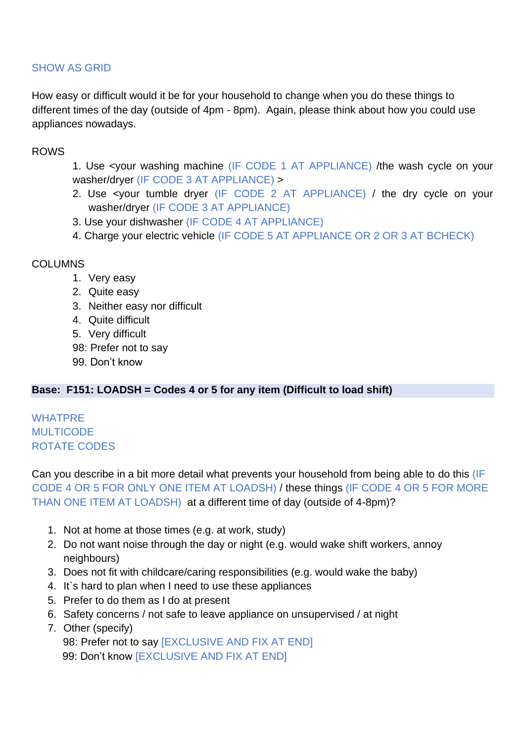SHOW AS GRID

How easy or difficult would it be for your household to change when you do these things to different times of the day (outside of 4pm - 8pm). Again, please think about how you could use appliances nowadays.

ROWS

1. Use <your washing machine (IF CODE 1 AT APPLIANCE) /the wash cycle on your washer/dryer (IF CODE 3 AT APPLIANCE) >
2. Use <your tumble dryer (IF CODE 2 AT APPLIANCE) / the dry cycle on your washer/dryer (IF CODE 3 AT APPLIANCE)
3. Use your dishwasher (IF CODE 4 AT APPLIANCE)
4. Charge your electric vehicle (IF CODE 5 AT APPLIANCE OR 2 OR 3 AT BCHECK)

COLUMNS

1. Very easy
2. Quite easy
3. Neither easy nor difficult
4. Quite difficult
5. Very difficult

98: Prefer not to say

99. Don't know

**Base: F151: LOADSH = Codes 4 or 5 for any item (Difficult to load shift)**

WHATPRE
MULTICODE
ROTATE CODES

Can you describe in a bit more detail what prevents your household from being able to do this (IF CODE 4 OR 5 FOR ONLY ONE ITEM AT LOADSH) / these things (IF CODE 4 OR 5 FOR MORE THAN ONE ITEM AT LOADSH) at a different time of day (outside of 4-8pm)?

1. Not at home at those times (e.g. at work, study)
2. Do not want noise through the day or night (e.g. would wake shift workers, annoy neighbours)
3. Does not fit with childcare/caring responsibilities (e.g. would wake the baby)
4. It`s hard to plan when I need to use these appliances
5. Prefer to do them as I do at present
6. Safety concerns / not safe to leave appliance on unsupervised / at night
7. Other (specify)

98: Prefer not to say [EXCLUSIVE AND FIX AT END]

99: Don't know [EXCLUSIVE AND FIX AT END]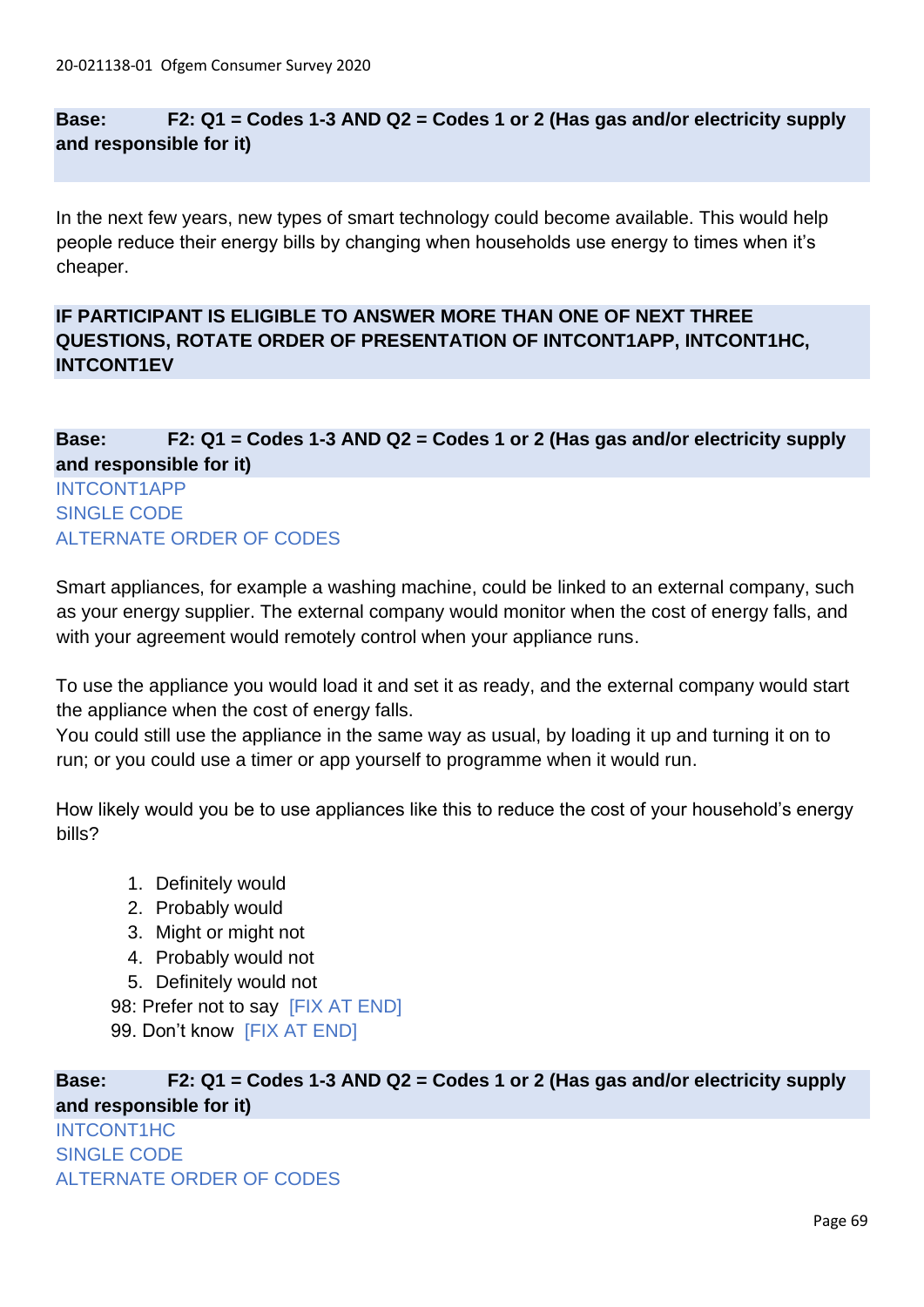**Base: F2: Q1 = Codes 1-3 AND Q2 = Codes 1 or 2 (Has gas and/or electricity supply and responsible for it)**

In the next few years, new types of smart technology could become available. This would help people reduce their energy bills by changing when households use energy to times when it's cheaper.

**IF PARTICIPANT IS ELIGIBLE TO ANSWER MORE THAN ONE OF NEXT THREE QUESTIONS, ROTATE ORDER OF PRESENTATION OF INTCONT1APP, INTCONT1HC, INTCONT1EV**

**Base: F2: Q1 = Codes 1-3 AND Q2 = Codes 1 or 2 (Has gas and/or electricity supply and responsible for it)**

INTCONT1APP
SINGLE CODE
ALTERNATE ORDER OF CODES

Smart appliances, for example a washing machine, could be linked to an external company, such as your energy supplier. The external company would monitor when the cost of energy falls, and with your agreement would remotely control when your appliance runs.

To use the appliance you would load it and set it as ready, and the external company would start the appliance when the cost of energy falls.
You could still use the appliance in the same way as usual, by loading it up and turning it on to run; or you could use a timer or app yourself to programme when it would run.

How likely would you be to use appliances like this to reduce the cost of your household's energy bills?

1. Definitely would
2. Probably would
3. Might or might not
4. Probably would not
5. Definitely would not

98: Prefer not to say [FIX AT END]
99. Don't know [FIX AT END]

**Base: F2: Q1 = Codes 1-3 AND Q2 = Codes 1 or 2 (Has gas and/or electricity supply and responsible for it)**

INTCONT1HC
SINGLE CODE
ALTERNATE ORDER OF CODES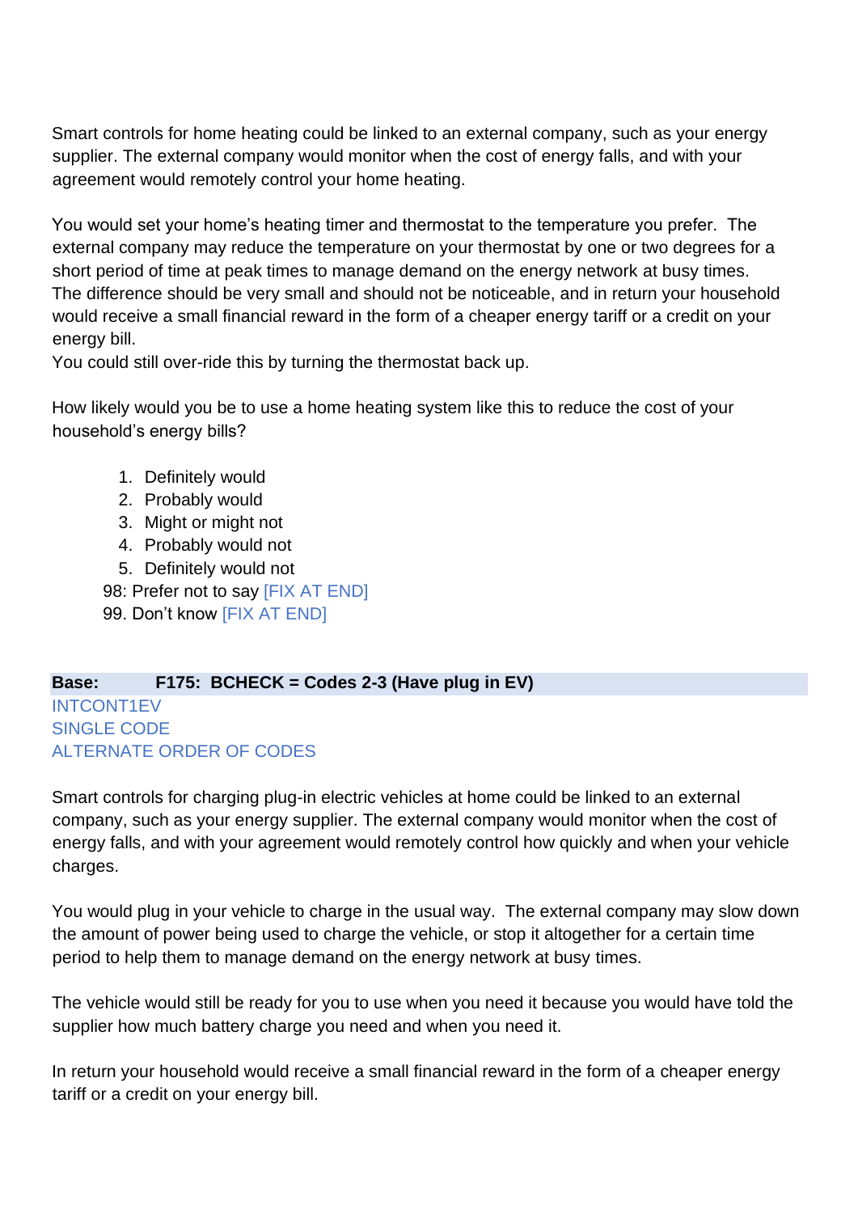Smart controls for home heating could be linked to an external company, such as your energy supplier. The external company would monitor when the cost of energy falls, and with your agreement would remotely control your home heating.

You would set your home's heating timer and thermostat to the temperature you prefer. The external company may reduce the temperature on your thermostat by one or two degrees for a short period of time at peak times to manage demand on the energy network at busy times. The difference should be very small and should not be noticeable, and in return your household would receive a small financial reward in the form of a cheaper energy tariff or a credit on your energy bill.
You could still over-ride this by turning the thermostat back up.

How likely would you be to use a home heating system like this to reduce the cost of your household's energy bills?

1. Definitely would
2. Probably would
3. Might or might not
4. Probably would not
5. Definitely would not

98: Prefer not to say [FIX AT END]
99. Don't know [FIX AT END]

**Base: F175: BCHECK = Codes 2-3 (Have plug in EV)**

INTCONT1EV
SINGLE CODE
ALTERNATE ORDER OF CODES

Smart controls for charging plug-in electric vehicles at home could be linked to an external company, such as your energy supplier. The external company would monitor when the cost of energy falls, and with your agreement would remotely control how quickly and when your vehicle charges.

You would plug in your vehicle to charge in the usual way. The external company may slow down the amount of power being used to charge the vehicle, or stop it altogether for a certain time period to help them to manage demand on the energy network at busy times.

The vehicle would still be ready for you to use when you need it because you would have told the supplier how much battery charge you need and when you need it.

In return your household would receive a small financial reward in the form of a cheaper energy tariff or a credit on your energy bill.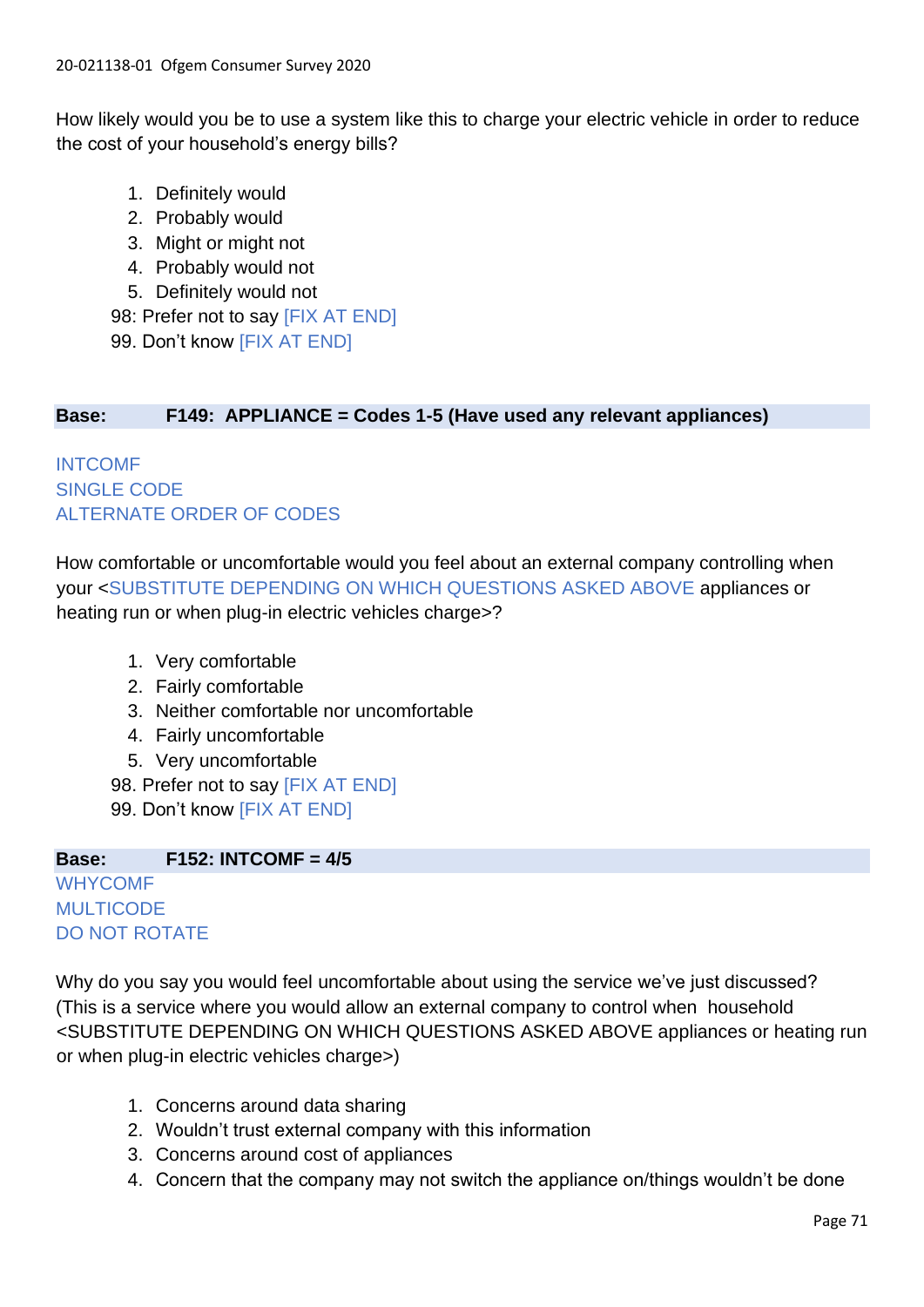How likely would you be to use a system like this to charge your electric vehicle in order to reduce the cost of your household's energy bills?

1. Definitely would
2. Probably would
3. Might or might not
4. Probably would not
5. Definitely would not

98: Prefer not to say [FIX AT END]
99. Don't know [FIX AT END]

**Base: F149: APPLIANCE = Codes 1-5 (Have used any relevant appliances)**

INTCOMF
SINGLE CODE
ALTERNATE ORDER OF CODES

How comfortable or uncomfortable would you feel about an external company controlling when your <SUBSTITUTE DEPENDING ON WHICH QUESTIONS ASKED ABOVE appliances or heating run or when plug-in electric vehicles charge>?

1. Very comfortable
2. Fairly comfortable
3. Neither comfortable nor uncomfortable
4. Fairly uncomfortable
5. Very uncomfortable

98. Prefer not to say [FIX AT END]
99. Don't know [FIX AT END]

**Base: F152: INTCOMF = 4/5**

WHYCOMF
MULTICODE
DO NOT ROTATE

Why do you say you would feel uncomfortable about using the service we've just discussed? (This is a service where you would allow an external company to control when household <SUBSTITUTE DEPENDING ON WHICH QUESTIONS ASKED ABOVE appliances or heating run or when plug-in electric vehicles charge>)

1. Concerns around data sharing
2. Wouldn't trust external company with this information
3. Concerns around cost of appliances
4. Concern that the company may not switch the appliance on/things wouldn't be done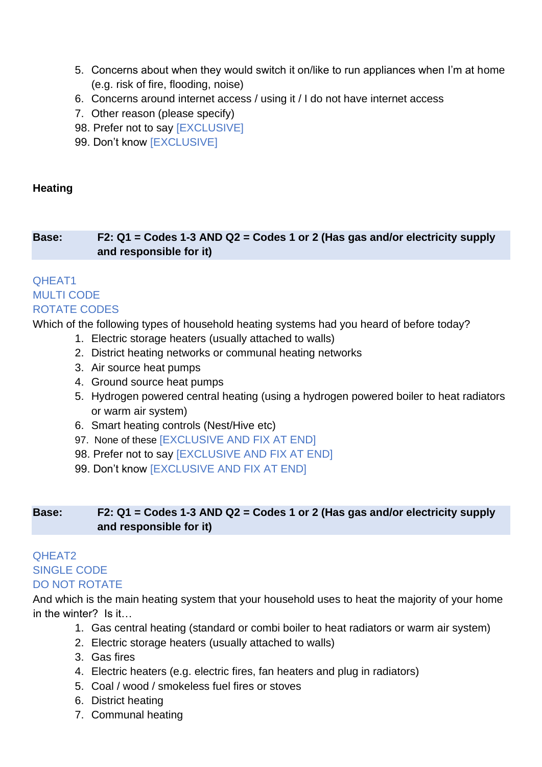5. Concerns about when they would switch it on/like to run appliances when I'm at home (e.g. risk of fire, flooding, noise)
6. Concerns around internet access / using it / I do not have internet access
7. Other reason (please specify)
98. Prefer not to say [EXCLUSIVE]
99. Don't know [EXCLUSIVE]

**Heating**

| **Base:** | **F2: Q1 = Codes 1-3 AND Q2 = Codes 1 or 2 (Has gas and/or electricity supply and responsible for it)** |
|---|---|

QHEAT1
MULTI CODE
ROTATE CODES

Which of the following types of household heating systems had you heard of before today?

1. Electric storage heaters (usually attached to walls)
2. District heating networks or communal heating networks
3. Air source heat pumps
4. Ground source heat pumps
5. Hydrogen powered central heating (using a hydrogen powered boiler to heat radiators or warm air system)
6. Smart heating controls (Nest/Hive etc)
97. None of these [EXCLUSIVE AND FIX AT END]
98. Prefer not to say [EXCLUSIVE AND FIX AT END]
99. Don't know [EXCLUSIVE AND FIX AT END]

| **Base:** | **F2: Q1 = Codes 1-3 AND Q2 = Codes 1 or 2 (Has gas and/or electricity supply and responsible for it)** |
|---|---|

QHEAT2
SINGLE CODE
DO NOT ROTATE

And which is the main heating system that your household uses to heat the majority of your home in the winter? Is it…

1. Gas central heating (standard or combi boiler to heat radiators or warm air system)
2. Electric storage heaters (usually attached to walls)
3. Gas fires
4. Electric heaters (e.g. electric fires, fan heaters and plug in radiators)
5. Coal / wood / smokeless fuel fires or stoves
6. District heating
7. Communal heating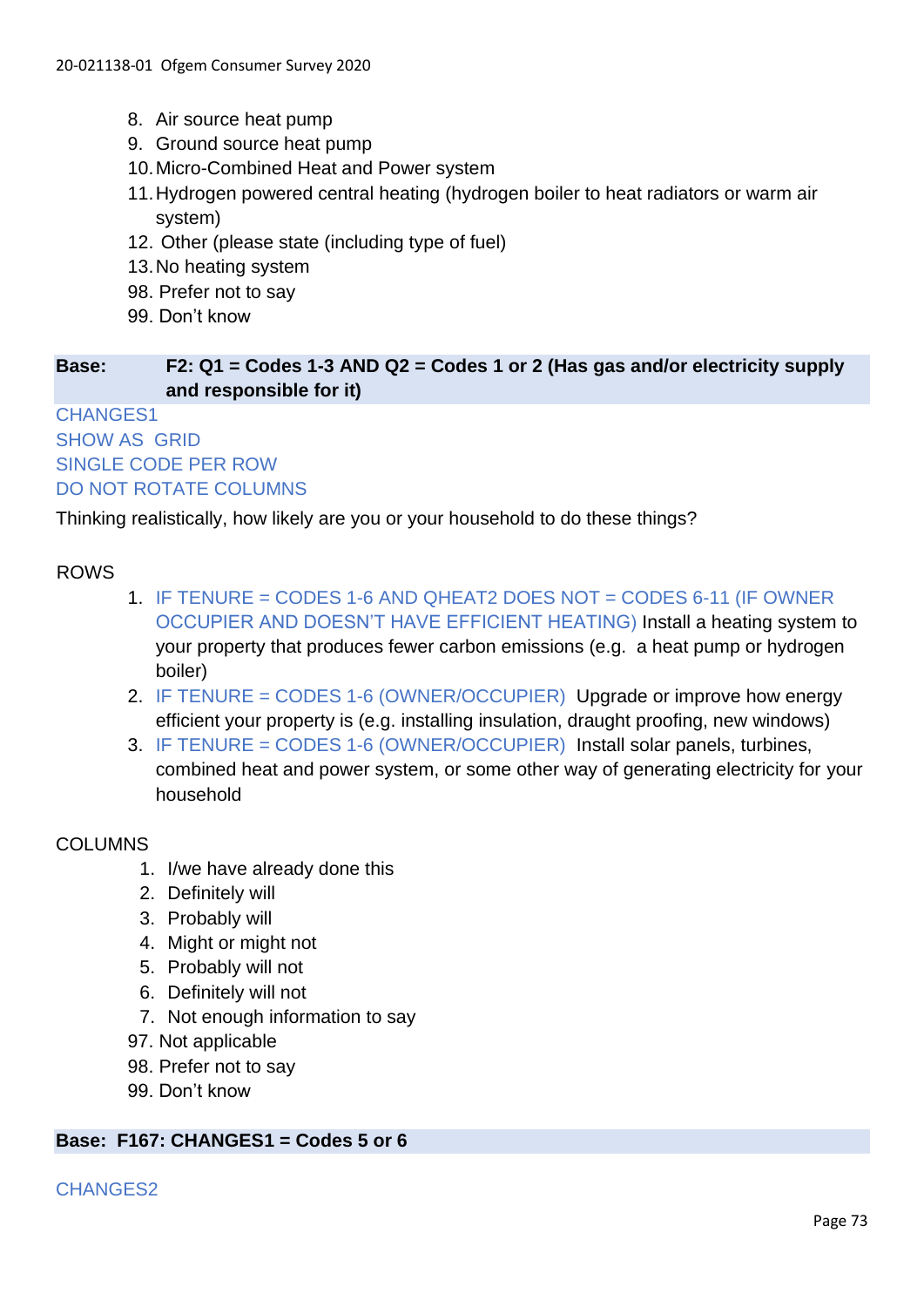8. Air source heat pump
9. Ground source heat pump
10. Micro-Combined Heat and Power system
11. Hydrogen powered central heating (hydrogen boiler to heat radiators or warm air system)
12. Other (please state (including type of fuel)
13. No heating system
98. Prefer not to say
99. Don't know

**Base: F2: Q1 = Codes 1-3 AND Q2 = Codes 1 or 2 (Has gas and/or electricity supply and responsible for it)**

CHANGES1
SHOW AS GRID
SINGLE CODE PER ROW
DO NOT ROTATE COLUMNS

Thinking realistically, how likely are you or your household to do these things?

ROWS

1. IF TENURE = CODES 1-6 AND QHEAT2 DOES NOT = CODES 6-11 (IF OWNER OCCUPIER AND DOESN'T HAVE EFFICIENT HEATING) Install a heating system to your property that produces fewer carbon emissions (e.g. a heat pump or hydrogen boiler)
2. IF TENURE = CODES 1-6 (OWNER/OCCUPIER) Upgrade or improve how energy efficient your property is (e.g. installing insulation, draught proofing, new windows)
3. IF TENURE = CODES 1-6 (OWNER/OCCUPIER) Install solar panels, turbines, combined heat and power system, or some other way of generating electricity for your household

COLUMNS

1. I/we have already done this
2. Definitely will
3. Probably will
4. Might or might not
5. Probably will not
6. Definitely will not
7. Not enough information to say
97. Not applicable
98. Prefer not to say
99. Don't know

**Base: F167: CHANGES1 = Codes 5 or 6**

CHANGES2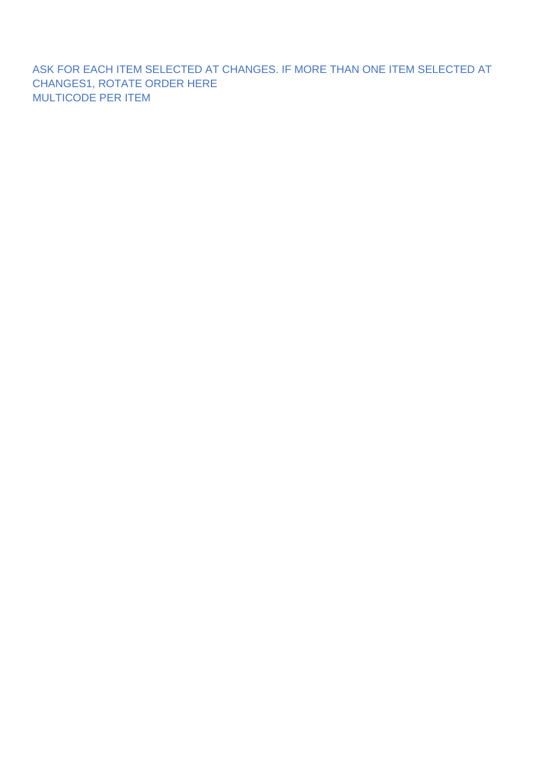ASK FOR EACH ITEM SELECTED AT CHANGES. IF MORE THAN ONE ITEM SELECTED AT CHANGES1, ROTATE ORDER HERE
MULTICODE PER ITEM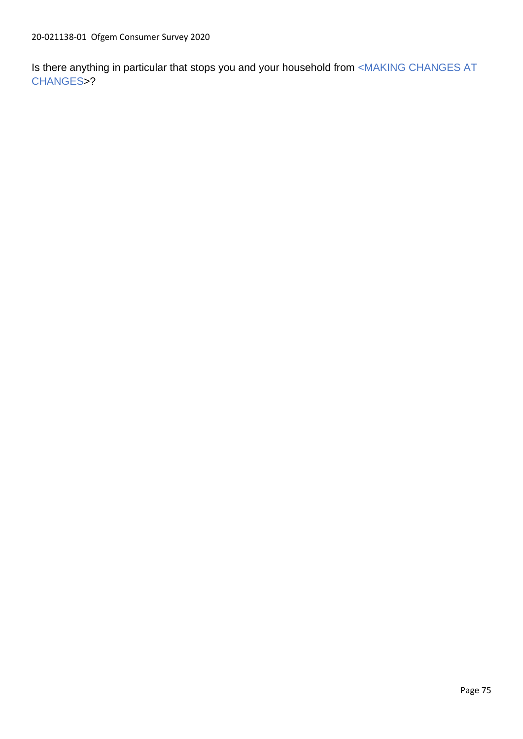Is there anything in particular that stops you and your household from <MAKING CHANGES AT CHANGES>?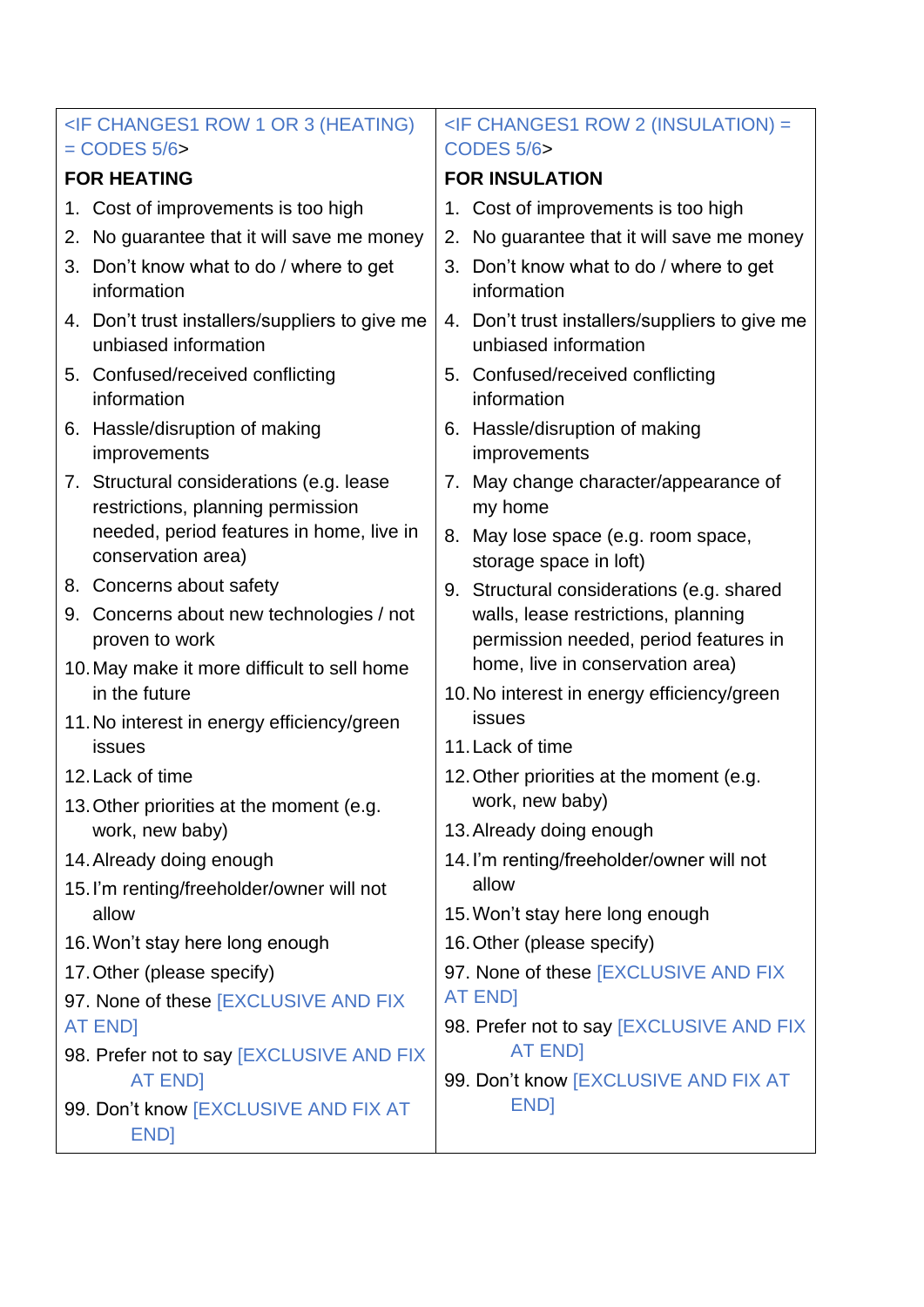| <IF CHANGES1 ROW 1 OR 3 (HEATING) = CODES 5/6><br>**FOR HEATING** | <IF CHANGES1 ROW 2 (INSULATION) = CODES 5/6><br>**FOR INSULATION** |
|---|---|
| 1. Cost of improvements is too high<br>2. No guarantee that it will save me money<br>3. Don't know what to do / where to get information<br>4. Don't trust installers/suppliers to give me unbiased information<br>5. Confused/received conflicting information<br>6. Hassle/disruption of making improvements<br>7. Structural considerations (e.g. lease restrictions, planning permission needed, period features in home, live in conservation area)<br>8. Concerns about safety<br>9. Concerns about new technologies / not proven to work<br>10. May make it more difficult to sell home in the future<br>11. No interest in energy efficiency/green issues<br>12. Lack of time<br>13. Other priorities at the moment (e.g. work, new baby)<br>14. Already doing enough<br>15. I'm renting/freeholder/owner will not allow<br>16. Won't stay here long enough<br>17. Other (please specify)<br>97. None of these [EXCLUSIVE AND FIX AT END]<br>98. Prefer not to say [EXCLUSIVE AND FIX AT END]<br>99. Don't know [EXCLUSIVE AND FIX AT END] | 1. Cost of improvements is too high<br>2. No guarantee that it will save me money<br>3. Don't know what to do / where to get information<br>4. Don't trust installers/suppliers to give me unbiased information<br>5. Confused/received conflicting information<br>6. Hassle/disruption of making improvements<br>7. May change character/appearance of my home<br>8. May lose space (e.g. room space, storage space in loft)<br>9. Structural considerations (e.g. shared walls, lease restrictions, planning permission needed, period features in home, live in conservation area)<br>10. No interest in energy efficiency/green issues<br>11. Lack of time<br>12. Other priorities at the moment (e.g. work, new baby)<br>13. Already doing enough<br>14. I'm renting/freeholder/owner will not allow<br>15. Won't stay here long enough<br>16. Other (please specify)<br>97. None of these [EXCLUSIVE AND FIX AT END]<br>98. Prefer not to say [EXCLUSIVE AND FIX AT END]<br>99. Don't know [EXCLUSIVE AND FIX AT END] |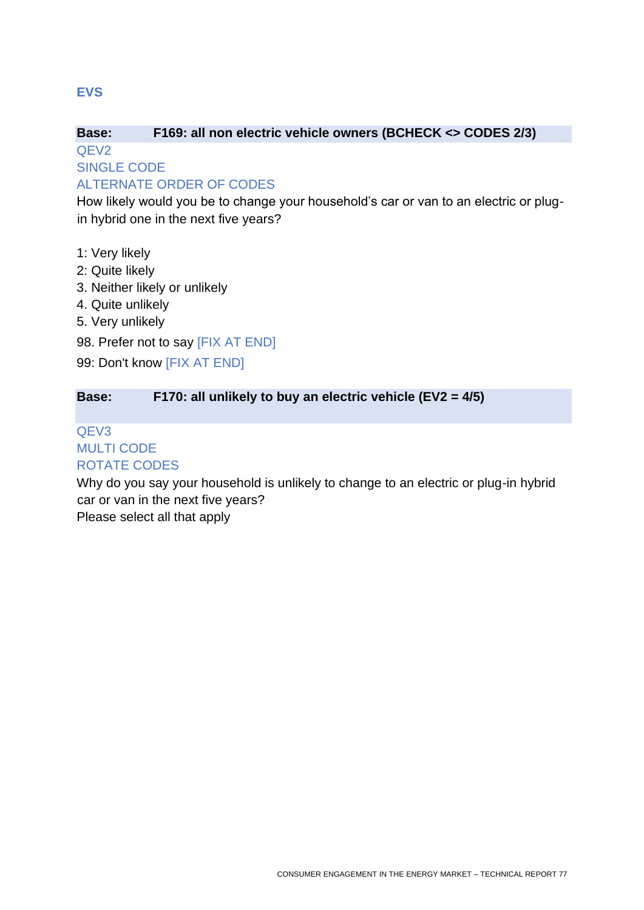## EVS

**Base: F169: all non electric vehicle owners (BCHECK <> CODES 2/3)**

QEV2
SINGLE CODE
ALTERNATE ORDER OF CODES

How likely would you be to change your household's car or van to an electric or plug-in hybrid one in the next five years?

1: Very likely
2: Quite likely
3. Neither likely or unlikely
4. Quite unlikely
5. Very unlikely
98. Prefer not to say [FIX AT END]
99: Don't know [FIX AT END]

**Base: F170: all unlikely to buy an electric vehicle (EV2 = 4/5)**

QEV3
MULTI CODE
ROTATE CODES

Why do you say your household is unlikely to change to an electric or plug-in hybrid car or van in the next five years?
Please select all that apply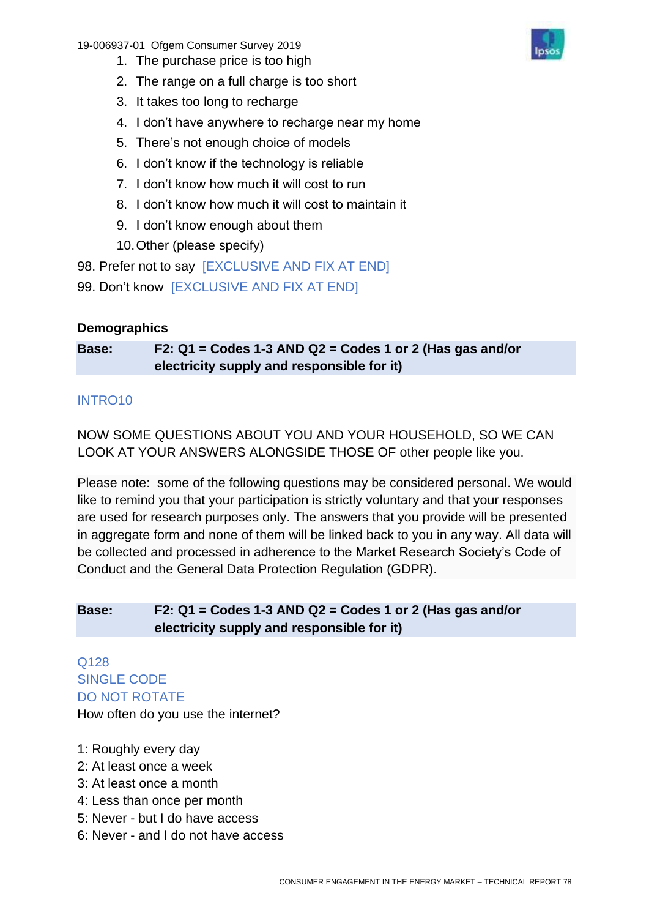1. The purchase price is too high
2. The range on a full charge is too short
3. It takes too long to recharge
4. I don't have anywhere to recharge near my home
5. There's not enough choice of models
6. I don't know if the technology is reliable
7. I don't know how much it will cost to run
8. I don't know how much it will cost to maintain it
9. I don't know enough about them
10. Other (please specify)

98. Prefer not to say [EXCLUSIVE AND FIX AT END]
99. Don't know [EXCLUSIVE AND FIX AT END]

**Demographics**

| **Base:** | **F2: Q1 = Codes 1-3 AND Q2 = Codes 1 or 2 (Has gas and/or electricity supply and responsible for it)** |
|---|---|

INTRO10

NOW SOME QUESTIONS ABOUT YOU AND YOUR HOUSEHOLD, SO WE CAN LOOK AT YOUR ANSWERS ALONGSIDE THOSE OF other people like you.

Please note: some of the following questions may be considered personal. We would like to remind you that your participation is strictly voluntary and that your responses are used for research purposes only. The answers that you provide will be presented in aggregate form and none of them will be linked back to you in any way. All data will be collected and processed in adherence to the Market Research Society's Code of Conduct and the General Data Protection Regulation (GDPR).

| **Base:** | **F2: Q1 = Codes 1-3 AND Q2 = Codes 1 or 2 (Has gas and/or electricity supply and responsible for it)** |
|---|---|

Q128
SINGLE CODE
DO NOT ROTATE
How often do you use the internet?

1: Roughly every day
2: At least once a week
3: At least once a month
4: Less than once per month
5: Never - but I do have access
6: Never - and I do not have access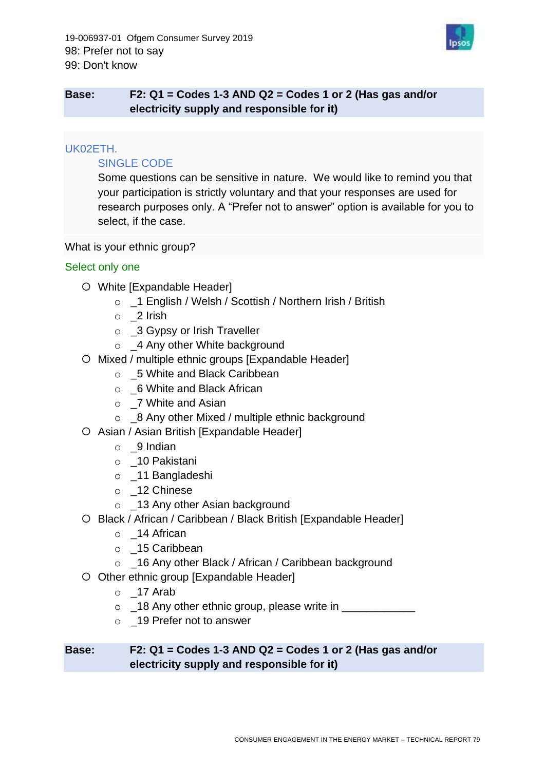98: Prefer not to say
99: Don't know

**Base: F2: Q1 = Codes 1-3 AND Q2 = Codes 1 or 2 (Has gas and/or electricity supply and responsible for it)**

UK02ETH.

SINGLE CODE

Some questions can be sensitive in nature. We would like to remind you that your participation is strictly voluntary and that your responses are used for research purposes only. A "Prefer not to answer" option is available for you to select, if the case.

What is your ethnic group?

Select only one

- White [Expandable Header]
  - _1 English / Welsh / Scottish / Northern Irish / British
  - _2 Irish
  - _3 Gypsy or Irish Traveller
  - _4 Any other White background
- Mixed / multiple ethnic groups [Expandable Header]
  - _5 White and Black Caribbean
  - _6 White and Black African
  - _7 White and Asian
  - _8 Any other Mixed / multiple ethnic background
- Asian / Asian British [Expandable Header]
  - _9 Indian
  - _10 Pakistani
  - _11 Bangladeshi
  - _12 Chinese
  - _13 Any other Asian background
- Black / African / Caribbean / Black British [Expandable Header]
  - _14 African
  - _15 Caribbean
  - _16 Any other Black / African / Caribbean background
- Other ethnic group [Expandable Header]
  - _17 Arab
  - _18 Any other ethnic group, please write in ____________
  - _19 Prefer not to answer

**Base: F2: Q1 = Codes 1-3 AND Q2 = Codes 1 or 2 (Has gas and/or electricity supply and responsible for it)**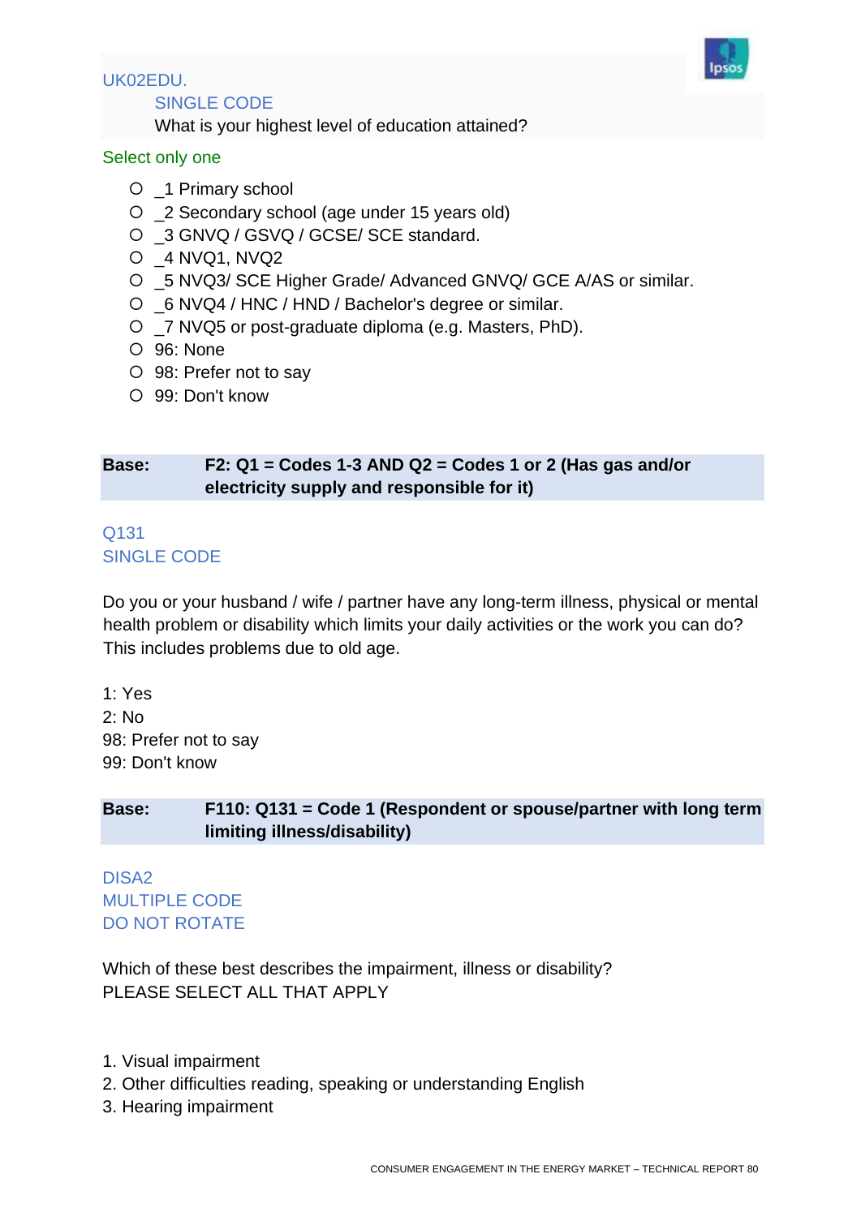UK02EDU.

SINGLE CODE

What is your highest level of education attained?

Select only one

- _1 Primary school
- _2 Secondary school (age under 15 years old)
- _3 GNVQ / GSVQ / GCSE/ SCE standard.
- _4 NVQ1, NVQ2
- _5 NVQ3/ SCE Higher Grade/ Advanced GNVQ/ GCE A/AS or similar.
- _6 NVQ4 / HNC / HND / Bachelor's degree or similar.
- _7 NVQ5 or post-graduate diploma (e.g. Masters, PhD).
- 96: None
- 98: Prefer not to say
- 99: Don't know

**Base: F2: Q1 = Codes 1-3 AND Q2 = Codes 1 or 2 (Has gas and/or electricity supply and responsible for it)**

Q131

SINGLE CODE

Do you or your husband / wife / partner have any long-term illness, physical or mental health problem or disability which limits your daily activities or the work you can do? This includes problems due to old age.

1: Yes

2: No

98: Prefer not to say

99: Don't know

**Base: F110: Q131 = Code 1 (Respondent or spouse/partner with long term limiting illness/disability)**

DISA2

MULTIPLE CODE

DO NOT ROTATE

Which of these best describes the impairment, illness or disability?

PLEASE SELECT ALL THAT APPLY

1. Visual impairment
2. Other difficulties reading, speaking or understanding English
3. Hearing impairment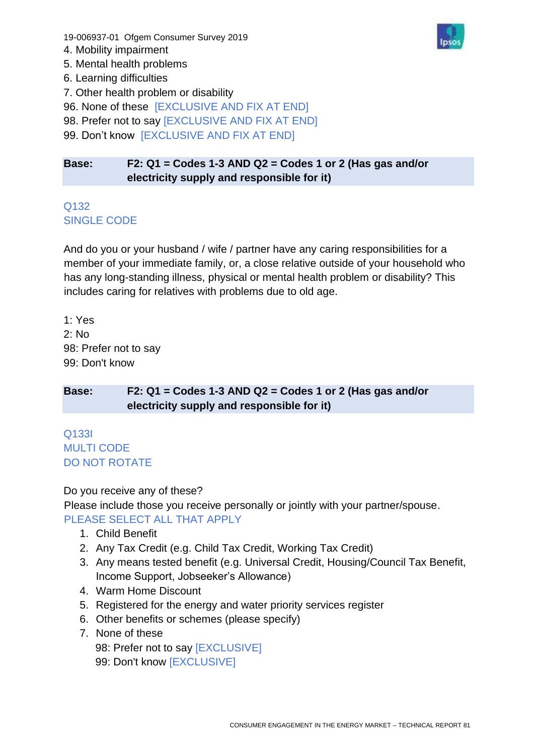4. Mobility impairment
5. Mental health problems
6. Learning difficulties
7. Other health problem or disability
96. None of these [EXCLUSIVE AND FIX AT END]
98. Prefer not to say [EXCLUSIVE AND FIX AT END]
99. Don't know [EXCLUSIVE AND FIX AT END]

| Base: | F2: Q1 = Codes 1-3 AND Q2 = Codes 1 or 2 (Has gas and/or electricity supply and responsible for it) |
|---|---|

Q132
SINGLE CODE

And do you or your husband / wife / partner have any caring responsibilities for a member of your immediate family, or, a close relative outside of your household who has any long-standing illness, physical or mental health problem or disability? This includes caring for relatives with problems due to old age.

1: Yes
2: No
98: Prefer not to say
99: Don't know

| Base: | F2: Q1 = Codes 1-3 AND Q2 = Codes 1 or 2 (Has gas and/or electricity supply and responsible for it) |
|---|---|

Q133I
MULTI CODE
DO NOT ROTATE

Do you receive any of these?
Please include those you receive personally or jointly with your partner/spouse.
PLEASE SELECT ALL THAT APPLY

1. Child Benefit
2. Any Tax Credit (e.g. Child Tax Credit, Working Tax Credit)
3. Any means tested benefit (e.g. Universal Credit, Housing/Council Tax Benefit, Income Support, Jobseeker's Allowance)
4. Warm Home Discount
5. Registered for the energy and water priority services register
6. Other benefits or schemes (please specify)
7. None of these

98: Prefer not to say [EXCLUSIVE]
99: Don't know [EXCLUSIVE]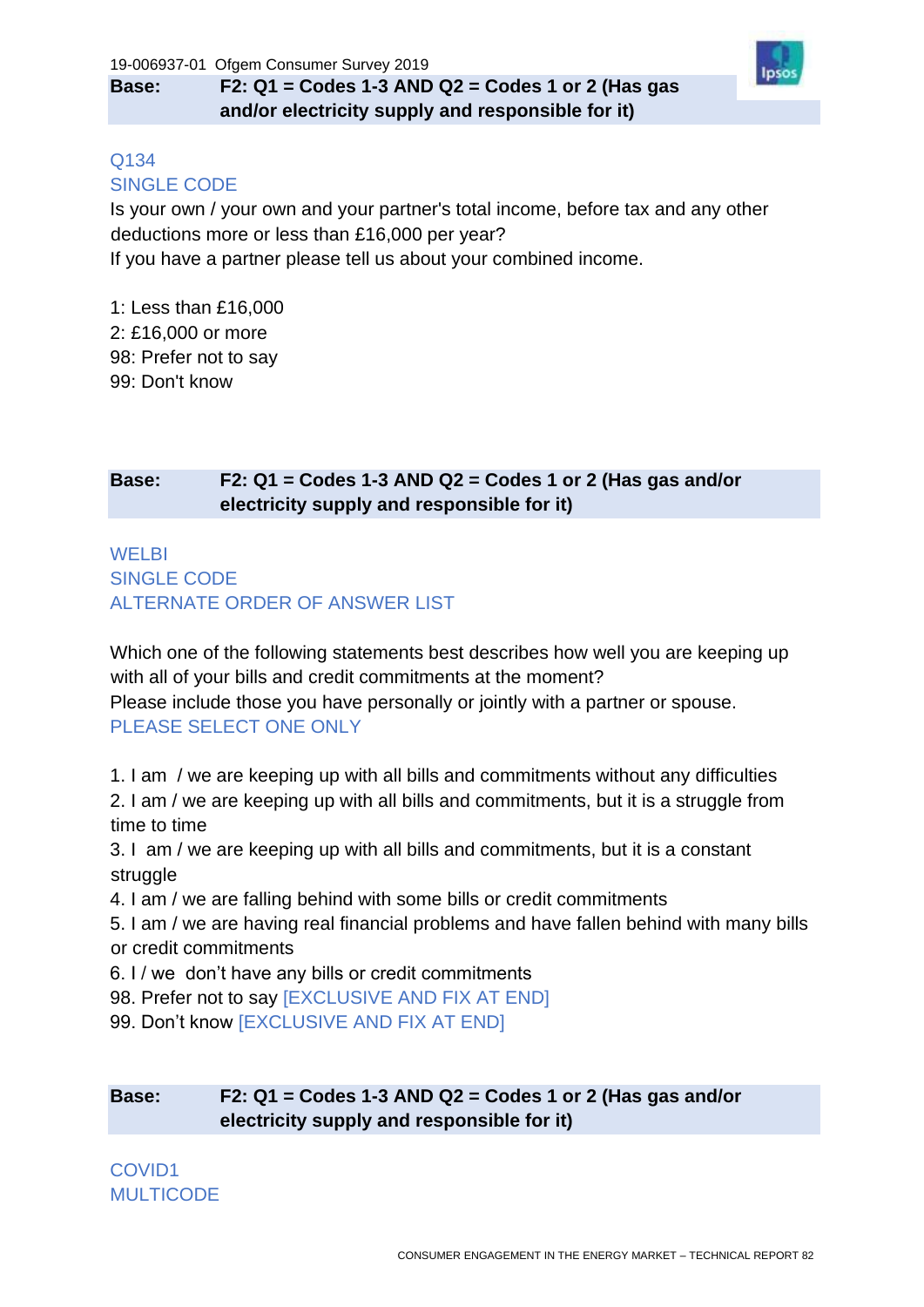**Base: F2: Q1 = Codes 1-3 AND Q2 = Codes 1 or 2 (Has gas and/or electricity supply and responsible for it)**

Q134
SINGLE CODE

Is your own / your own and your partner's total income, before tax and any other deductions more or less than £16,000 per year?
If you have a partner please tell us about your combined income.

1: Less than £16,000
2: £16,000 or more
98: Prefer not to say
99: Don't know

**Base: F2: Q1 = Codes 1-3 AND Q2 = Codes 1 or 2 (Has gas and/or electricity supply and responsible for it)**

WELBI
SINGLE CODE
ALTERNATE ORDER OF ANSWER LIST

Which one of the following statements best describes how well you are keeping up with all of your bills and credit commitments at the moment?
Please include those you have personally or jointly with a partner or spouse.
PLEASE SELECT ONE ONLY

1. I am / we are keeping up with all bills and commitments without any difficulties
2. I am / we are keeping up with all bills and commitments, but it is a struggle from time to time
3. I am / we are keeping up with all bills and commitments, but it is a constant struggle
4. I am / we are falling behind with some bills or credit commitments
5. I am / we are having real financial problems and have fallen behind with many bills or credit commitments
6. I / we don't have any bills or credit commitments
98. Prefer not to say [EXCLUSIVE AND FIX AT END]
99. Don't know [EXCLUSIVE AND FIX AT END]

**Base: F2: Q1 = Codes 1-3 AND Q2 = Codes 1 or 2 (Has gas and/or electricity supply and responsible for it)**

COVID1
MULTICODE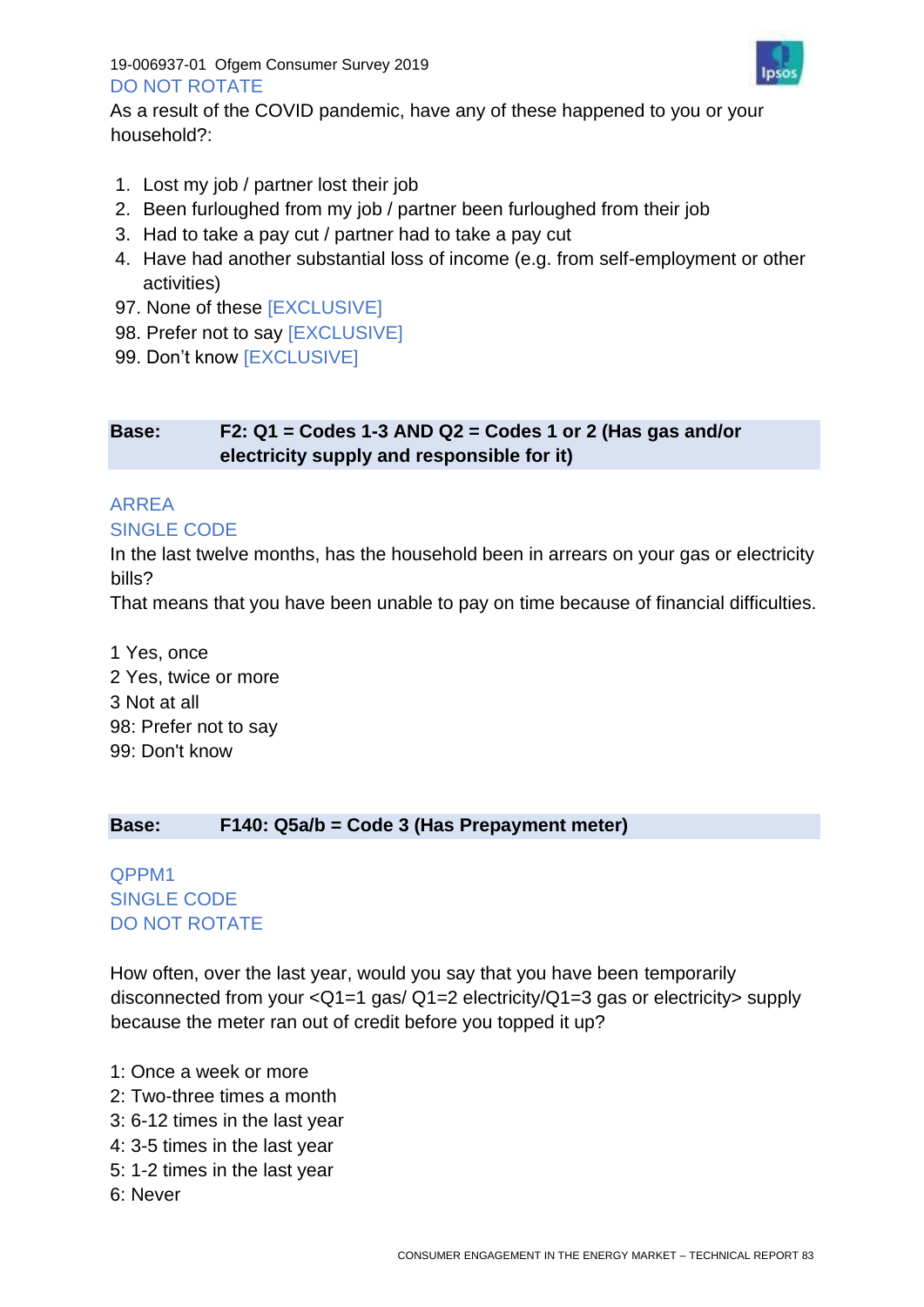DO NOT ROTATE

As a result of the COVID pandemic, have any of these happened to you or your household?:

1. Lost my job / partner lost their job
2. Been furloughed from my job / partner been furloughed from their job
3. Had to take a pay cut / partner had to take a pay cut
4. Have had another substantial loss of income (e.g. from self-employment or other activities)

97. None of these [EXCLUSIVE]
98. Prefer not to say [EXCLUSIVE]
99. Don't know [EXCLUSIVE]

| **Base:** | **F2: Q1 = Codes 1-3 AND Q2 = Codes 1 or 2 (Has gas and/or electricity supply and responsible for it)** |
|---|---|

ARREA
SINGLE CODE

In the last twelve months, has the household been in arrears on your gas or electricity bills?

That means that you have been unable to pay on time because of financial difficulties.

1 Yes, once
2 Yes, twice or more
3 Not at all
98: Prefer not to say
99: Don't know

| **Base:** | **F140: Q5a/b = Code 3 (Has Prepayment meter)** |
|---|---|

QPPM1
SINGLE CODE
DO NOT ROTATE

How often, over the last year, would you say that you have been temporarily disconnected from your <Q1=1 gas/ Q1=2 electricity/Q1=3 gas or electricity> supply because the meter ran out of credit before you topped it up?

1: Once a week or more
2: Two-three times a month
3: 6-12 times in the last year
4: 3-5 times in the last year
5: 1-2 times in the last year
6: Never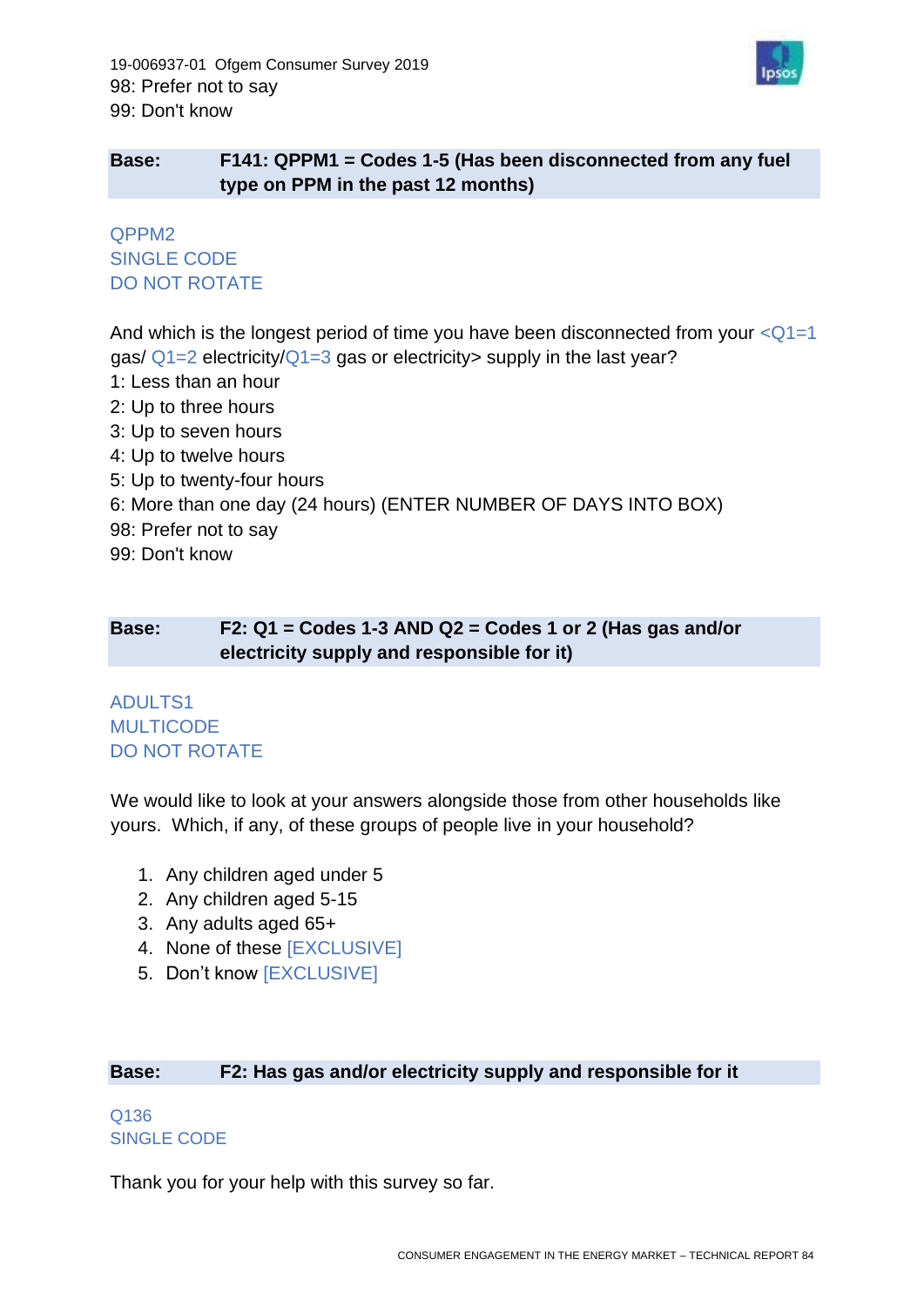98: Prefer not to say
99: Don't know

| Base: | F141: QPPM1 = Codes 1-5 (Has been disconnected from any fuel type on PPM in the past 12 months) |
|---|---|

QPPM2
SINGLE CODE
DO NOT ROTATE

And which is the longest period of time you have been disconnected from your <Q1=1 gas/ Q1=2 electricity/Q1=3 gas or electricity> supply in the last year?
1: Less than an hour
2: Up to three hours
3: Up to seven hours
4: Up to twelve hours
5: Up to twenty-four hours
6: More than one day (24 hours) (ENTER NUMBER OF DAYS INTO BOX)
98: Prefer not to say
99: Don't know

| Base: | F2: Q1 = Codes 1-3 AND Q2 = Codes 1 or 2 (Has gas and/or electricity supply and responsible for it) |
|---|---|

ADULTS1
MULTICODE
DO NOT ROTATE

We would like to look at your answers alongside those from other households like yours. Which, if any, of these groups of people live in your household?

1. Any children aged under 5
2. Any children aged 5-15
3. Any adults aged 65+
4. None of these [EXCLUSIVE]
5. Don't know [EXCLUSIVE]

| Base: | F2: Has gas and/or electricity supply and responsible for it |
|---|---|

Q136
SINGLE CODE

Thank you for your help with this survey so far.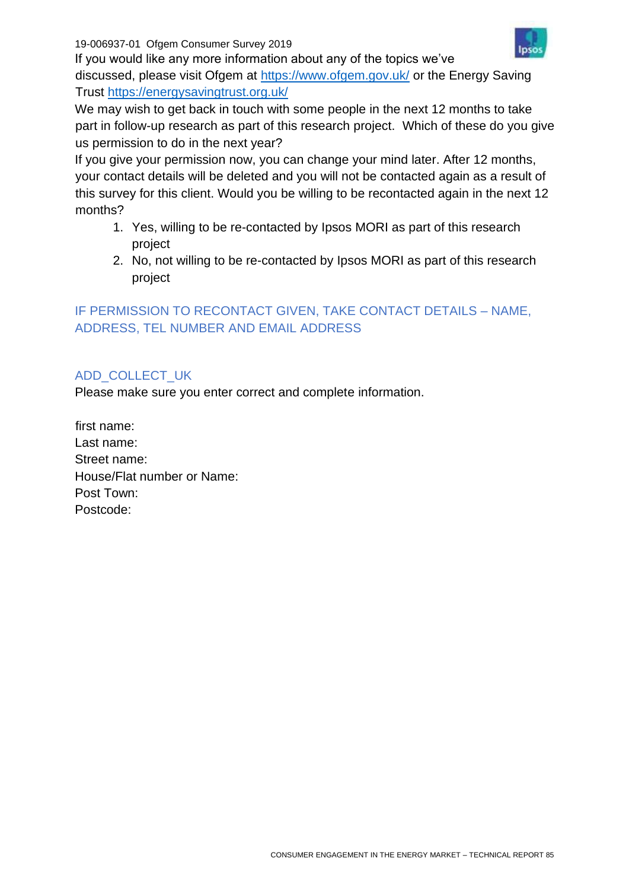If you would like any more information about any of the topics we've discussed, please visit Ofgem at https://www.ofgem.gov.uk/ or the Energy Saving Trust https://energysavingtrust.org.uk/

We may wish to get back in touch with some people in the next 12 months to take part in follow-up research as part of this research project. Which of these do you give us permission to do in the next year?

If you give your permission now, you can change your mind later. After 12 months, your contact details will be deleted and you will not be contacted again as a result of this survey for this client. Would you be willing to be recontacted again in the next 12 months?

1. Yes, willing to be re-contacted by Ipsos MORI as part of this research project
2. No, not willing to be re-contacted by Ipsos MORI as part of this research project

IF PERMISSION TO RECONTACT GIVEN, TAKE CONTACT DETAILS – NAME, ADDRESS, TEL NUMBER AND EMAIL ADDRESS

ADD_COLLECT_UK

Please make sure you enter correct and complete information.

first name:
Last name:
Street name:
House/Flat number or Name:
Post Town:
Postcode: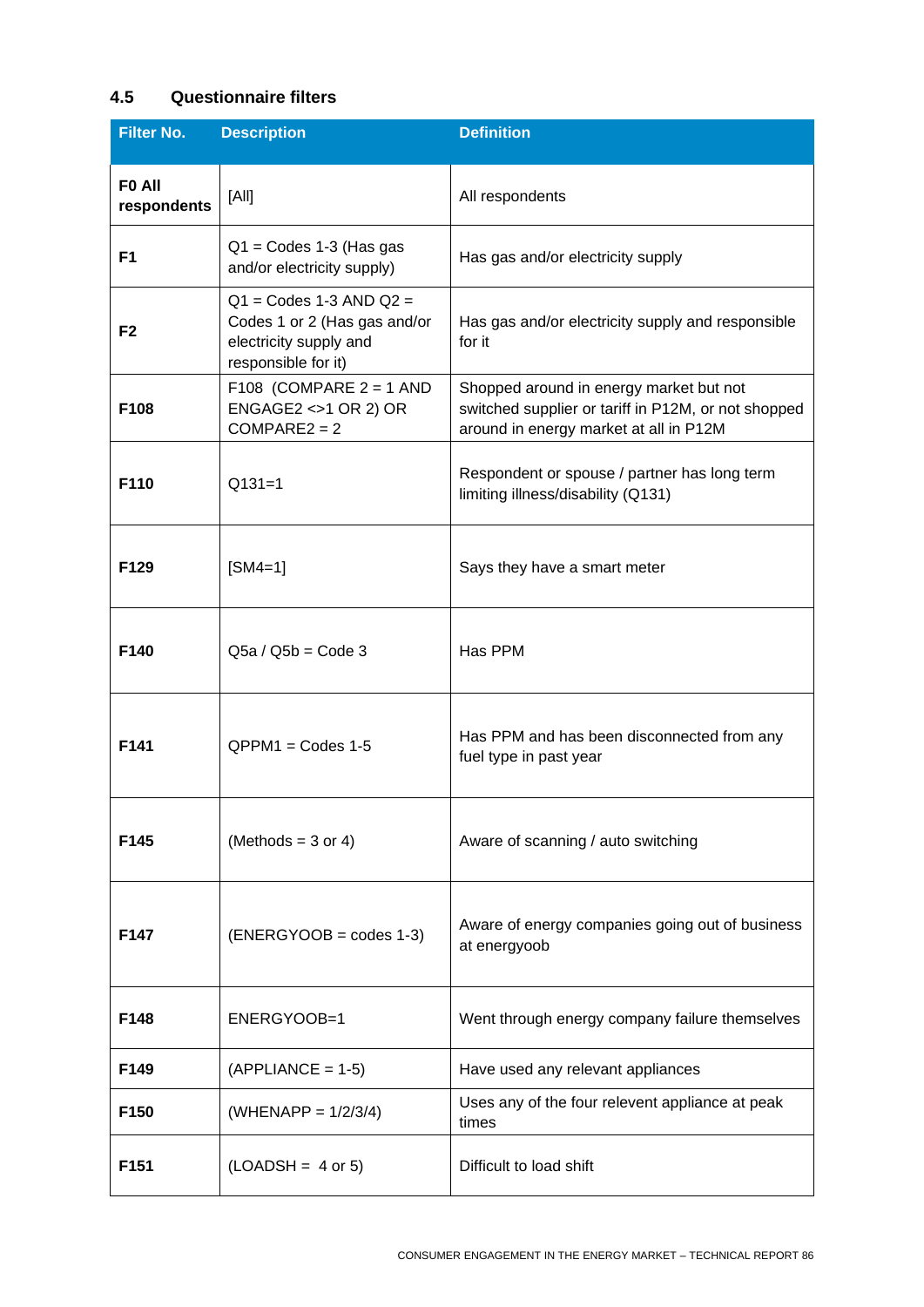### 4.5 Questionnaire filters

| Filter No. | Description | Definition |
|---|---|---|
| **F0 All respondents** | [All] | All respondents |
| **F1** | Q1 = Codes 1-3 (Has gas and/or electricity supply) | Has gas and/or electricity supply |
| **F2** | Q1 = Codes 1-3 AND Q2 = Codes 1 or 2 (Has gas and/or electricity supply and responsible for it) | Has gas and/or electricity supply and responsible for it |
| **F108** | F108 (COMPARE 2 = 1 AND ENGAGE2 <>1 OR 2) OR COMPARE2 = 2 | Shopped around in energy market but not switched supplier or tariff in P12M, or not shopped around in energy market at all in P12M |
| **F110** | Q131=1 | Respondent or spouse / partner has long term limiting illness/disability (Q131) |
| **F129** | [SM4=1] | Says they have a smart meter |
| **F140** | Q5a / Q5b = Code 3 | Has PPM |
| **F141** | QPPM1 = Codes 1-5 | Has PPM and has been disconnected from any fuel type in past year |
| **F145** | (Methods = 3 or 4) | Aware of scanning / auto switching |
| **F147** | (ENERGYOOB = codes 1-3) | Aware of energy companies going out of business at energyoob |
| **F148** | ENERGYOOB=1 | Went through energy company failure themselves |
| **F149** | (APPLIANCE = 1-5) | Have used any relevant appliances |
| **F150** | (WHENAPP = 1/2/3/4) | Uses any of the four relevent appliance at peak times |
| **F151** | (LOADSH = 4 or 5) | Difficult to load shift |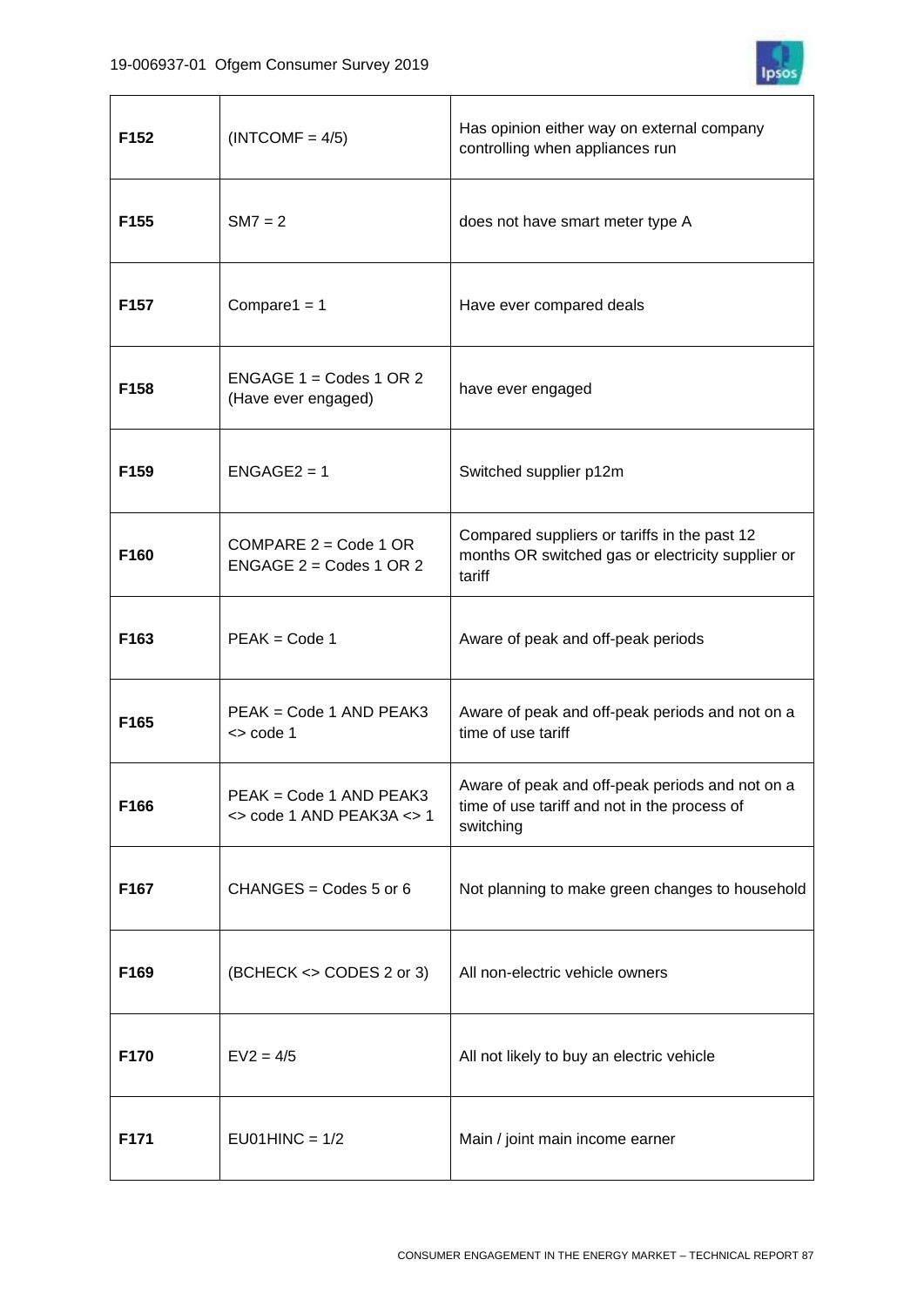| | | |
|---|---|---|
| **F152** | (INTCOMF = 4/5) | Has opinion either way on external company controlling when appliances run |
| **F155** | SM7 = 2 | does not have smart meter type A |
| **F157** | Compare1 = 1 | Have ever compared deals |
| **F158** | ENGAGE 1 = Codes 1 OR 2 (Have ever engaged) | have ever engaged |
| **F159** | ENGAGE2 = 1 | Switched supplier p12m |
| **F160** | COMPARE 2 = Code 1 OR ENGAGE 2 = Codes 1 OR 2 | Compared suppliers or tariffs in the past 12 months OR switched gas or electricity supplier or tariff |
| **F163** | PEAK = Code 1 | Aware of peak and off-peak periods |
| **F165** | PEAK = Code 1 AND PEAK3 <> code 1 | Aware of peak and off-peak periods and not on a time of use tariff |
| **F166** | PEAK = Code 1 AND PEAK3 <> code 1 AND PEAK3A <> 1 | Aware of peak and off-peak periods and not on a time of use tariff and not in the process of switching |
| **F167** | CHANGES = Codes 5 or 6 | Not planning to make green changes to household |
| **F169** | (BCHECK <> CODES 2 or 3) | All non-electric vehicle owners |
| **F170** | EV2 = 4/5 | All not likely to buy an electric vehicle |
| **F171** | EU01HINC = 1/2 | Main / joint main income earner |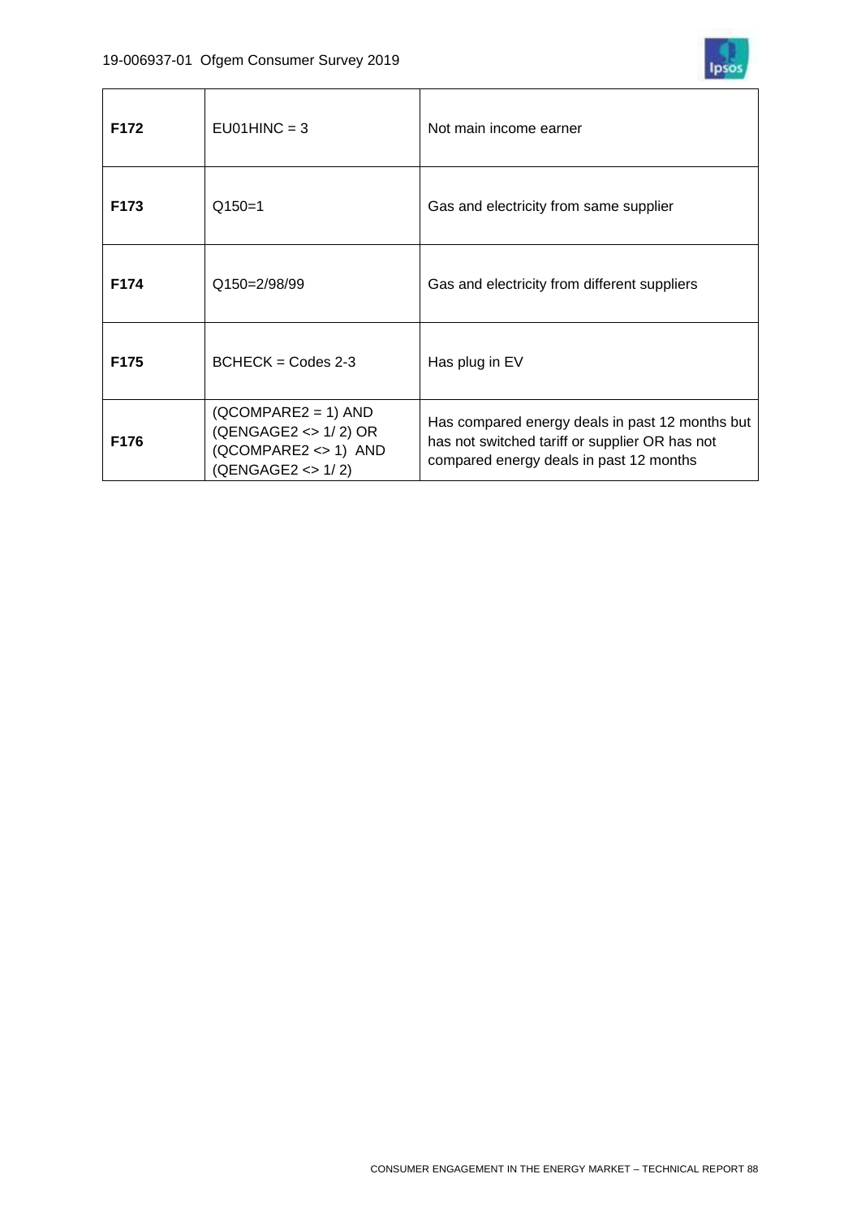| | | |
|---|---|---|
| **F172** | EU01HINC = 3 | Not main income earner |
| **F173** | Q150=1 | Gas and electricity from same supplier |
| **F174** | Q150=2/98/99 | Gas and electricity from different suppliers |
| **F175** | BCHECK = Codes 2-3 | Has plug in EV |
| **F176** | (QCOMPARE2 = 1) AND (QENGAGE2 <> 1/ 2) OR (QCOMPARE2 <> 1) AND (QENGAGE2 <> 1/ 2) | Has compared energy deals in past 12 months but has not switched tariff or supplier OR has not compared energy deals in past 12 months |